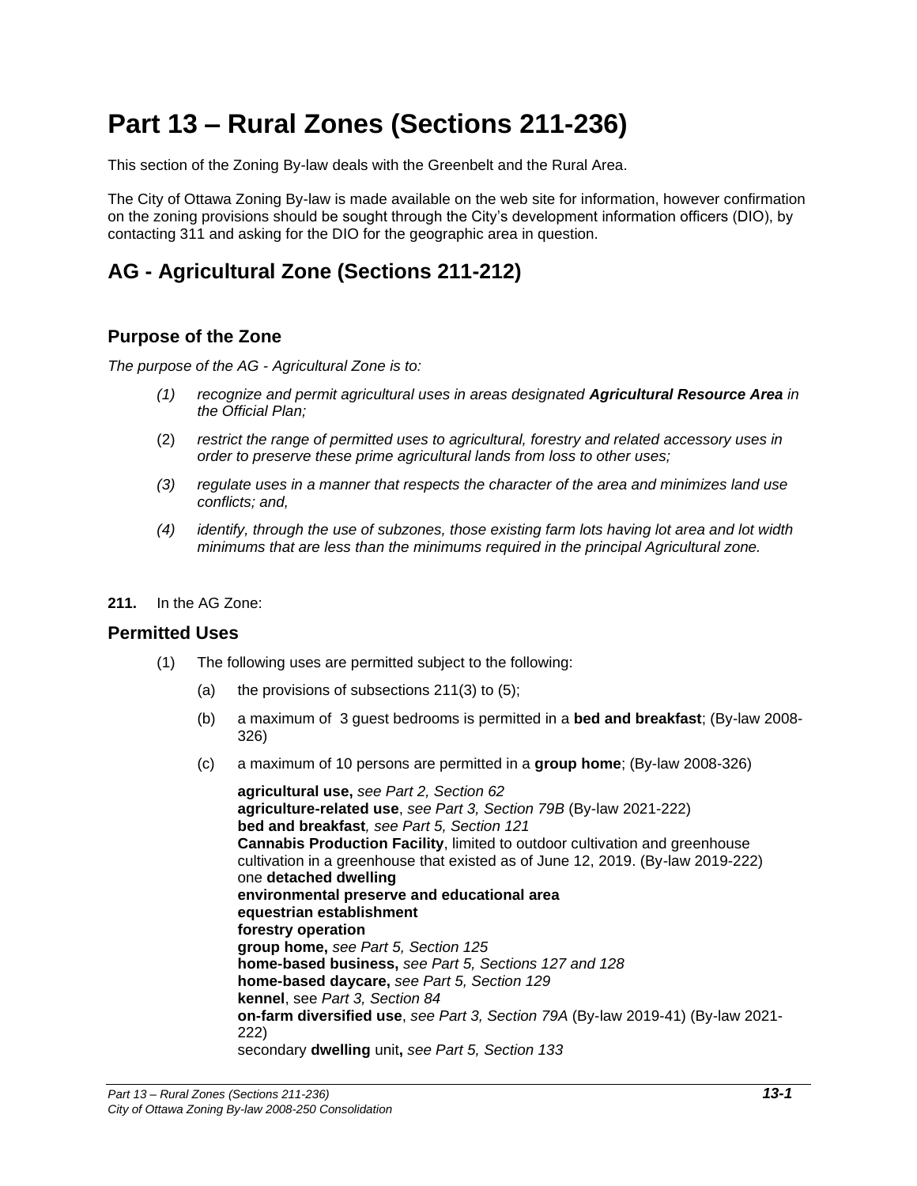# Part 13 – Rural Zones (Sections 211-236)

This section of the Zoning By-law deals with the Greenbelt and the Rural Area.

The City of Ottawa Zoning By-law is made available on the web site for information, however confirmation on the zoning provisions should be sought through the City's development information officers (DIO), by contacting 311 and asking for the DIO for the geographic area in question.

## AG - Agricultural Zone (Sections 211-212)

### Purpose of the Zone

*The purpose of the AG - Agricultural Zone is to:*

*(1) recognize and permit agricultural uses in areas designated **Agricultural Resource Area** in the Official Plan;*

(2) *restrict the range of permitted uses to agricultural, forestry and related accessory uses in order to preserve these prime agricultural lands from loss to other uses;*

*(3) regulate uses in a manner that respects the character of the area and minimizes land use conflicts; and,*

*(4) identify, through the use of subzones, those existing farm lots having lot area and lot width minimums that are less than the minimums required in the principal Agricultural zone.*

**211.** In the AG Zone:

### Permitted Uses

(1) The following uses are permitted subject to the following:

(a) the provisions of subsections 211(3) to (5);

(b) a maximum of 3 guest bedrooms is permitted in a **bed and breakfast**; (By-law 2008-326)

(c) a maximum of 10 persons are permitted in a **group home**; (By-law 2008-326)

**agricultural use,** *see Part 2, Section 62*  
**agriculture-related use**, *see Part 3, Section 79B* (By-law 2021-222)  
**bed and breakfast***, see Part 5, Section 121*  
**Cannabis Production Facility**, limited to outdoor cultivation and greenhouse cultivation in a greenhouse that existed as of June 12, 2019. (By-law 2019-222)  
one **detached dwelling**  
**environmental preserve and educational area**  
**equestrian establishment**  
**forestry operation**  
**group home,** *see Part 5, Section 125*  
**home-based business,** *see Part 5, Sections 127 and 128*  
**home-based daycare,** *see Part 5, Section 129*  
**kennel**, see *Part 3, Section 84*  
**on-farm diversified use**, *see Part 3, Section 79A* (By-law 2019-41) (By-law 2021-222)  
secondary **dwelling** unit**,** *see Part 5, Section 133*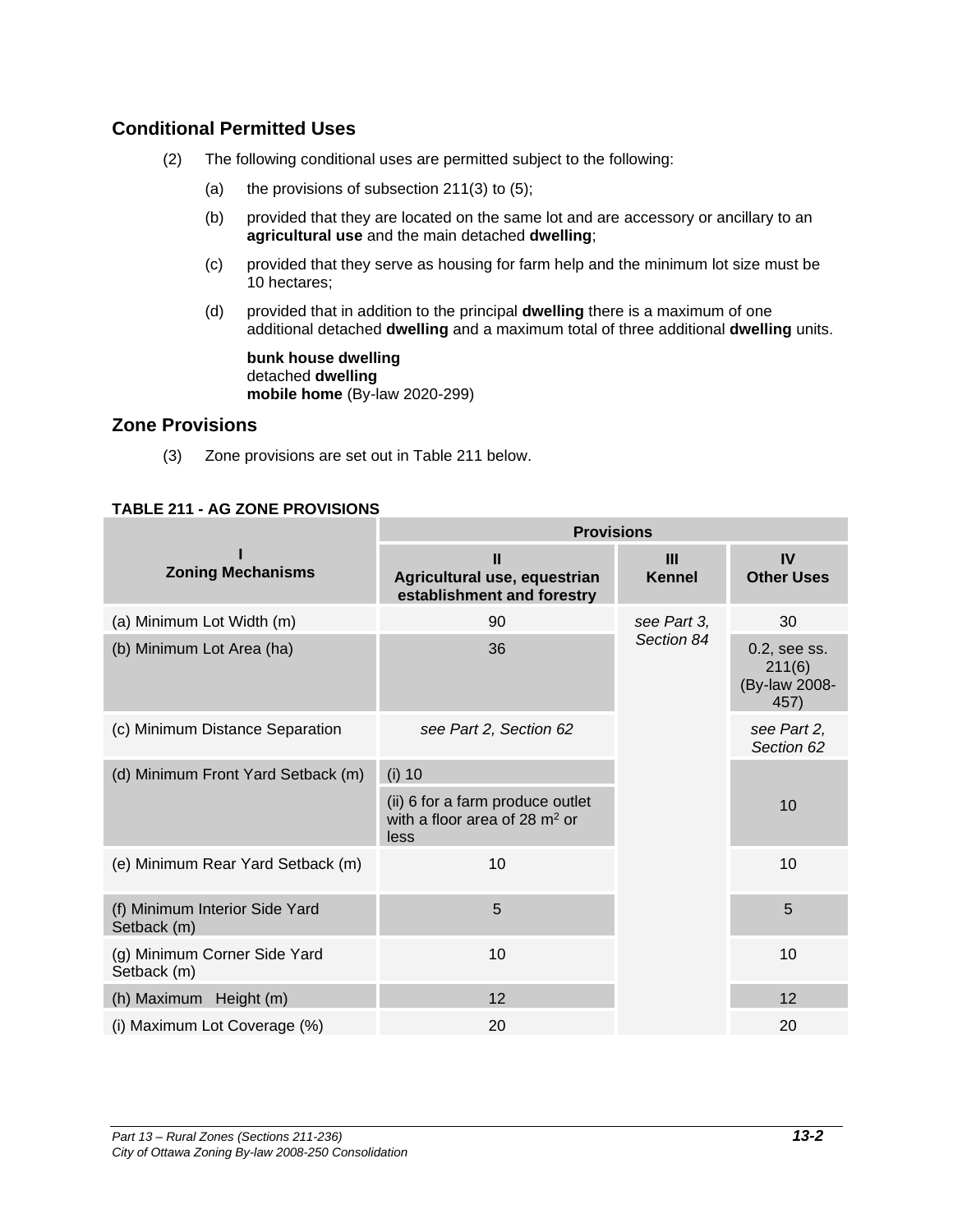## Conditional Permitted Uses

(2) The following conditional uses are permitted subject to the following:

(a) the provisions of subsection 211(3) to (5);

(b) provided that they are located on the same lot and are accessory or ancillary to an **agricultural use** and the main detached **dwelling**;

(c) provided that they serve as housing for farm help and the minimum lot size must be 10 hectares;

(d) provided that in addition to the principal **dwelling** there is a maximum of one additional detached **dwelling** and a maximum total of three additional **dwelling** units.

**bunk house dwelling**
detached **dwelling**
**mobile home** (By-law 2020-299)

## Zone Provisions

(3) Zone provisions are set out in Table 211 below.

**TABLE 211 - AG ZONE PROVISIONS**

| I Zoning Mechanisms | Provisions | | |
|---|---|---|---|
| | II Agricultural use, equestrian establishment and forestry | III Kennel | IV Other Uses |
| (a) Minimum Lot Width (m) | 90 | *see Part 3, Section 84* | 30 |
| (b) Minimum Lot Area (ha) | 36 | | 0.2, see ss. 211(6) (By-law 2008-457) |
| (c) Minimum Distance Separation | *see Part 2, Section 62* | | *see Part 2, Section 62* |
| (d) Minimum Front Yard Setback (m) | (i) 10<br>(ii) 6 for a farm produce outlet with a floor area of 28 m² or less | | 10 |
| (e) Minimum Rear Yard Setback (m) | 10 | | 10 |
| (f) Minimum Interior Side Yard Setback (m) | 5 | | 5 |
| (g) Minimum Corner Side Yard Setback (m) | 10 | | 10 |
| (h) Maximum Height (m) | 12 | | 12 |
| (i) Maximum Lot Coverage (%) | 20 | | 20 |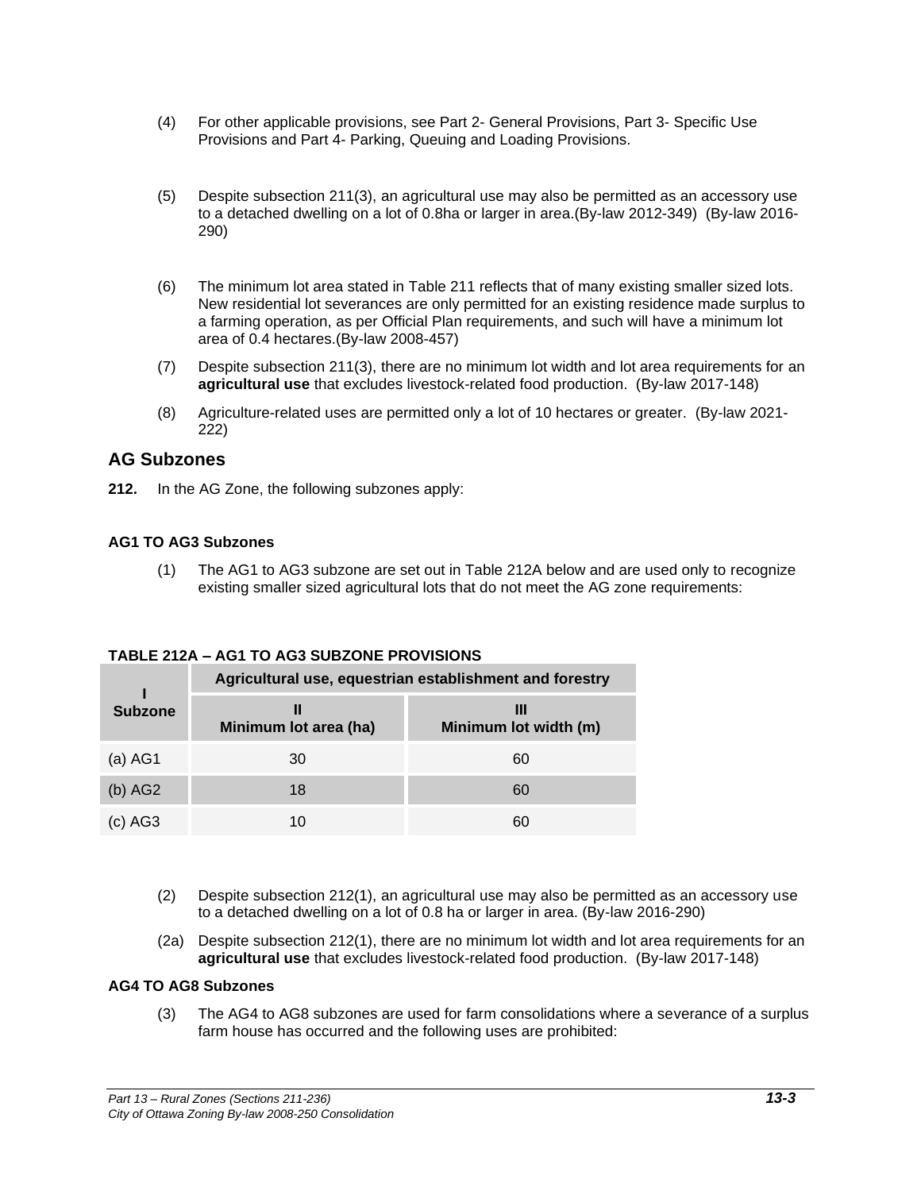(4) For other applicable provisions, see Part 2- General Provisions, Part 3- Specific Use Provisions and Part 4- Parking, Queuing and Loading Provisions.

(5) Despite subsection 211(3), an agricultural use may also be permitted as an accessory use to a detached dwelling on a lot of 0.8ha or larger in area.(By-law 2012-349) (By-law 2016-290)

(6) The minimum lot area stated in Table 211 reflects that of many existing smaller sized lots. New residential lot severances are only permitted for an existing residence made surplus to a farming operation, as per Official Plan requirements, and such will have a minimum lot area of 0.4 hectares.(By-law 2008-457)

(7) Despite subsection 211(3), there are no minimum lot width and lot area requirements for an **agricultural use** that excludes livestock-related food production. (By-law 2017-148)

(8) Agriculture-related uses are permitted only a lot of 10 hectares or greater. (By-law 2021-222)

## AG Subzones

**212.** In the AG Zone, the following subzones apply:

#### AG1 TO AG3 Subzones

(1) The AG1 to AG3 subzone are set out in Table 212A below and are used only to recognize existing smaller sized agricultural lots that do not meet the AG zone requirements:

**TABLE 212A – AG1 TO AG3 SUBZONE PROVISIONS**

| I<br>Subzone | Agricultural use, equestrian establishment and forestry | |
|---|---|---|
| | II<br>Minimum lot area (ha) | III<br>Minimum lot width (m) |
| (a) AG1 | 30 | 60 |
| (b) AG2 | 18 | 60 |
| (c) AG3 | 10 | 60 |

(2) Despite subsection 212(1), an agricultural use may also be permitted as an accessory use to a detached dwelling on a lot of 0.8 ha or larger in area. (By-law 2016-290)

(2a) Despite subsection 212(1), there are no minimum lot width and lot area requirements for an **agricultural use** that excludes livestock-related food production. (By-law 2017-148)

#### AG4 TO AG8 Subzones

(3) The AG4 to AG8 subzones are used for farm consolidations where a severance of a surplus farm house has occurred and the following uses are prohibited: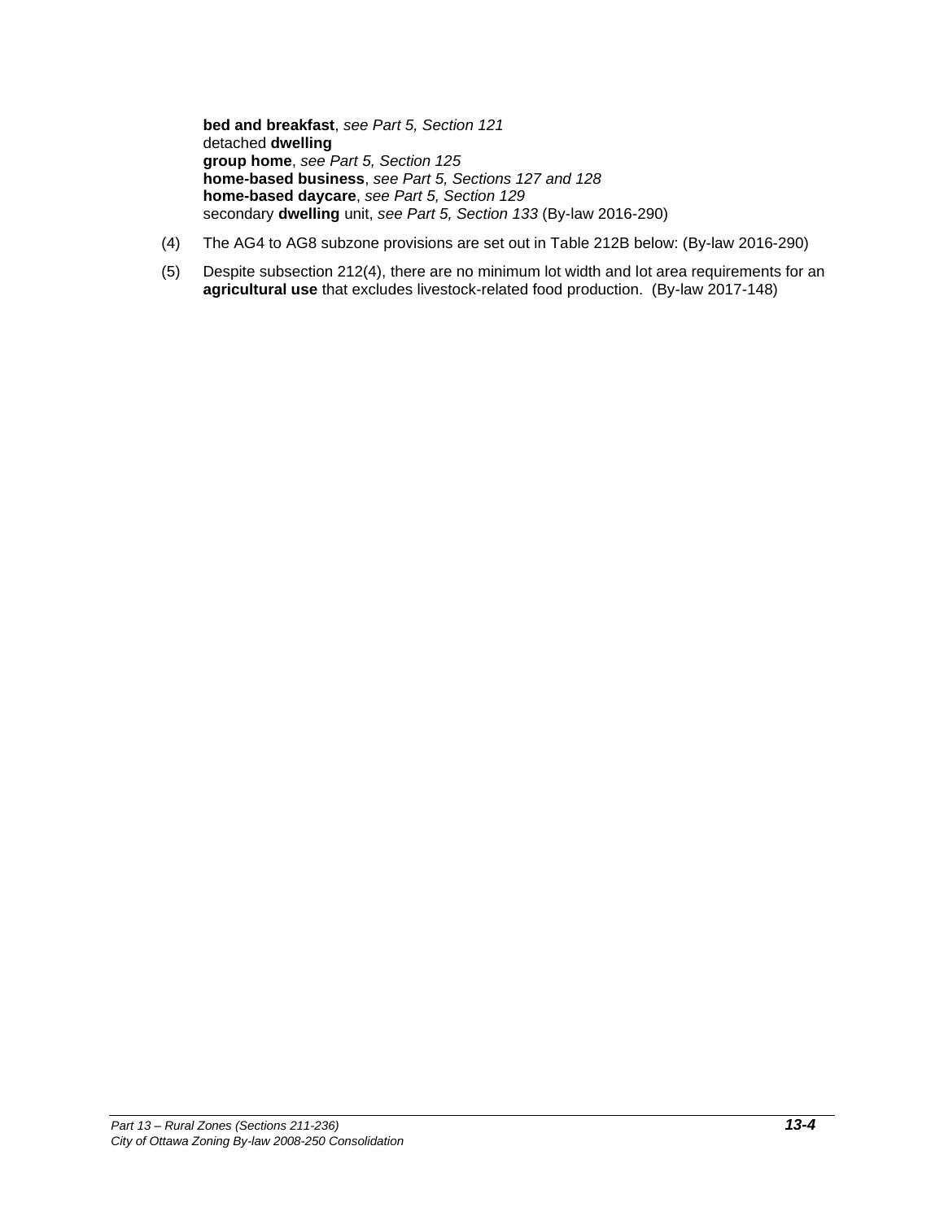**bed and breakfast**, *see Part 5, Section 121*
detached **dwelling**
**group home**, *see Part 5, Section 125*
**home-based business**, *see Part 5, Sections 127 and 128*
**home-based daycare**, *see Part 5, Section 129*
secondary **dwelling** unit, *see Part 5, Section 133* (By-law 2016-290)

(4) The AG4 to AG8 subzone provisions are set out in Table 212B below: (By-law 2016-290)

(5) Despite subsection 212(4), there are no minimum lot width and lot area requirements for an **agricultural use** that excludes livestock-related food production. (By-law 2017-148)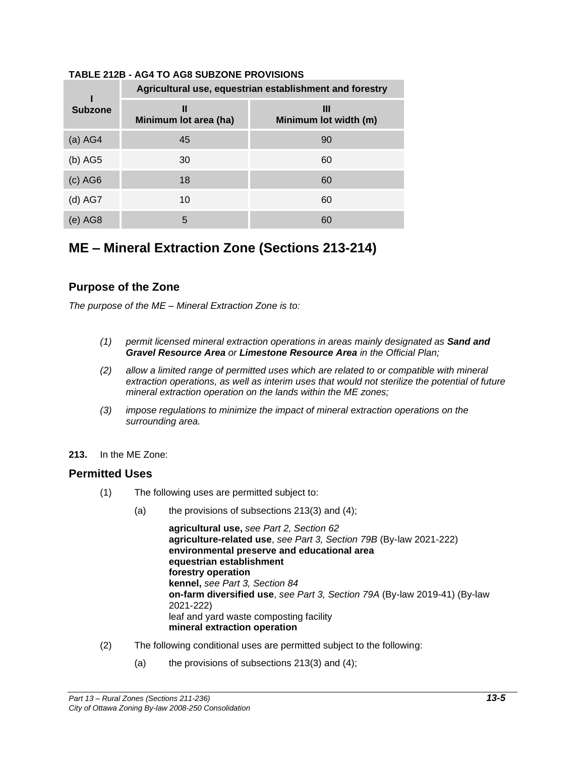**TABLE 212B - AG4 TO AG8 SUBZONE PROVISIONS**

| I<br>Subzone | Agricultural use, equestrian establishment and forestry | |
|---|---|---|
| | II<br>Minimum lot area (ha) | III<br>Minimum lot width (m) |
| (a) AG4 | 45 | 90 |
| (b) AG5 | 30 | 60 |
| (c) AG6 | 18 | 60 |
| (d) AG7 | 10 | 60 |
| (e) AG8 | 5 | 60 |

# ME – Mineral Extraction Zone (Sections 213-214)

## Purpose of the Zone

*The purpose of the ME – Mineral Extraction Zone is to:*

*(1) permit licensed mineral extraction operations in areas mainly designated as* ***Sand and Gravel Resource Area*** *or* ***Limestone Resource Area*** *in the Official Plan;*

*(2) allow a limited range of permitted uses which are related to or compatible with mineral extraction operations, as well as interim uses that would not sterilize the potential of future mineral extraction operation on the lands within the ME zones;*

*(3) impose regulations to minimize the impact of mineral extraction operations on the surrounding area.*

**213.** In the ME Zone:

## Permitted Uses

(1) The following uses are permitted subject to:

(a) the provisions of subsections 213(3) and (4);

**agricultural use,** *see Part 2, Section 62*
**agriculture-related use**, *see Part 3, Section 79B* (By-law 2021-222)
**environmental preserve and educational area**
**equestrian establishment**
**forestry operation**
**kennel,** *see Part 3, Section 84*
**on-farm diversified use**, *see Part 3, Section 79A* (By-law 2019-41) (By-law 2021-222)
leaf and yard waste composting facility
**mineral extraction operation**

(2) The following conditional uses are permitted subject to the following:

(a) the provisions of subsections 213(3) and (4);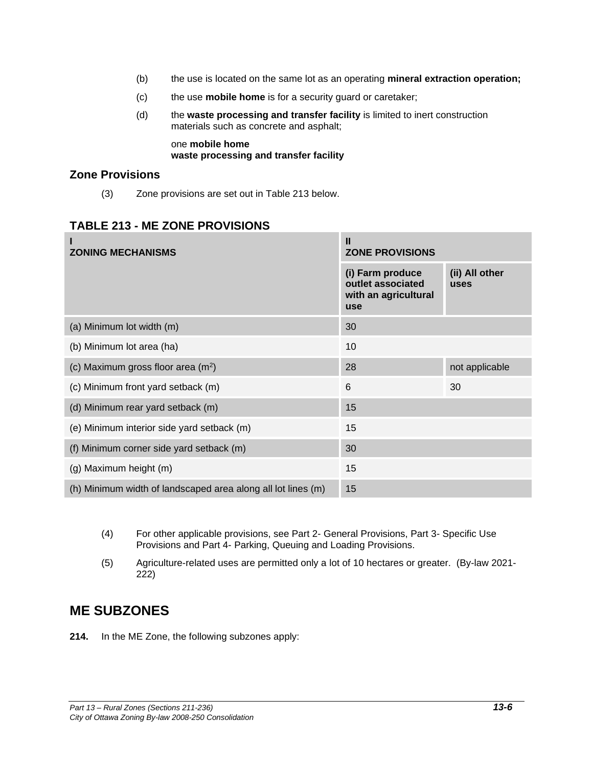(b) the use is located on the same lot as an operating **mineral extraction operation;**

(c) the use **mobile home** is for a security guard or caretaker;

(d) the **waste processing and transfer facility** is limited to inert construction materials such as concrete and asphalt;

one **mobile home**
**waste processing and transfer facility**

### Zone Provisions

(3) Zone provisions are set out in Table 213 below.

### TABLE 213 - ME ZONE PROVISIONS

| I<br>ZONING MECHANISMS | II<br>ZONE PROVISIONS | |
|---|---|---|
| | (i) Farm produce outlet associated with an agricultural use | (ii) All other uses |
| (a) Minimum lot width (m) | 30 | |
| (b) Minimum lot area (ha) | 10 | |
| (c) Maximum gross floor area ($m^2$) | 28 | not applicable |
| (c) Minimum front yard setback (m) | 6 | 30 |
| (d) Minimum rear yard setback (m) | 15 | |
| (e) Minimum interior side yard setback (m) | 15 | |
| (f) Minimum corner side yard setback (m) | 30 | |
| (g) Maximum height (m) | 15 | |
| (h) Minimum width of landscaped area along all lot lines (m) | 15 | |

(4) For other applicable provisions, see Part 2- General Provisions, Part 3- Specific Use Provisions and Part 4- Parking, Queuing and Loading Provisions.

(5) Agriculture-related uses are permitted only a lot of 10 hectares or greater. (By-law 2021-222)

## ME SUBZONES

**214.** In the ME Zone, the following subzones apply: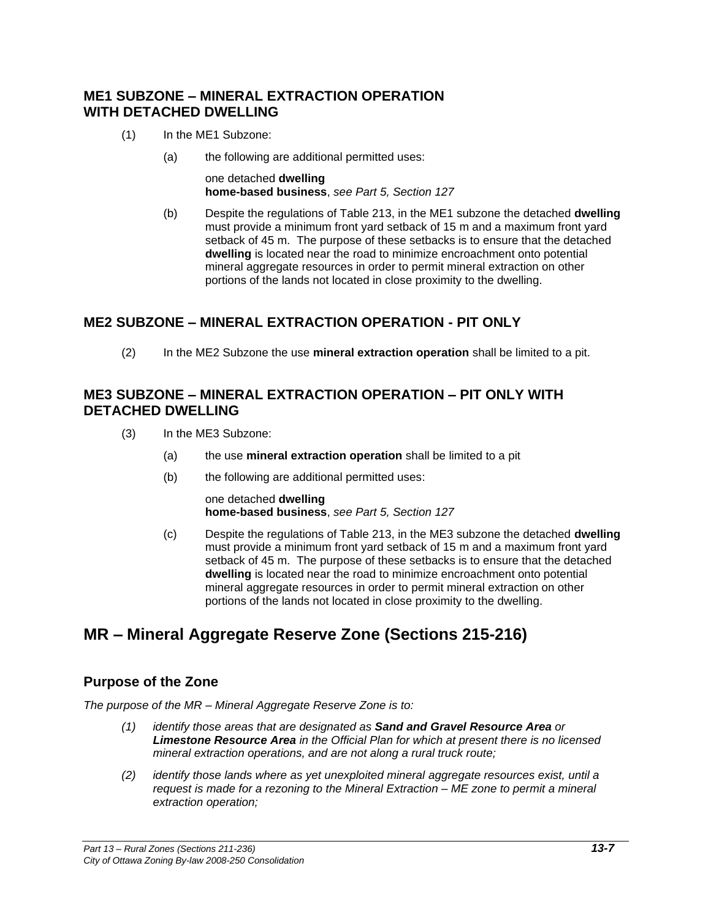### ME1 SUBZONE – MINERAL EXTRACTION OPERATION WITH DETACHED DWELLING

(1) In the ME1 Subzone:

(a) the following are additional permitted uses:

one detached **dwelling**
**home-based business**, *see Part 5, Section 127*

(b) Despite the regulations of Table 213, in the ME1 subzone the detached **dwelling** must provide a minimum front yard setback of 15 m and a maximum front yard setback of 45 m. The purpose of these setbacks is to ensure that the detached **dwelling** is located near the road to minimize encroachment onto potential mineral aggregate resources in order to permit mineral extraction on other portions of the lands not located in close proximity to the dwelling.

### ME2 SUBZONE – MINERAL EXTRACTION OPERATION - PIT ONLY

(2) In the ME2 Subzone the use **mineral extraction operation** shall be limited to a pit.

### ME3 SUBZONE – MINERAL EXTRACTION OPERATION – PIT ONLY WITH DETACHED DWELLING

(3) In the ME3 Subzone:

(a) the use **mineral extraction operation** shall be limited to a pit

(b) the following are additional permitted uses:

one detached **dwelling**
**home-based business**, *see Part 5, Section 127*

(c) Despite the regulations of Table 213, in the ME3 subzone the detached **dwelling** must provide a minimum front yard setback of 15 m and a maximum front yard setback of 45 m. The purpose of these setbacks is to ensure that the detached **dwelling** is located near the road to minimize encroachment onto potential mineral aggregate resources in order to permit mineral extraction on other portions of the lands not located in close proximity to the dwelling.

## MR – Mineral Aggregate Reserve Zone (Sections 215-216)

### Purpose of the Zone

*The purpose of the MR – Mineral Aggregate Reserve Zone is to:*

*(1) identify those areas that are designated as **Sand and Gravel Resource Area** or **Limestone Resource Area** in the Official Plan for which at present there is no licensed mineral extraction operations, and are not along a rural truck route;*

*(2) identify those lands where as yet unexploited mineral aggregate resources exist, until a request is made for a rezoning to the Mineral Extraction – ME zone to permit a mineral extraction operation;*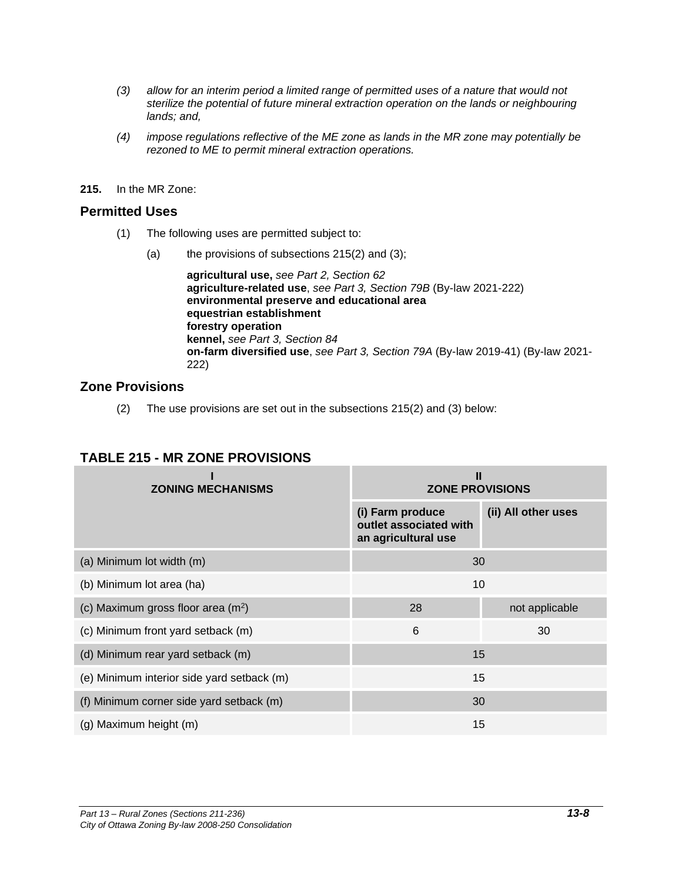*(3) allow for an interim period a limited range of permitted uses of a nature that would not sterilize the potential of future mineral extraction operation on the lands or neighbouring lands; and,*

*(4) impose regulations reflective of the ME zone as lands in the MR zone may potentially be rezoned to ME to permit mineral extraction operations.*

**215.** In the MR Zone:

## Permitted Uses

(1) The following uses are permitted subject to:

(a) the provisions of subsections 215(2) and (3);

**agricultural use,** *see Part 2, Section 62*
**agriculture-related use**, *see Part 3, Section 79B* (By-law 2021-222)
**environmental preserve and educational area**
**equestrian establishment**
**forestry operation**
**kennel,** *see Part 3, Section 84*
**on-farm diversified use**, *see Part 3, Section 79A* (By-law 2019-41) (By-law 2021-222)

## Zone Provisions

(2) The use provisions are set out in the subsections 215(2) and (3) below:

## TABLE 215 - MR ZONE PROVISIONS

| I<br>ZONING MECHANISMS | II<br>ZONE PROVISIONS | |
|---|---|---|
| | (i) Farm produce outlet associated with an agricultural use | (ii) All other uses |
| (a) Minimum lot width (m) | 30 | |
| (b) Minimum lot area (ha) | 10 | |
| (c) Maximum gross floor area ($m^2$) | 28 | not applicable |
| (c) Minimum front yard setback (m) | 6 | 30 |
| (d) Minimum rear yard setback (m) | 15 | |
| (e) Minimum interior side yard setback (m) | 15 | |
| (f) Minimum corner side yard setback (m) | 30 | |
| (g) Maximum height (m) | 15 | |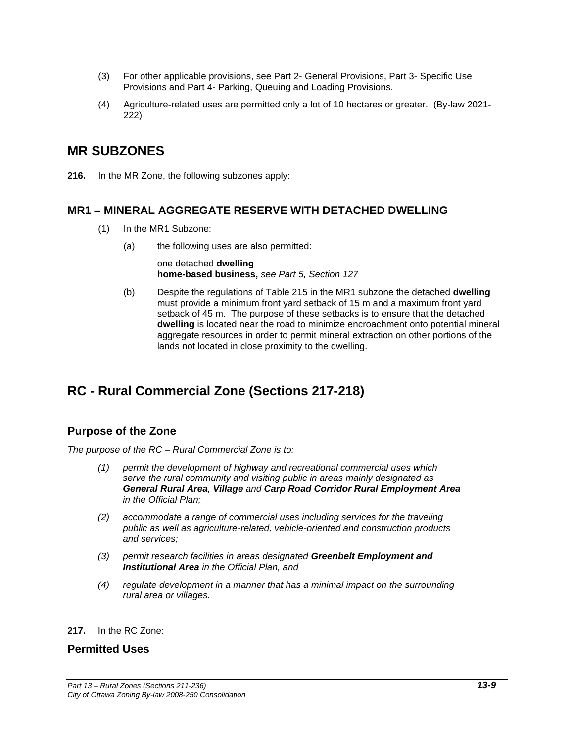(3) For other applicable provisions, see Part 2- General Provisions, Part 3- Specific Use Provisions and Part 4- Parking, Queuing and Loading Provisions.

(4) Agriculture-related uses are permitted only a lot of 10 hectares or greater. (By-law 2021-222)

## MR SUBZONES

**216.** In the MR Zone, the following subzones apply:

### MR1 – MINERAL AGGREGATE RESERVE WITH DETACHED DWELLING

(1) In the MR1 Subzone:

(a) the following uses are also permitted:

one detached **dwelling**
**home-based business,** *see Part 5, Section 127*

(b) Despite the regulations of Table 215 in the MR1 subzone the detached **dwelling** must provide a minimum front yard setback of 15 m and a maximum front yard setback of 45 m. The purpose of these setbacks is to ensure that the detached **dwelling** is located near the road to minimize encroachment onto potential mineral aggregate resources in order to permit mineral extraction on other portions of the lands not located in close proximity to the dwelling.

## RC - Rural Commercial Zone (Sections 217-218)

### Purpose of the Zone

*The purpose of the RC – Rural Commercial Zone is to:*

*(1) permit the development of highway and recreational commercial uses which serve the rural community and visiting public in areas mainly designated as **General Rural Area**, **Village** and **Carp Road Corridor Rural Employment Area** in the Official Plan;*

*(2) accommodate a range of commercial uses including services for the traveling public as well as agriculture-related, vehicle-oriented and construction products and services;*

*(3) permit research facilities in areas designated **Greenbelt Employment and Institutional Area** in the Official Plan, and*

*(4) regulate development in a manner that has a minimal impact on the surrounding rural area or villages.*

**217.** In the RC Zone:

### Permitted Uses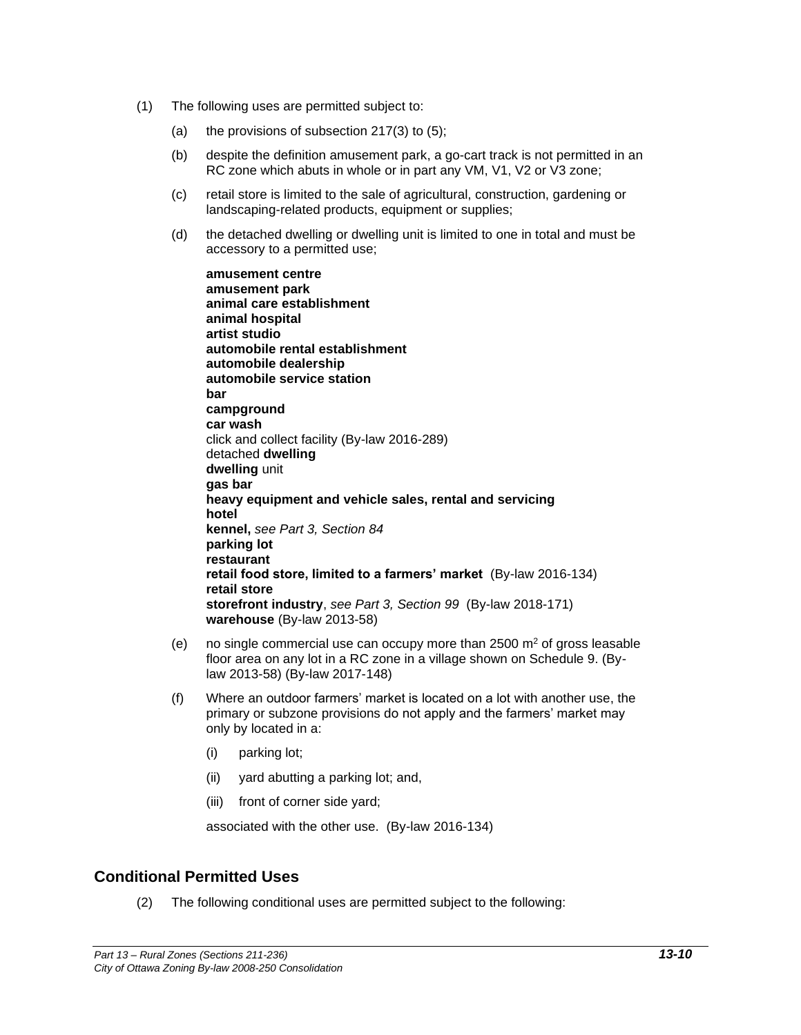(1) The following uses are permitted subject to:

(a) the provisions of subsection 217(3) to (5);

(b) despite the definition amusement park, a go-cart track is not permitted in an RC zone which abuts in whole or in part any VM, V1, V2 or V3 zone;

(c) retail store is limited to the sale of agricultural, construction, gardening or landscaping-related products, equipment or supplies;

(d) the detached dwelling or dwelling unit is limited to one in total and must be accessory to a permitted use;

**amusement centre**
**amusement park**
**animal care establishment**
**animal hospital**
**artist studio**
**automobile rental establishment**
**automobile dealership**
**automobile service station**
**bar**
**campground**
**car wash**
click and collect facility (By-law 2016-289)
detached **dwelling**
**dwelling** unit
**gas bar**
**heavy equipment and vehicle sales, rental and servicing**
**hotel**
**kennel,** *see Part 3, Section 84*
**parking lot**
**restaurant**
**retail food store, limited to a farmers' market** (By-law 2016-134)
**retail store**
**storefront industry**, *see Part 3, Section 99* (By-law 2018-171)
**warehouse** (By-law 2013-58)

(e) no single commercial use can occupy more than 2500 m$^2$ of gross leasable floor area on any lot in a RC zone in a village shown on Schedule 9. (By-law 2013-58) (By-law 2017-148)

(f) Where an outdoor farmers' market is located on a lot with another use, the primary or subzone provisions do not apply and the farmers' market may only by located in a:

(i) parking lot;

(ii) yard abutting a parking lot; and,

(iii) front of corner side yard;

associated with the other use. (By-law 2016-134)

## Conditional Permitted Uses

(2) The following conditional uses are permitted subject to the following: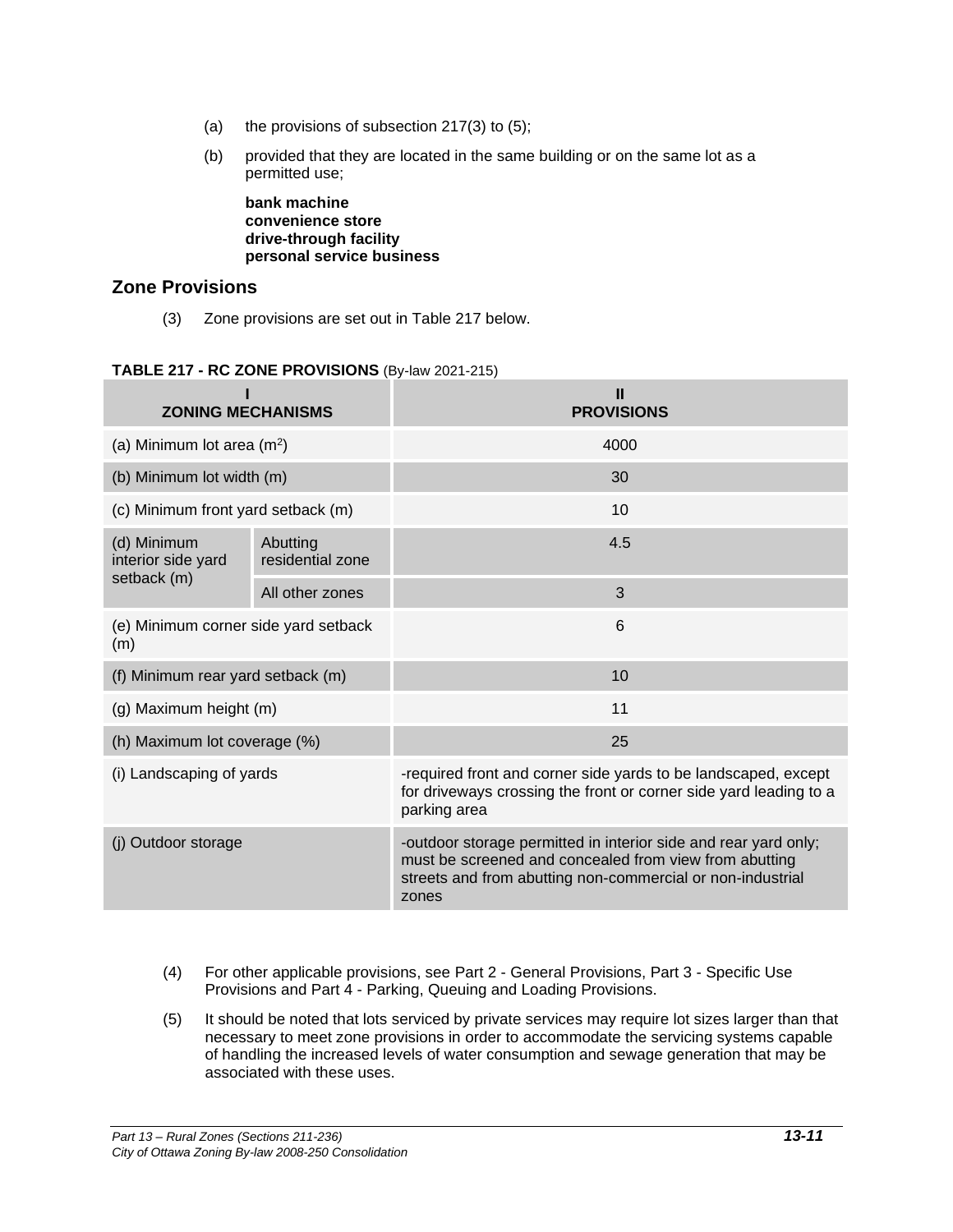(a) the provisions of subsection 217(3) to (5);

(b) provided that they are located in the same building or on the same lot as a permitted use;

**bank machine**
**convenience store**
**drive-through facility**
**personal service business**

## Zone Provisions

(3) Zone provisions are set out in Table 217 below.

**TABLE 217 - RC ZONE PROVISIONS** (By-law 2021-215)

| I ZONING MECHANISMS | | II PROVISIONS |
|---|---|---|
| (a) Minimum lot area (m$^2$) | | 4000 |
| (b) Minimum lot width (m) | | 30 |
| (c) Minimum front yard setback (m) | | 10 |
| (d) Minimum interior side yard setback (m) | Abutting residential zone | 4.5 |
| | All other zones | 3 |
| (e) Minimum corner side yard setback (m) | | 6 |
| (f) Minimum rear yard setback (m) | | 10 |
| (g) Maximum height (m) | | 11 |
| (h) Maximum lot coverage (%) | | 25 |
| (i) Landscaping of yards | | -required front and corner side yards to be landscaped, except for driveways crossing the front or corner side yard leading to a parking area |
| (j) Outdoor storage | | -outdoor storage permitted in interior side and rear yard only; must be screened and concealed from view from abutting streets and from abutting non-commercial or non-industrial zones |

(4) For other applicable provisions, see Part 2 - General Provisions, Part 3 - Specific Use Provisions and Part 4 - Parking, Queuing and Loading Provisions.

(5) It should be noted that lots serviced by private services may require lot sizes larger than that necessary to meet zone provisions in order to accommodate the servicing systems capable of handling the increased levels of water consumption and sewage generation that may be associated with these uses.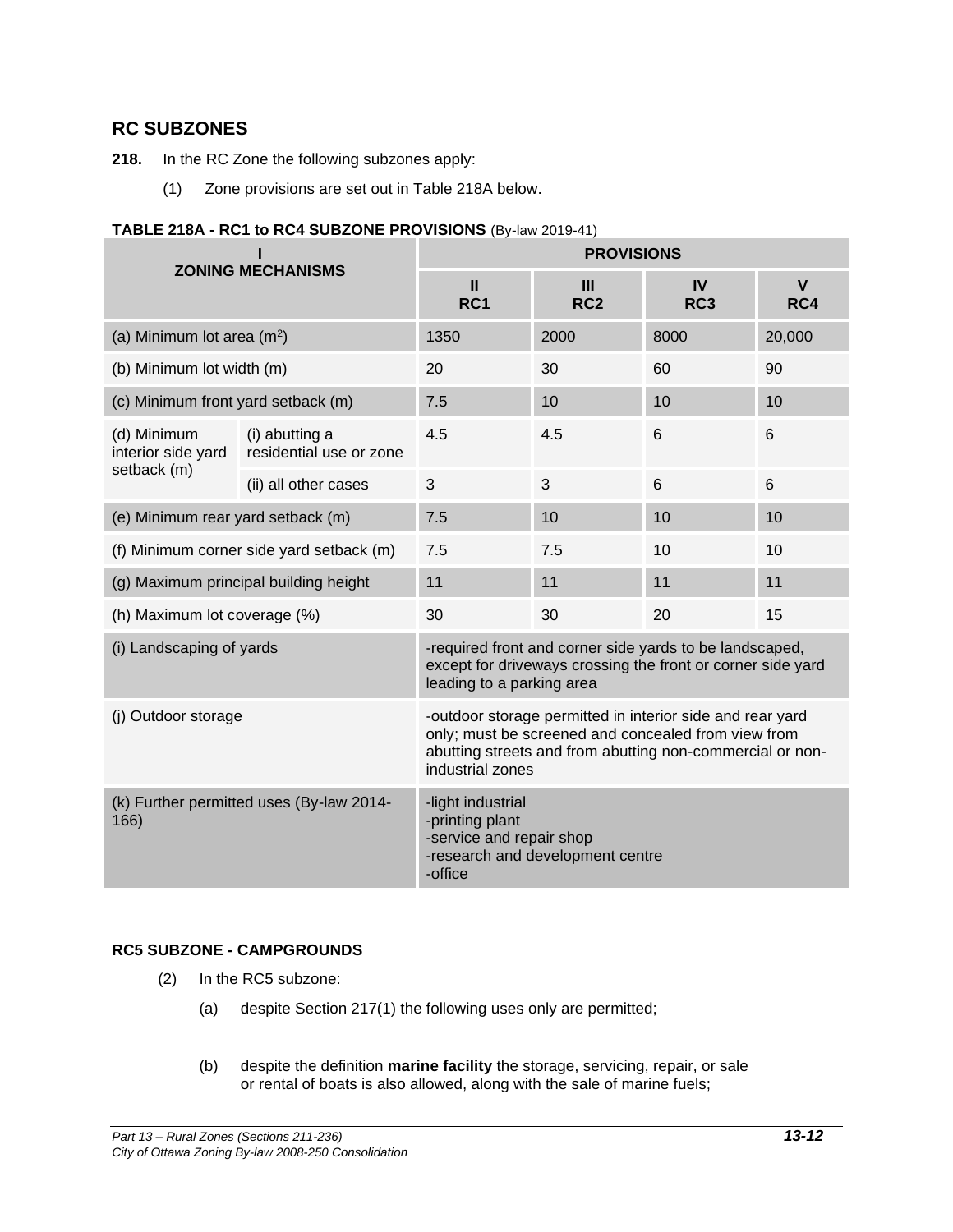## RC SUBZONES

**218.** In the RC Zone the following subzones apply:

(1) Zone provisions are set out in Table 218A below.

**TABLE 218A - RC1 to RC4 SUBZONE PROVISIONS** (By-law 2019-41)

| I ZONING MECHANISMS | | PROVISIONS | | | |
|---|---|---|---|---|---|
| | | II RC1 | III RC2 | IV RC3 | V RC4 |
| (a) Minimum lot area (m²) | | 1350 | 2000 | 8000 | 20,000 |
| (b) Minimum lot width (m) | | 20 | 30 | 60 | 90 |
| (c) Minimum front yard setback (m) | | 7.5 | 10 | 10 | 10 |
| (d) Minimum interior side yard setback (m) | (i) abutting a residential use or zone | 4.5 | 4.5 | 6 | 6 |
| | (ii) all other cases | 3 | 3 | 6 | 6 |
| (e) Minimum rear yard setback (m) | | 7.5 | 10 | 10 | 10 |
| (f) Minimum corner side yard setback (m) | | 7.5 | 7.5 | 10 | 10 |
| (g) Maximum principal building height | | 11 | 11 | 11 | 11 |
| (h) Maximum lot coverage (%) | | 30 | 30 | 20 | 15 |
| (i) Landscaping of yards | | -required front and corner side yards to be landscaped, except for driveways crossing the front or corner side yard leading to a parking area | | | |
| (j) Outdoor storage | | -outdoor storage permitted in interior side and rear yard only; must be screened and concealed from view from abutting streets and from abutting non-commercial or non-industrial zones | | | |
| (k) Further permitted uses (By-law 2014-166) | | -light industrial<br>-printing plant<br>-service and repair shop<br>-research and development centre<br>-office | | | |

### RC5 SUBZONE - CAMPGROUNDS

(2) In the RC5 subzone:

(a) despite Section 217(1) the following uses only are permitted;

(b) despite the definition **marine facility** the storage, servicing, repair, or sale or rental of boats is also allowed, along with the sale of marine fuels;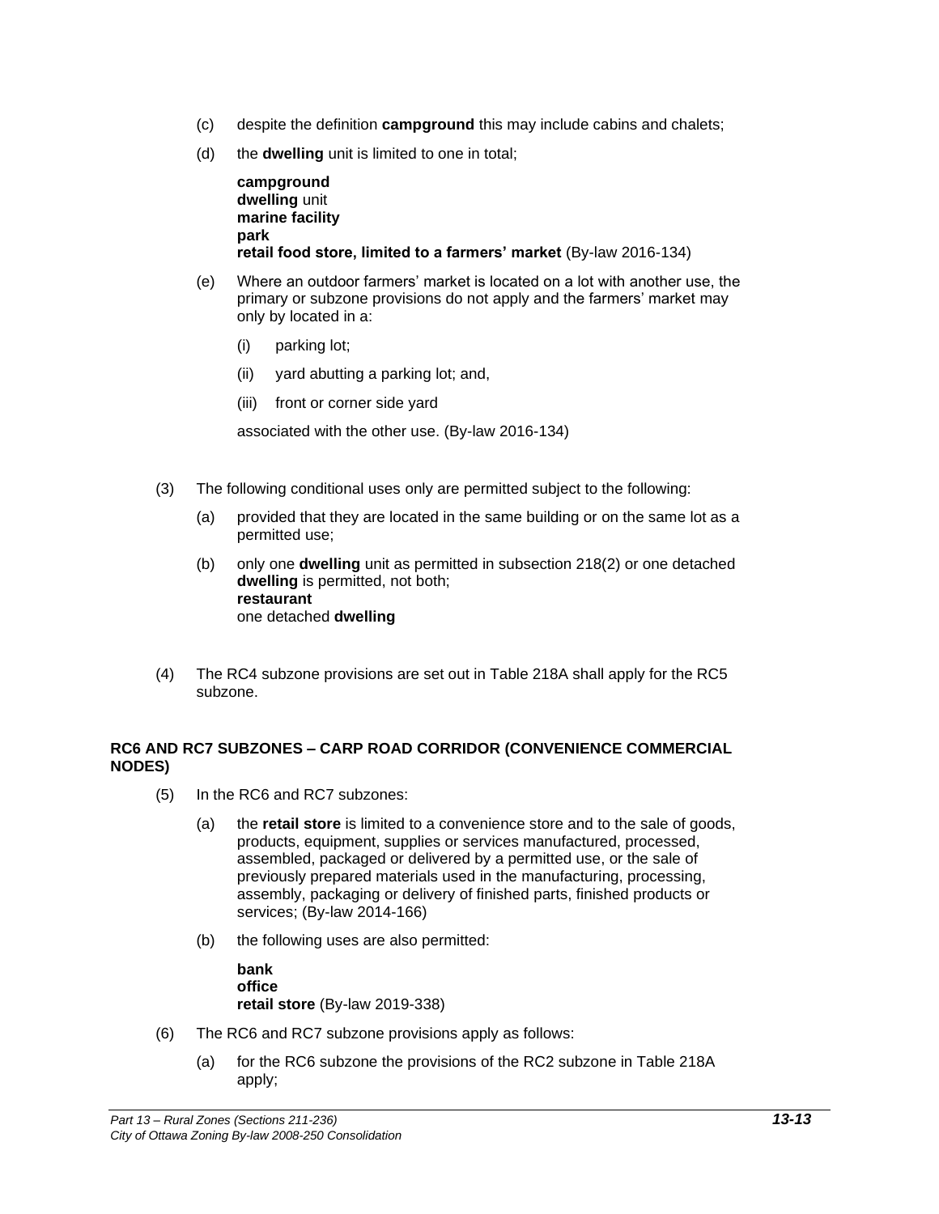(c) despite the definition **campground** this may include cabins and chalets;

(d) the **dwelling** unit is limited to one in total;

**campground**
**dwelling** unit
**marine facility**
**park**
**retail food store, limited to a farmers' market** (By-law 2016-134)

(e) Where an outdoor farmers' market is located on a lot with another use, the primary or subzone provisions do not apply and the farmers' market may only by located in a:

(i) parking lot;

(ii) yard abutting a parking lot; and,

(iii) front or corner side yard

associated with the other use. (By-law 2016-134)

(3) The following conditional uses only are permitted subject to the following:

(a) provided that they are located in the same building or on the same lot as a permitted use;

(b) only one **dwelling** unit as permitted in subsection 218(2) or one detached **dwelling** is permitted, not both;
**restaurant**
one detached **dwelling**

(4) The RC4 subzone provisions are set out in Table 218A shall apply for the RC5 subzone.

### RC6 AND RC7 SUBZONES – CARP ROAD CORRIDOR (CONVENIENCE COMMERCIAL NODES)

(5) In the RC6 and RC7 subzones:

(a) the **retail store** is limited to a convenience store and to the sale of goods, products, equipment, supplies or services manufactured, processed, assembled, packaged or delivered by a permitted use, or the sale of previously prepared materials used in the manufacturing, processing, assembly, packaging or delivery of finished parts, finished products or services; (By-law 2014-166)

(b) the following uses are also permitted:

**bank**
**office**
**retail store** (By-law 2019-338)

(6) The RC6 and RC7 subzone provisions apply as follows:

(a) for the RC6 subzone the provisions of the RC2 subzone in Table 218A apply;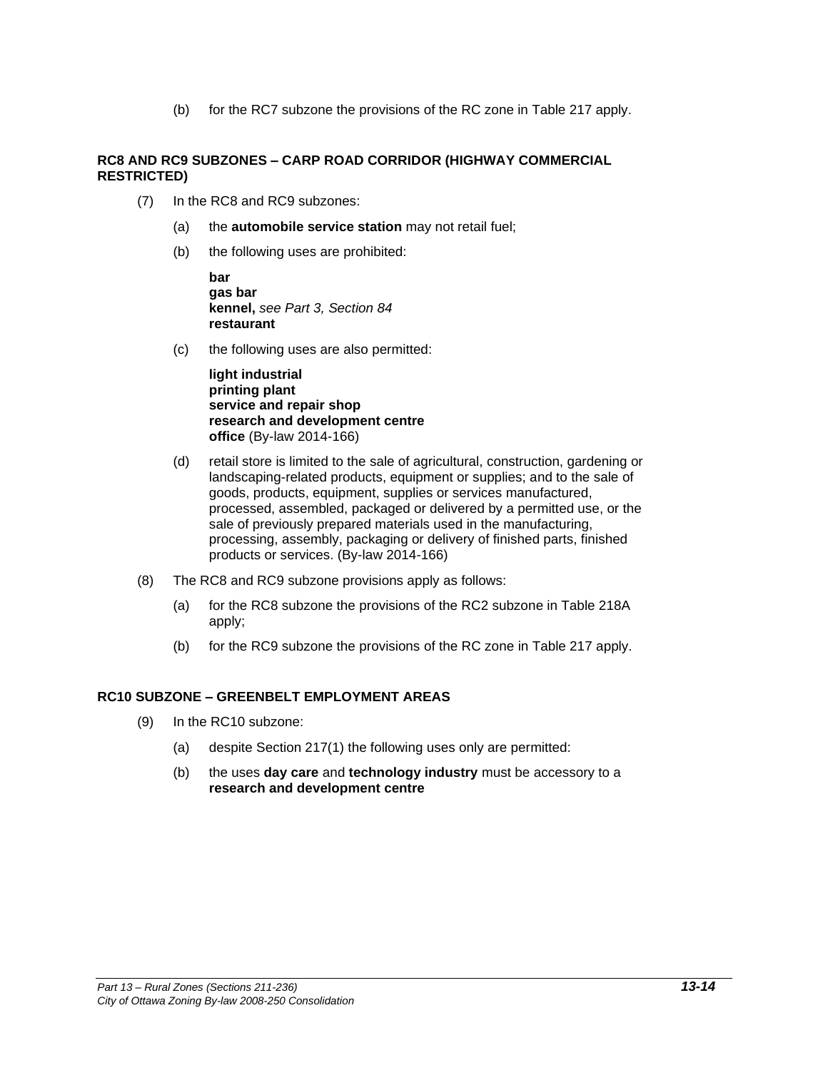(b) for the RC7 subzone the provisions of the RC zone in Table 217 apply.

**RC8 AND RC9 SUBZONES – CARP ROAD CORRIDOR (HIGHWAY COMMERCIAL RESTRICTED)**

(7) In the RC8 and RC9 subzones:

(a) the **automobile service station** may not retail fuel;

(b) the following uses are prohibited:

**bar**
**gas bar**
**kennel,** *see Part 3, Section 84*
**restaurant**

(c) the following uses are also permitted:

**light industrial**
**printing plant**
**service and repair shop**
**research and development centre**
**office** (By-law 2014-166)

(d) retail store is limited to the sale of agricultural, construction, gardening or landscaping-related products, equipment or supplies; and to the sale of goods, products, equipment, supplies or services manufactured, processed, assembled, packaged or delivered by a permitted use, or the sale of previously prepared materials used in the manufacturing, processing, assembly, packaging or delivery of finished parts, finished products or services. (By-law 2014-166)

(8) The RC8 and RC9 subzone provisions apply as follows:

(a) for the RC8 subzone the provisions of the RC2 subzone in Table 218A apply;

(b) for the RC9 subzone the provisions of the RC zone in Table 217 apply.

**RC10 SUBZONE – GREENBELT EMPLOYMENT AREAS**

(9) In the RC10 subzone:

(a) despite Section 217(1) the following uses only are permitted:

(b) the uses **day care** and **technology industry** must be accessory to a **research and development centre**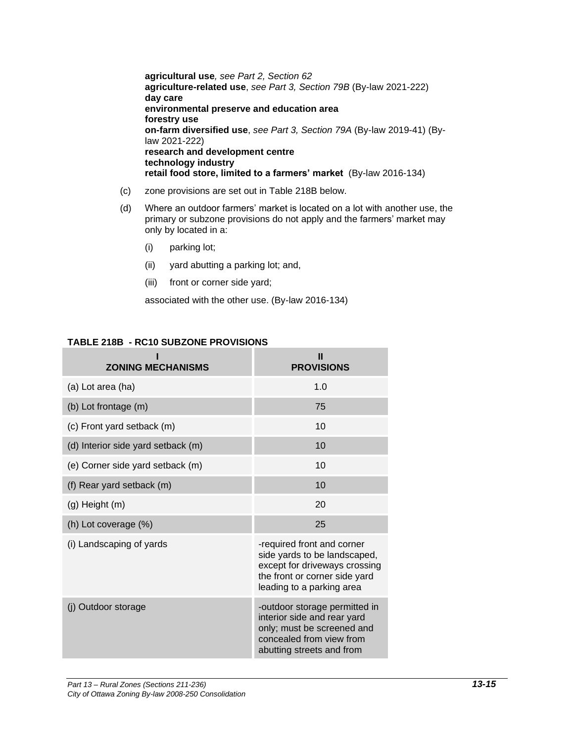**agricultural use**, *see Part 2, Section 62*
**agriculture-related use**, *see Part 3, Section 79B* (By-law 2021-222)
**day care**
**environmental preserve and education area**
**forestry use**
**on-farm diversified use**, *see Part 3, Section 79A* (By-law 2019-41) (By-law 2021-222)
**research and development centre**
**technology industry**
**retail food store, limited to a farmers' market** (By-law 2016-134)

(c) zone provisions are set out in Table 218B below.

(d) Where an outdoor farmers' market is located on a lot with another use, the primary or subzone provisions do not apply and the farmers' market may only by located in a:

(i) parking lot;

(ii) yard abutting a parking lot; and,

(iii) front or corner side yard;

associated with the other use. (By-law 2016-134)

**TABLE 218B - RC10 SUBZONE PROVISIONS**

| I<br>ZONING MECHANISMS | II<br>PROVISIONS |
|---|---|
| (a) Lot area (ha) | 1.0 |
| (b) Lot frontage (m) | 75 |
| (c) Front yard setback (m) | 10 |
| (d) Interior side yard setback (m) | 10 |
| (e) Corner side yard setback (m) | 10 |
| (f) Rear yard setback (m) | 10 |
| (g) Height (m) | 20 |
| (h) Lot coverage (%) | 25 |
| (i) Landscaping of yards | -required front and corner side yards to be landscaped, except for driveways crossing the front or corner side yard leading to a parking area |
| (j) Outdoor storage | -outdoor storage permitted in interior side and rear yard only; must be screened and concealed from view from abutting streets and from |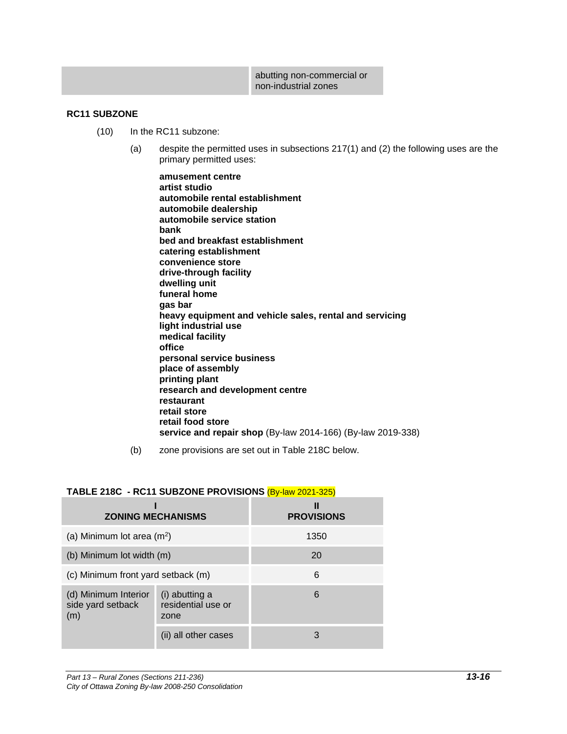| | abutting non-commercial or non-industrial zones |
|---|---|

**RC11 SUBZONE**

(10) In the RC11 subzone:

(a) despite the permitted uses in subsections 217(1) and (2) the following uses are the primary permitted uses:

**amusement centre**
**artist studio**
**automobile rental establishment**
**automobile dealership**
**automobile service station**
**bank**
**bed and breakfast establishment**
**catering establishment**
**convenience store**
**drive-through facility**
**dwelling unit**
**funeral home**
**gas bar**
**heavy equipment and vehicle sales, rental and servicing**
**light industrial use**
**medical facility**
**office**
**personal service business**
**place of assembly**
**printing plant**
**research and development centre**
**restaurant**
**retail store**
**retail food store**
**service and repair shop** (By-law 2014-166) (By-law 2019-338)

(b) zone provisions are set out in Table 218C below.

**TABLE 218C - RC11 SUBZONE PROVISIONS** (By-law 2021-325)

| I ZONING MECHANISMS | | II PROVISIONS |
|---|---|---|
| (a) Minimum lot area ($m^2$) | | 1350 |
| (b) Minimum lot width (m) | | 20 |
| (c) Minimum front yard setback (m) | | 6 |
| (d) Minimum Interior side yard setback (m) | (i) abutting a residential use or zone | 6 |
| | (ii) all other cases | 3 |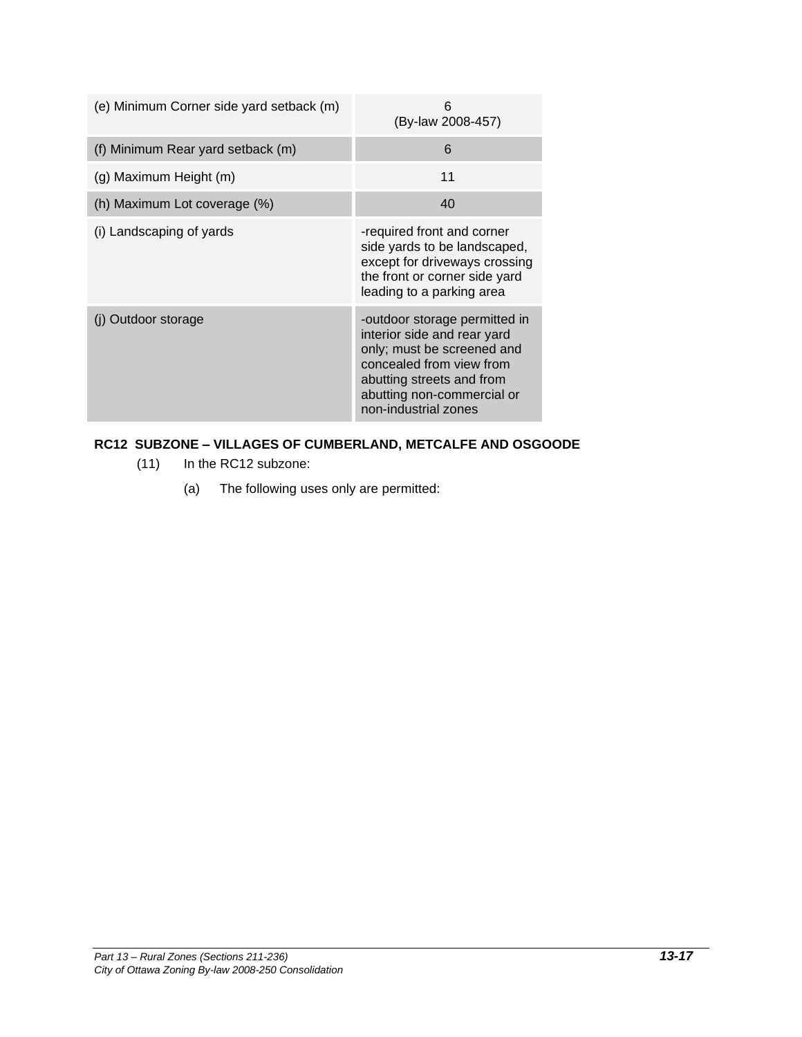| | |
|---|---|
| (e) Minimum Corner side yard setback (m) | 6 (By-law 2008-457) |
| (f) Minimum Rear yard setback (m) | 6 |
| (g) Maximum Height (m) | 11 |
| (h) Maximum Lot coverage (%) | 40 |
| (i) Landscaping of yards | -required front and corner side yards to be landscaped, except for driveways crossing the front or corner side yard leading to a parking area |
| (j) Outdoor storage | -outdoor storage permitted in interior side and rear yard only; must be screened and concealed from view from abutting streets and from abutting non-commercial or non-industrial zones |

**RC12 SUBZONE – VILLAGES OF CUMBERLAND, METCALFE AND OSGOODE**

(11) In the RC12 subzone:

(a) The following uses only are permitted: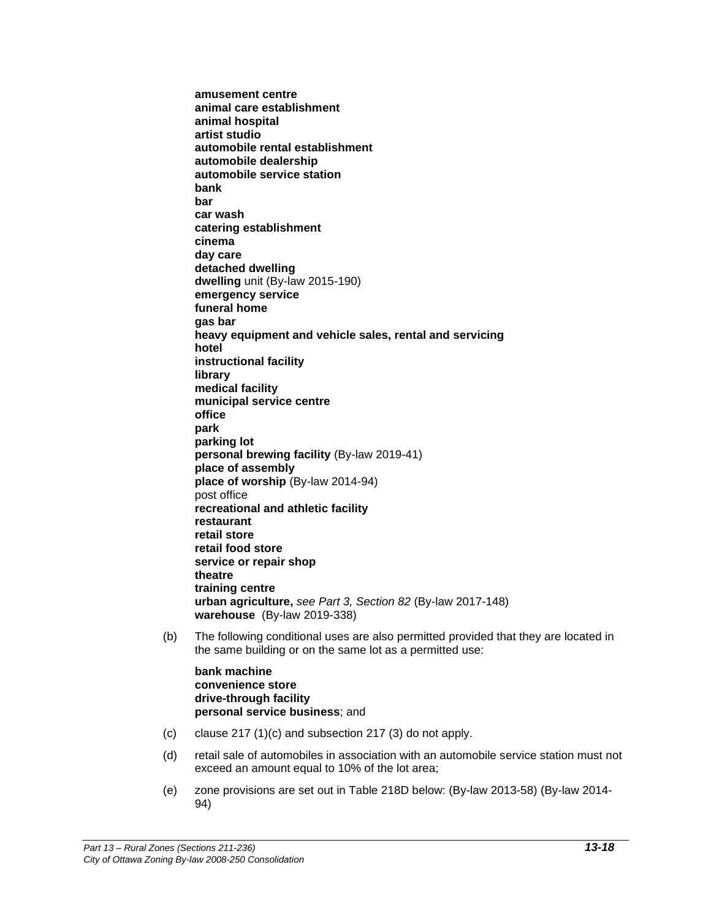**amusement centre**
**animal care establishment**
**animal hospital**
**artist studio**
**automobile rental establishment**
**automobile dealership**
**automobile service station**
**bank**
**bar**
**car wash**
**catering establishment**
**cinema**
**day care**
**detached dwelling**
**dwelling** unit (By-law 2015-190)
**emergency service**
**funeral home**
**gas bar**
**heavy equipment and vehicle sales, rental and servicing**
**hotel**
**instructional facility**
**library**
**medical facility**
**municipal service centre**
**office**
**park**
**parking lot**
**personal brewing facility** (By-law 2019-41)
**place of assembly**
**place of worship** (By-law 2014-94)
post office
**recreational and athletic facility**
**restaurant**
**retail store**
**retail food store**
**service or repair shop**
**theatre**
**training centre**
**urban agriculture,** *see Part 3, Section 82* (By-law 2017-148)
**warehouse** (By-law 2019-338)

(b) The following conditional uses are also permitted provided that they are located in the same building or on the same lot as a permitted use:

**bank machine**
**convenience store**
**drive-through facility**
**personal service business**; and

(c) clause 217 (1)(c) and subsection 217 (3) do not apply.

(d) retail sale of automobiles in association with an automobile service station must not exceed an amount equal to 10% of the lot area;

(e) zone provisions are set out in Table 218D below: (By-law 2013-58) (By-law 2014-94)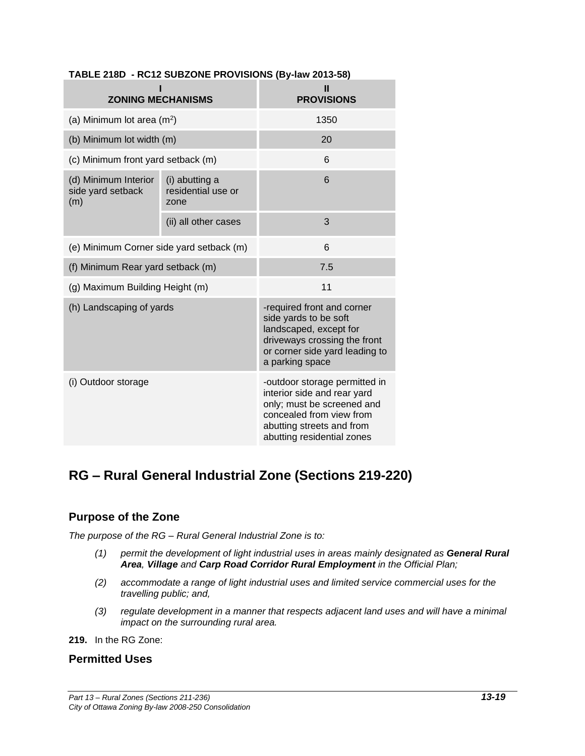**TABLE 218D - RC12 SUBZONE PROVISIONS (By-law 2013-58)**

| I<br>ZONING MECHANISMS | | II<br>PROVISIONS |
|---|---|---|
| (a) Minimum lot area ($m^2$) | | 1350 |
| (b) Minimum lot width (m) | | 20 |
| (c) Minimum front yard setback (m) | | 6 |
| (d) Minimum Interior side yard setback (m) | (i) abutting a residential use or zone | 6 |
| | (ii) all other cases | 3 |
| (e) Minimum Corner side yard setback (m) | | 6 |
| (f) Minimum Rear yard setback (m) | | 7.5 |
| (g) Maximum Building Height (m) | | 11 |
| (h) Landscaping of yards | | -required front and corner side yards to be soft landscaped, except for driveways crossing the front or corner side yard leading to a parking space |
| (i) Outdoor storage | | -outdoor storage permitted in interior side and rear yard only; must be screened and concealed from view from abutting streets and from abutting residential zones |

# RG – Rural General Industrial Zone (Sections 219-220)

## Purpose of the Zone

*The purpose of the RG – Rural General Industrial Zone is to:*

*(1) permit the development of light industrial uses in areas mainly designated as **General Rural Area**, **Village** and **Carp Road Corridor Rural Employment** in the Official Plan;*

*(2) accommodate a range of light industrial uses and limited service commercial uses for the travelling public; and,*

*(3) regulate development in a manner that respects adjacent land uses and will have a minimal impact on the surrounding rural area.*

**219.** In the RG Zone:

## Permitted Uses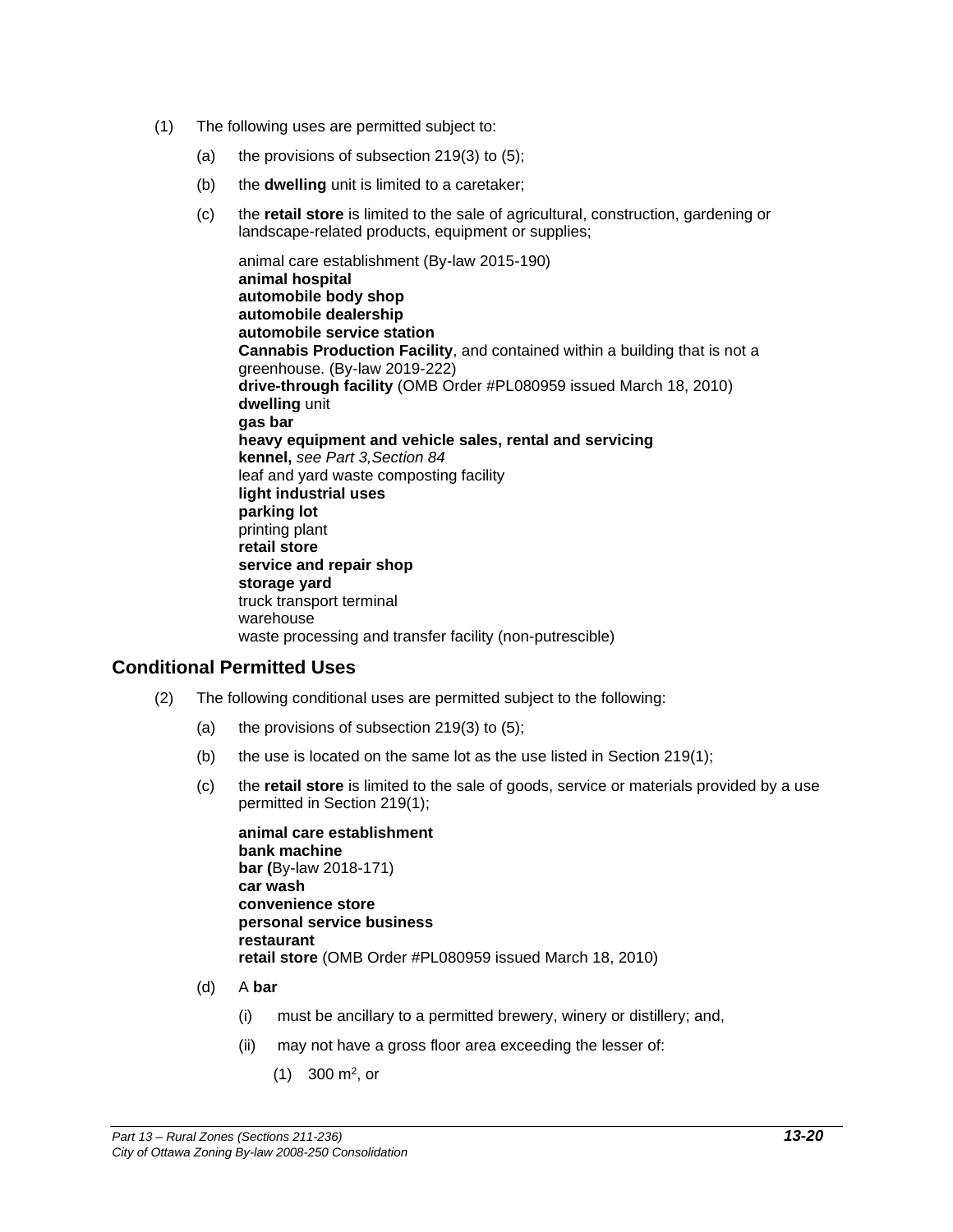(1) The following uses are permitted subject to:

(a) the provisions of subsection 219(3) to (5);

(b) the **dwelling** unit is limited to a caretaker;

(c) the **retail store** is limited to the sale of agricultural, construction, gardening or landscape-related products, equipment or supplies;

animal care establishment (By-law 2015-190)
**animal hospital**
**automobile body shop**
**automobile dealership**
**automobile service station**
**Cannabis Production Facility**, and contained within a building that is not a greenhouse. (By-law 2019-222)
**drive-through facility** (OMB Order #PL080959 issued March 18, 2010)
**dwelling** unit
**gas bar**
**heavy equipment and vehicle sales, rental and servicing**
**kennel,** *see Part 3,Section 84*
leaf and yard waste composting facility
**light industrial uses**
**parking lot**
printing plant
**retail store**
**service and repair shop**
**storage yard**
truck transport terminal
warehouse
waste processing and transfer facility (non-putrescible)

## Conditional Permitted Uses

(2) The following conditional uses are permitted subject to the following:

(a) the provisions of subsection 219(3) to (5);

(b) the use is located on the same lot as the use listed in Section 219(1);

(c) the **retail store** is limited to the sale of goods, service or materials provided by a use permitted in Section 219(1);

**animal care establishment**
**bank machine**
**bar (**By-law 2018-171)
**car wash**
**convenience store**
**personal service business**
**restaurant**
**retail store** (OMB Order #PL080959 issued March 18, 2010)

(d) A **bar**

(i) must be ancillary to a permitted brewery, winery or distillery; and,

(ii) may not have a gross floor area exceeding the lesser of:

(1) 300 $m^2$, or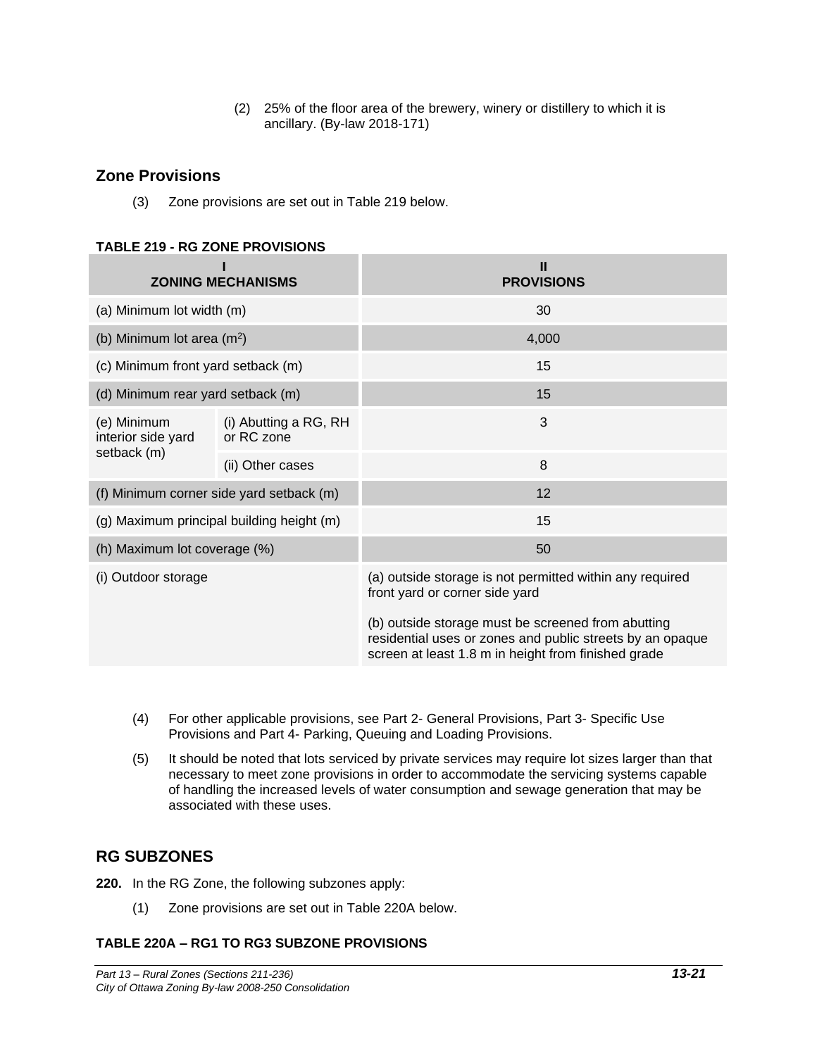(2) 25% of the floor area of the brewery, winery or distillery to which it is ancillary. (By-law 2018-171)

## Zone Provisions

(3) Zone provisions are set out in Table 219 below.

**TABLE 219 - RG ZONE PROVISIONS**

| I<br>ZONING MECHANISMS | | II<br>PROVISIONS |
|---|---|---|
| (a) Minimum lot width (m) | | 30 |
| (b) Minimum lot area (m²) | | 4,000 |
| (c) Minimum front yard setback (m) | | 15 |
| (d) Minimum rear yard setback (m) | | 15 |
| (e) Minimum interior side yard setback (m) | (i) Abutting a RG, RH or RC zone | 3 |
| | (ii) Other cases | 8 |
| (f) Minimum corner side yard setback (m) | | 12 |
| (g) Maximum principal building height (m) | | 15 |
| (h) Maximum lot coverage (%) | | 50 |
| (i) Outdoor storage | | (a) outside storage is not permitted within any required front yard or corner side yard<br><br>(b) outside storage must be screened from abutting residential uses or zones and public streets by an opaque screen at least 1.8 m in height from finished grade |

(4) For other applicable provisions, see Part 2- General Provisions, Part 3- Specific Use Provisions and Part 4- Parking, Queuing and Loading Provisions.

(5) It should be noted that lots serviced by private services may require lot sizes larger than that necessary to meet zone provisions in order to accommodate the servicing systems capable of handling the increased levels of water consumption and sewage generation that may be associated with these uses.

## RG SUBZONES

**220.** In the RG Zone, the following subzones apply:

(1) Zone provisions are set out in Table 220A below.

**TABLE 220A – RG1 TO RG3 SUBZONE PROVISIONS**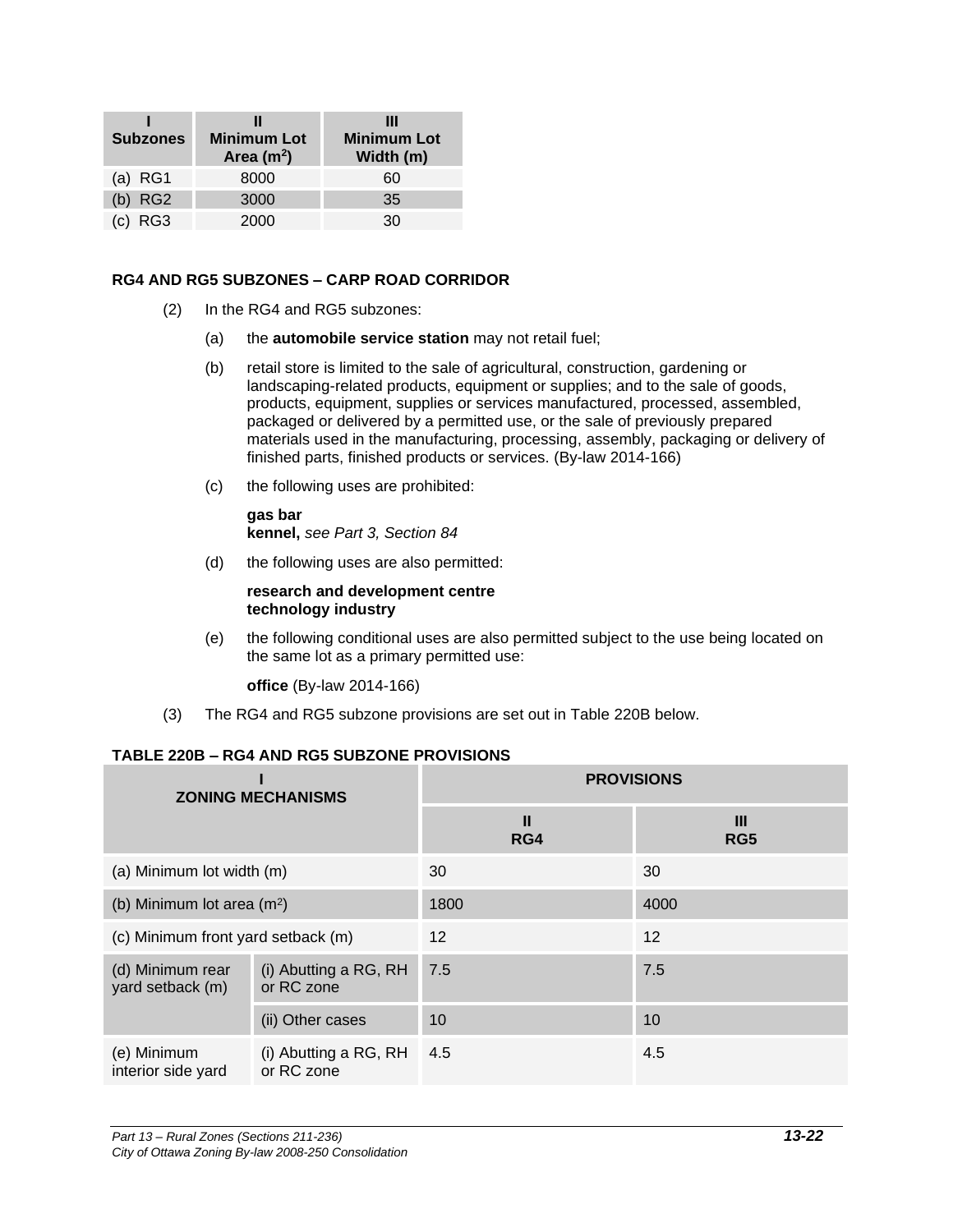| I<br>Subzones | II<br>Minimum Lot Area ($m^2$) | III<br>Minimum Lot Width (m) |
|---|---|---|
| (a) RG1 | 8000 | 60 |
| (b) RG2 | 3000 | 35 |
| (c) RG3 | 2000 | 30 |

### RG4 AND RG5 SUBZONES – CARP ROAD CORRIDOR

(2) In the RG4 and RG5 subzones:

(a) the **automobile service station** may not retail fuel;

(b) retail store is limited to the sale of agricultural, construction, gardening or landscaping-related products, equipment or supplies; and to the sale of goods, products, equipment, supplies or services manufactured, processed, assembled, packaged or delivered by a permitted use, or the sale of previously prepared materials used in the manufacturing, processing, assembly, packaging or delivery of finished parts, finished products or services. (By-law 2014-166)

(c) the following uses are prohibited:

**gas bar**
**kennel,** *see Part 3, Section 84*

(d) the following uses are also permitted:

**research and development centre**
**technology industry**

(e) the following conditional uses are also permitted subject to the use being located on the same lot as a primary permitted use:

**office** (By-law 2014-166)

(3) The RG4 and RG5 subzone provisions are set out in Table 220B below.

**TABLE 220B – RG4 AND RG5 SUBZONE PROVISIONS**

| I<br>ZONING MECHANISMS | | PROVISIONS | |
|---|---|---|---|
| | | II<br>RG4 | III<br>RG5 |
| (a) Minimum lot width (m) | | 30 | 30 |
| (b) Minimum lot area ($m^2$) | | 1800 | 4000 |
| (c) Minimum front yard setback (m) | | 12 | 12 |
| (d) Minimum rear yard setback (m) | (i) Abutting a RG, RH or RC zone | 7.5 | 7.5 |
| | (ii) Other cases | 10 | 10 |
| (e) Minimum interior side yard | (i) Abutting a RG, RH or RC zone | 4.5 | 4.5 |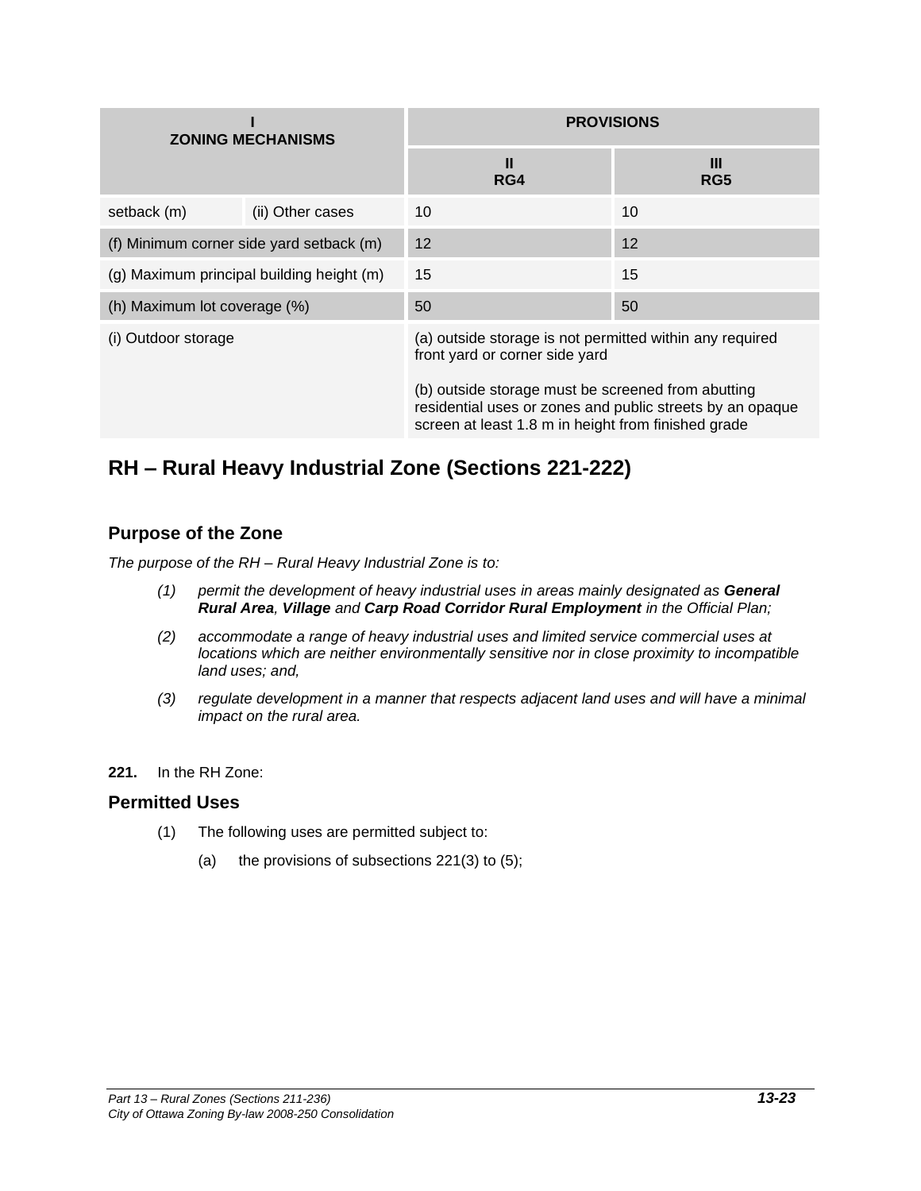| I ZONING MECHANISMS | | PROVISIONS | |
|---|---|---|---|
| | | II RG4 | III RG5 |
| setback (m) | (ii) Other cases | 10 | 10 |
| (f) Minimum corner side yard setback (m) | | 12 | 12 |
| (g) Maximum principal building height (m) | | 15 | 15 |
| (h) Maximum lot coverage (%) | | 50 | 50 |
| (i) Outdoor storage | | (a) outside storage is not permitted within any required front yard or corner side yard<br><br>(b) outside storage must be screened from abutting residential uses or zones and public streets by an opaque screen at least 1.8 m in height from finished grade | |

## RH – Rural Heavy Industrial Zone (Sections 221-222)

### Purpose of the Zone

*The purpose of the RH – Rural Heavy Industrial Zone is to:*

*(1) permit the development of heavy industrial uses in areas mainly designated as **General Rural Area**, **Village** and **Carp Road Corridor Rural Employment** in the Official Plan;*

*(2) accommodate a range of heavy industrial uses and limited service commercial uses at locations which are neither environmentally sensitive nor in close proximity to incompatible land uses; and,*

*(3) regulate development in a manner that respects adjacent land uses and will have a minimal impact on the rural area.*

**221.** In the RH Zone:

### Permitted Uses

(1) The following uses are permitted subject to:

(a) the provisions of subsections 221(3) to (5);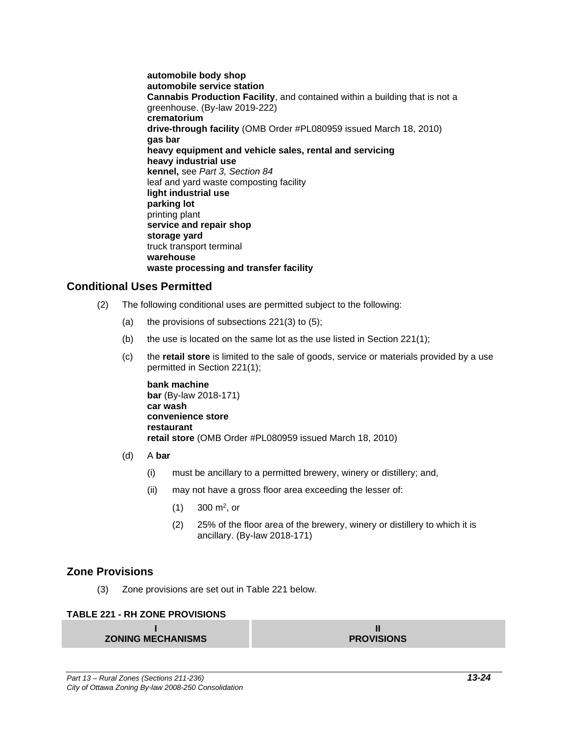**automobile body shop**
**automobile service station**
**Cannabis Production Facility**, and contained within a building that is not a greenhouse. (By-law 2019-222)
**crematorium**
**drive-through facility** (OMB Order #PL080959 issued March 18, 2010)
**gas bar**
**heavy equipment and vehicle sales, rental and servicing**
**heavy industrial use**
**kennel,** see *Part 3, Section 84*
leaf and yard waste composting facility
**light industrial use**
**parking lot**
printing plant
**service and repair shop**
**storage yard**
truck transport terminal
**warehouse**
**waste processing and transfer facility**

## Conditional Uses Permitted

(2) The following conditional uses are permitted subject to the following:

(a) the provisions of subsections 221(3) to (5);

(b) the use is located on the same lot as the use listed in Section 221(1);

(c) the **retail store** is limited to the sale of goods, service or materials provided by a use permitted in Section 221(1);

**bank machine**
**bar** (By-law 2018-171)
**car wash**
**convenience store**
**restaurant**
**retail store** (OMB Order #PL080959 issued March 18, 2010)

(d) A **bar**

(i) must be ancillary to a permitted brewery, winery or distillery; and,

(ii) may not have a gross floor area exceeding the lesser of:

(1) 300 m$^2$, or

(2) 25% of the floor area of the brewery, winery or distillery to which it is ancillary. (By-law 2018-171)

## Zone Provisions

(3) Zone provisions are set out in Table 221 below.

**TABLE 221 - RH ZONE PROVISIONS**

| I ZONING MECHANISMS | II PROVISIONS |
| --- | --- |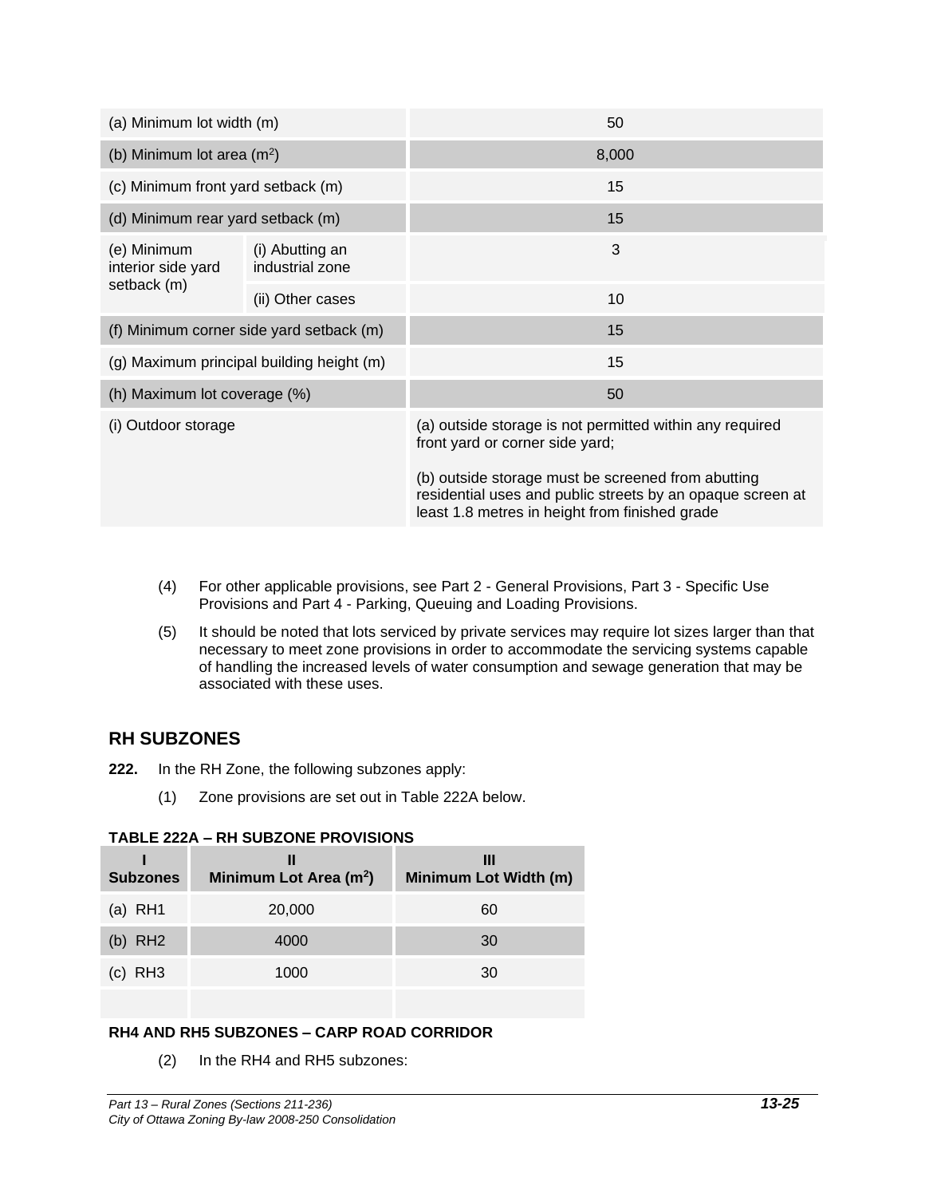| | | |
|---|---|---|
| (a) Minimum lot width (m) | | 50 |
| (b) Minimum lot area ($m^2$) | | 8,000 |
| (c) Minimum front yard setback (m) | | 15 |
| (d) Minimum rear yard setback (m) | | 15 |
| (e) Minimum interior side yard setback (m) | (i) Abutting an industrial zone | 3 |
| | (ii) Other cases | 10 |
| (f) Minimum corner side yard setback (m) | | 15 |
| (g) Maximum principal building height (m) | | 15 |
| (h) Maximum lot coverage (%) | | 50 |
| (i) Outdoor storage | | (a) outside storage is not permitted within any required front yard or corner side yard;<br><br>(b) outside storage must be screened from abutting residential uses and public streets by an opaque screen at least 1.8 metres in height from finished grade |

(4) For other applicable provisions, see Part 2 - General Provisions, Part 3 - Specific Use Provisions and Part 4 - Parking, Queuing and Loading Provisions.

(5) It should be noted that lots serviced by private services may require lot sizes larger than that necessary to meet zone provisions in order to accommodate the servicing systems capable of handling the increased levels of water consumption and sewage generation that may be associated with these uses.

## RH SUBZONES

**222.** In the RH Zone, the following subzones apply:

(1) Zone provisions are set out in Table 222A below.

**TABLE 222A – RH SUBZONE PROVISIONS**

| I<br>Subzones | II<br>Minimum Lot Area ($m^2$) | III<br>Minimum Lot Width (m) |
|---|---|---|
| (a) RH1 | 20,000 | 60 |
| (b) RH2 | 4000 | 30 |
| (c) RH3 | 1000 | 30 |
| | | |

**RH4 AND RH5 SUBZONES – CARP ROAD CORRIDOR**

(2) In the RH4 and RH5 subzones: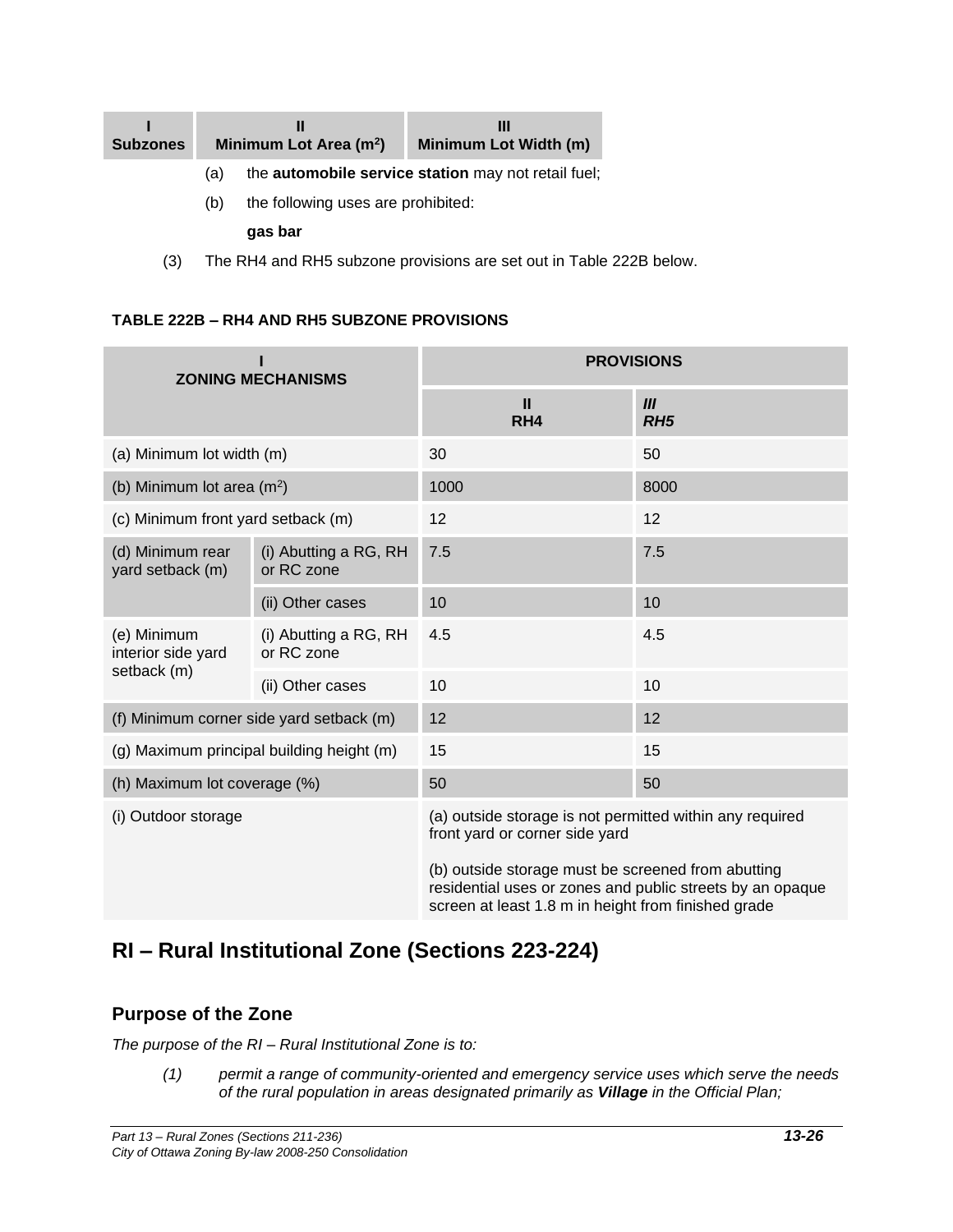| I Subzones | II Minimum Lot Area (m²) | III Minimum Lot Width (m) |
|---|---|---|

(a) the **automobile service station** may not retail fuel;

(b) the following uses are prohibited:

**gas bar**

(3) The RH4 and RH5 subzone provisions are set out in Table 222B below.

**TABLE 222B – RH4 AND RH5 SUBZONE PROVISIONS**

| I ZONING MECHANISMS | | PROVISIONS | |
|---|---|---|---|
| | | II RH4 | *III RH5* |
| (a) Minimum lot width (m) | | 30 | 50 |
| (b) Minimum lot area (m²) | | 1000 | 8000 |
| (c) Minimum front yard setback (m) | | 12 | 12 |
| (d) Minimum rear yard setback (m) | (i) Abutting a RG, RH or RC zone | 7.5 | 7.5 |
| | (ii) Other cases | 10 | 10 |
| (e) Minimum interior side yard setback (m) | (i) Abutting a RG, RH or RC zone | 4.5 | 4.5 |
| | (ii) Other cases | 10 | 10 |
| (f) Minimum corner side yard setback (m) | | 12 | 12 |
| (g) Maximum principal building height (m) | | 15 | 15 |
| (h) Maximum lot coverage (%) | | 50 | 50 |
| (i) Outdoor storage | | (a) outside storage is not permitted within any required front yard or corner side yard<br><br>(b) outside storage must be screened from abutting residential uses or zones and public streets by an opaque screen at least 1.8 m in height from finished grade | |

## RI – Rural Institutional Zone (Sections 223-224)

### Purpose of the Zone

*The purpose of the RI – Rural Institutional Zone is to:*

*(1) permit a range of community-oriented and emergency service uses which serve the needs of the rural population in areas designated primarily as **Village** in the Official Plan;*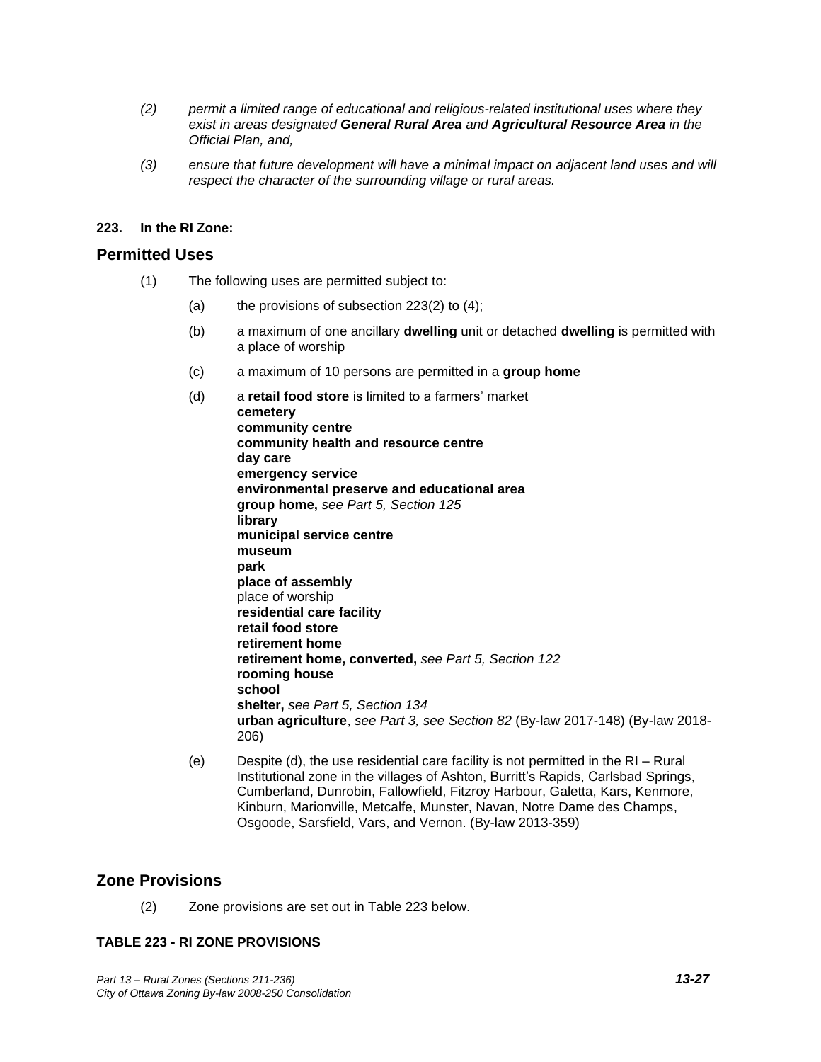*(2) permit a limited range of educational and religious-related institutional uses where they exist in areas designated* ***General Rural Area*** *and* ***Agricultural Resource Area*** *in the Official Plan, and,*

*(3) ensure that future development will have a minimal impact on adjacent land uses and will respect the character of the surrounding village or rural areas.*

**223. In the RI Zone:**

## Permitted Uses

(1) The following uses are permitted subject to:

(a) the provisions of subsection 223(2) to (4);

(b) a maximum of one ancillary **dwelling** unit or detached **dwelling** is permitted with a place of worship

(c) a maximum of 10 persons are permitted in a **group home**

(d) a **retail food store** is limited to a farmers' market

**cemetery**
**community centre**
**community health and resource centre**
**day care**
**emergency service**
**environmental preserve and educational area**
**group home,** *see Part 5, Section 125*
**library**
**municipal service centre**
**museum**
**park**
**place of assembly**
place of worship
**residential care facility**
**retail food store**
**retirement home**
**retirement home, converted,** *see Part 5, Section 122*
**rooming house**
**school**
**shelter,** *see Part 5, Section 134*
**urban agriculture**, *see Part 3, see Section 82* (By-law 2017-148) (By-law 2018-206)

(e) Despite (d), the use residential care facility is not permitted in the RI – Rural Institutional zone in the villages of Ashton, Burritt's Rapids, Carlsbad Springs, Cumberland, Dunrobin, Fallowfield, Fitzroy Harbour, Galetta, Kars, Kenmore, Kinburn, Marionville, Metcalfe, Munster, Navan, Notre Dame des Champs, Osgoode, Sarsfield, Vars, and Vernon. (By-law 2013-359)

## Zone Provisions

(2) Zone provisions are set out in Table 223 below.

**TABLE 223 - RI ZONE PROVISIONS**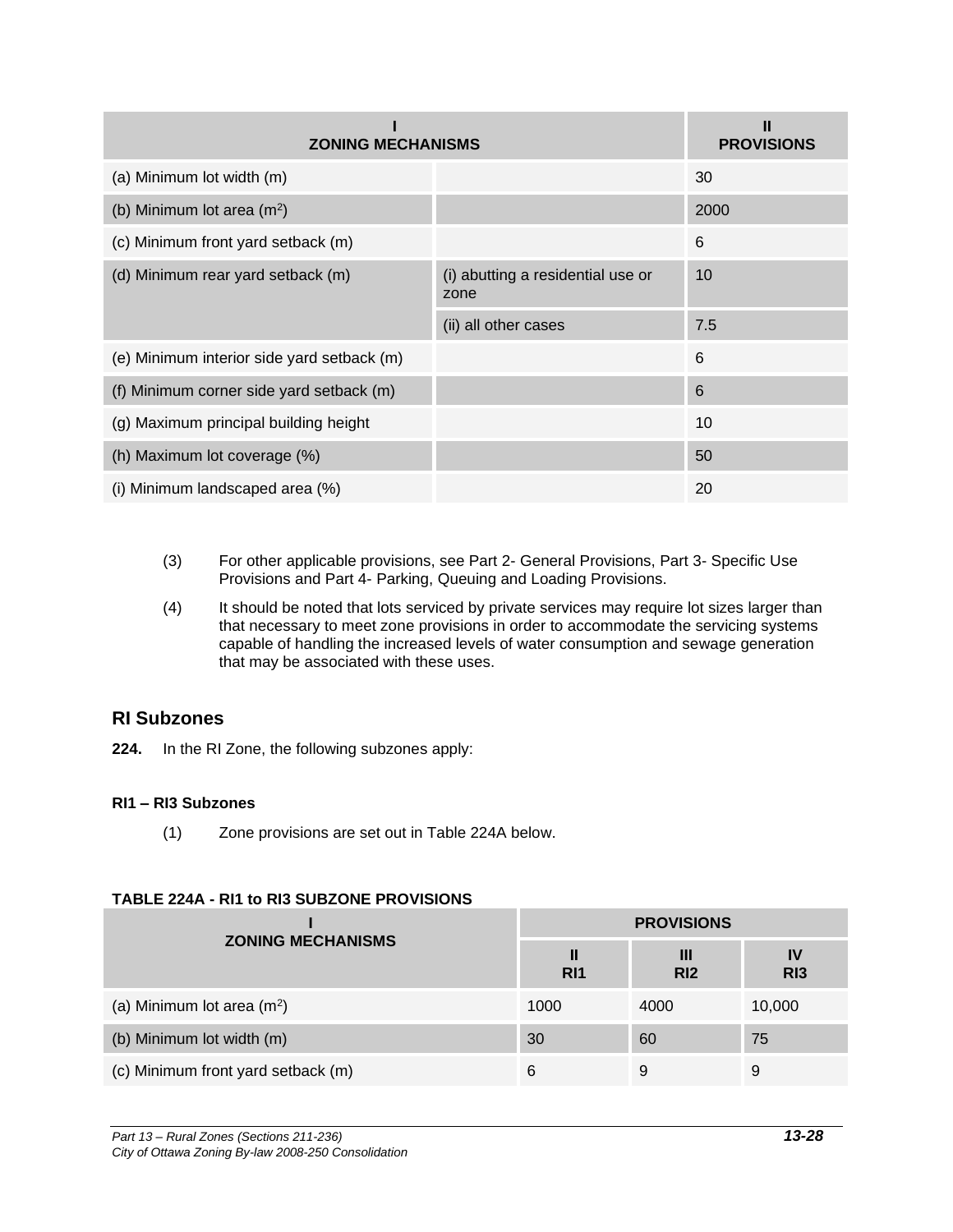| I<br>ZONING MECHANISMS | | II<br>PROVISIONS |
|---|---|---|
| (a) Minimum lot width (m) | | 30 |
| (b) Minimum lot area ($m^2$) | | 2000 |
| (c) Minimum front yard setback (m) | | 6 |
| (d) Minimum rear yard setback (m) | (i) abutting a residential use or zone | 10 |
| | (ii) all other cases | 7.5 |
| (e) Minimum interior side yard setback (m) | | 6 |
| (f) Minimum corner side yard setback (m) | | 6 |
| (g) Maximum principal building height | | 10 |
| (h) Maximum lot coverage (%) | | 50 |
| (i) Minimum landscaped area (%) | | 20 |

(3) For other applicable provisions, see Part 2- General Provisions, Part 3- Specific Use Provisions and Part 4- Parking, Queuing and Loading Provisions.

(4) It should be noted that lots serviced by private services may require lot sizes larger than that necessary to meet zone provisions in order to accommodate the servicing systems capable of handling the increased levels of water consumption and sewage generation that may be associated with these uses.

## RI Subzones

**224.** In the RI Zone, the following subzones apply:

#### RI1 – RI3 Subzones

(1) Zone provisions are set out in Table 224A below.

**TABLE 224A - RI1 to RI3 SUBZONE PROVISIONS**

| I<br>ZONING MECHANISMS | PROVISIONS | | |
|---|---|---|---|
| | II<br>RI1 | III<br>RI2 | IV<br>RI3 |
| (a) Minimum lot area ($m^2$) | 1000 | 4000 | 10,000 |
| (b) Minimum lot width (m) | 30 | 60 | 75 |
| (c) Minimum front yard setback (m) | 6 | 9 | 9 |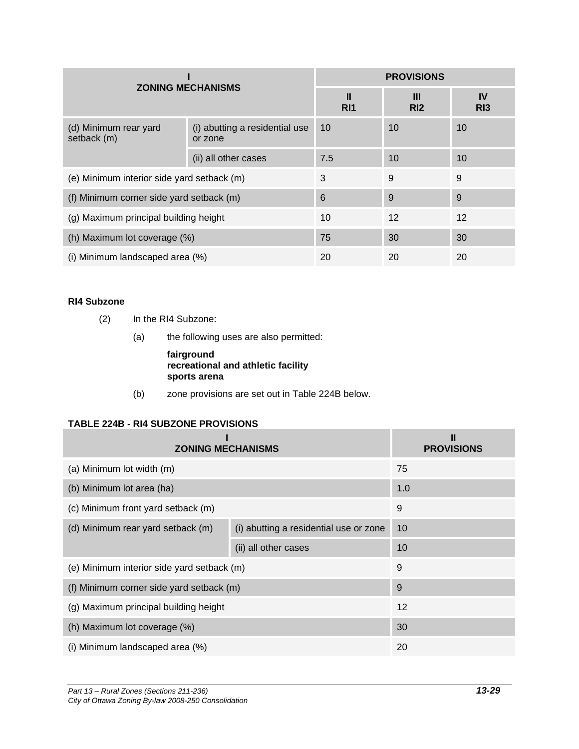| I<br>ZONING MECHANISMS | | PROVISIONS | | |
|---|---|---|---|---|
| | | II<br>RI1 | III<br>RI2 | IV<br>RI3 |
| (d) Minimum rear yard setback (m) | (i) abutting a residential use or zone | 10 | 10 | 10 |
| | (ii) all other cases | 7.5 | 10 | 10 |
| (e) Minimum interior side yard setback (m) | | 3 | 9 | 9 |
| (f) Minimum corner side yard setback (m) | | 6 | 9 | 9 |
| (g) Maximum principal building height | | 10 | 12 | 12 |
| (h) Maximum lot coverage (%) | | 75 | 30 | 30 |
| (i) Minimum landscaped area (%) | | 20 | 20 | 20 |

### RI4 Subzone

(2) In the RI4 Subzone:

(a) the following uses are also permitted:

**fairground**
**recreational and athletic facility**
**sports arena**

(b) zone provisions are set out in Table 224B below.

**TABLE 224B - RI4 SUBZONE PROVISIONS**

| I<br>ZONING MECHANISMS | | II<br>PROVISIONS |
|---|---|---|
| (a) Minimum lot width (m) | | 75 |
| (b) Minimum lot area (ha) | | 1.0 |
| (c) Minimum front yard setback (m) | | 9 |
| (d) Minimum rear yard setback (m) | (i) abutting a residential use or zone | 10 |
| | (ii) all other cases | 10 |
| (e) Minimum interior side yard setback (m) | | 9 |
| (f) Minimum corner side yard setback (m) | | 9 |
| (g) Maximum principal building height | | 12 |
| (h) Maximum lot coverage (%) | | 30 |
| (i) Minimum landscaped area (%) | | 20 |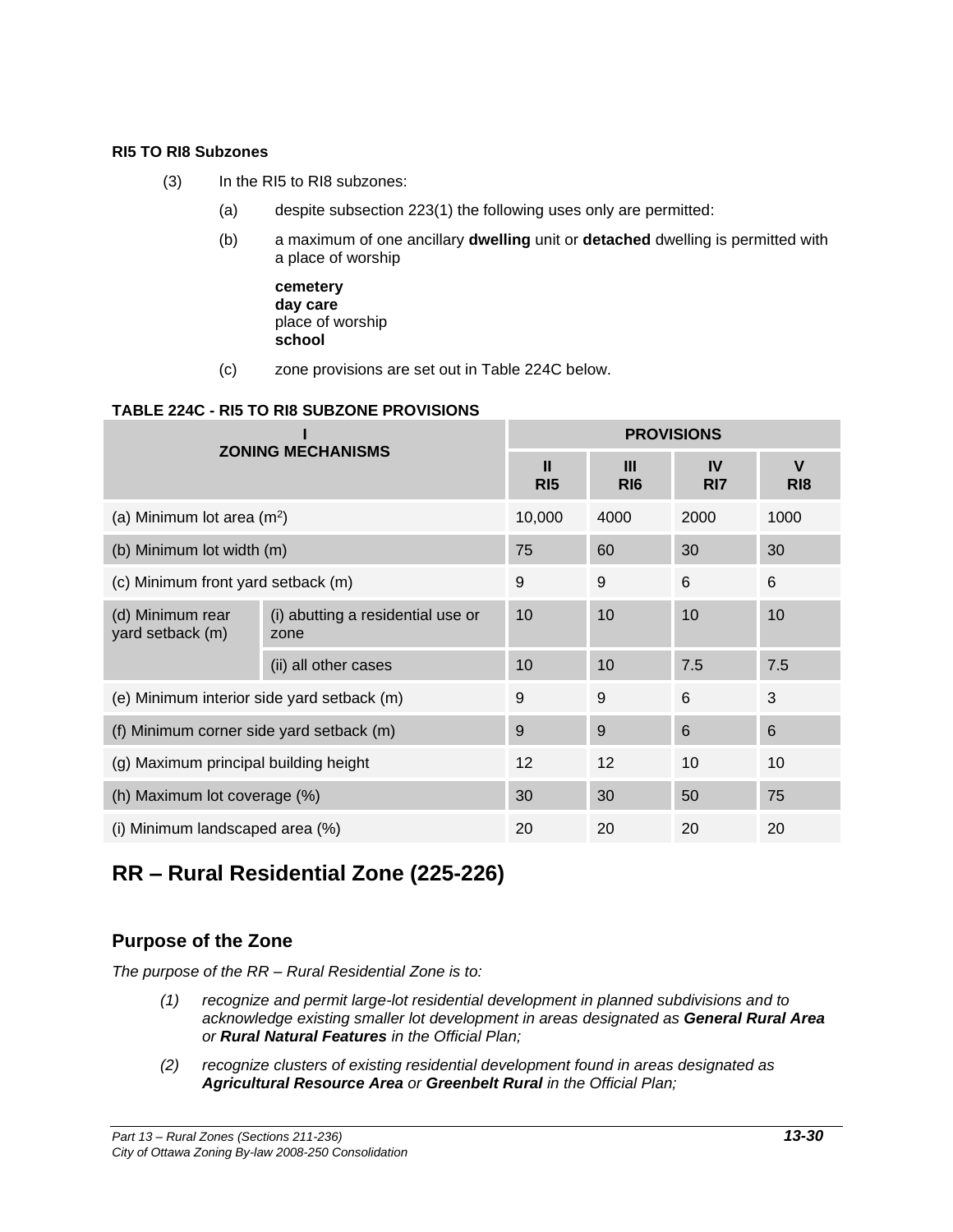**RI5 TO RI8 Subzones**

(3) In the RI5 to RI8 subzones:

(a) despite subsection 223(1) the following uses only are permitted:

(b) a maximum of one ancillary **dwelling** unit or **detached** dwelling is permitted with a place of worship

**cemetery**
**day care**
place of worship
**school**

(c) zone provisions are set out in Table 224C below.

**TABLE 224C - RI5 TO RI8 SUBZONE PROVISIONS**

| I ZONING MECHANISMS | | PROVISIONS | | | |
|---|---|---|---|---|---|
| | | II RI5 | III RI6 | IV RI7 | V RI8 |
| (a) Minimum lot area ($m^2$) | | 10,000 | 4000 | 2000 | 1000 |
| (b) Minimum lot width (m) | | 75 | 60 | 30 | 30 |
| (c) Minimum front yard setback (m) | | 9 | 9 | 6 | 6 |
| (d) Minimum rear yard setback (m) | (i) abutting a residential use or zone | 10 | 10 | 10 | 10 |
| | (ii) all other cases | 10 | 10 | 7.5 | 7.5 |
| (e) Minimum interior side yard setback (m) | | 9 | 9 | 6 | 3 |
| (f) Minimum corner side yard setback (m) | | 9 | 9 | 6 | 6 |
| (g) Maximum principal building height | | 12 | 12 | 10 | 10 |
| (h) Maximum lot coverage (%) | | 30 | 30 | 50 | 75 |
| (i) Minimum landscaped area (%) | | 20 | 20 | 20 | 20 |

# RR – Rural Residential Zone (225-226)

## Purpose of the Zone

*The purpose of the RR – Rural Residential Zone is to:*

*(1) recognize and permit large-lot residential development in planned subdivisions and to acknowledge existing smaller lot development in areas designated as **General Rural Area** or **Rural Natural Features** in the Official Plan;*

*(2) recognize clusters of existing residential development found in areas designated as **Agricultural Resource Area** or **Greenbelt Rural** in the Official Plan;*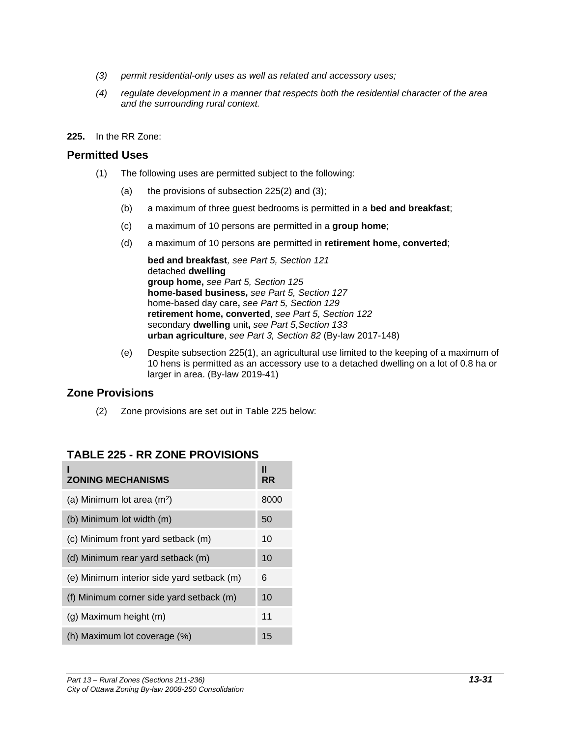*(3) permit residential-only uses as well as related and accessory uses;*

*(4) regulate development in a manner that respects both the residential character of the area and the surrounding rural context.*

**225.** In the RR Zone:

## Permitted Uses

(1) The following uses are permitted subject to the following:

(a) the provisions of subsection 225(2) and (3);

(b) a maximum of three guest bedrooms is permitted in a **bed and breakfast**;

(c) a maximum of 10 persons are permitted in a **group home**;

(d) a maximum of 10 persons are permitted in **retirement home, converted**;

**bed and breakfast***, see Part 5, Section 121*
detached **dwelling**
**group home,** *see Part 5, Section 125*
**home-based business,** *see Part 5, Section 127*
home-based day care**,** *see Part 5, Section 129*
**retirement home, converted**, *see Part 5, Section 122*
secondary **dwelling** unit**,** *see Part 5,Section 133*
**urban agriculture**, *see Part 3, Section 82* (By-law 2017-148)

(e) Despite subsection 225(1), an agricultural use limited to the keeping of a maximum of 10 hens is permitted as an accessory use to a detached dwelling on a lot of 0.8 ha or larger in area. (By-law 2019-41)

## Zone Provisions

(2) Zone provisions are set out in Table 225 below:

### TABLE 225 - RR ZONE PROVISIONS

| I<br>ZONING MECHANISMS | II<br>RR |
|---|---|
| (a) Minimum lot area ($m^2$) | 8000 |
| (b) Minimum lot width (m) | 50 |
| (c) Minimum front yard setback (m) | 10 |
| (d) Minimum rear yard setback (m) | 10 |
| (e) Minimum interior side yard setback (m) | 6 |
| (f) Minimum corner side yard setback (m) | 10 |
| (g) Maximum height (m) | 11 |
| (h) Maximum lot coverage (%) | 15 |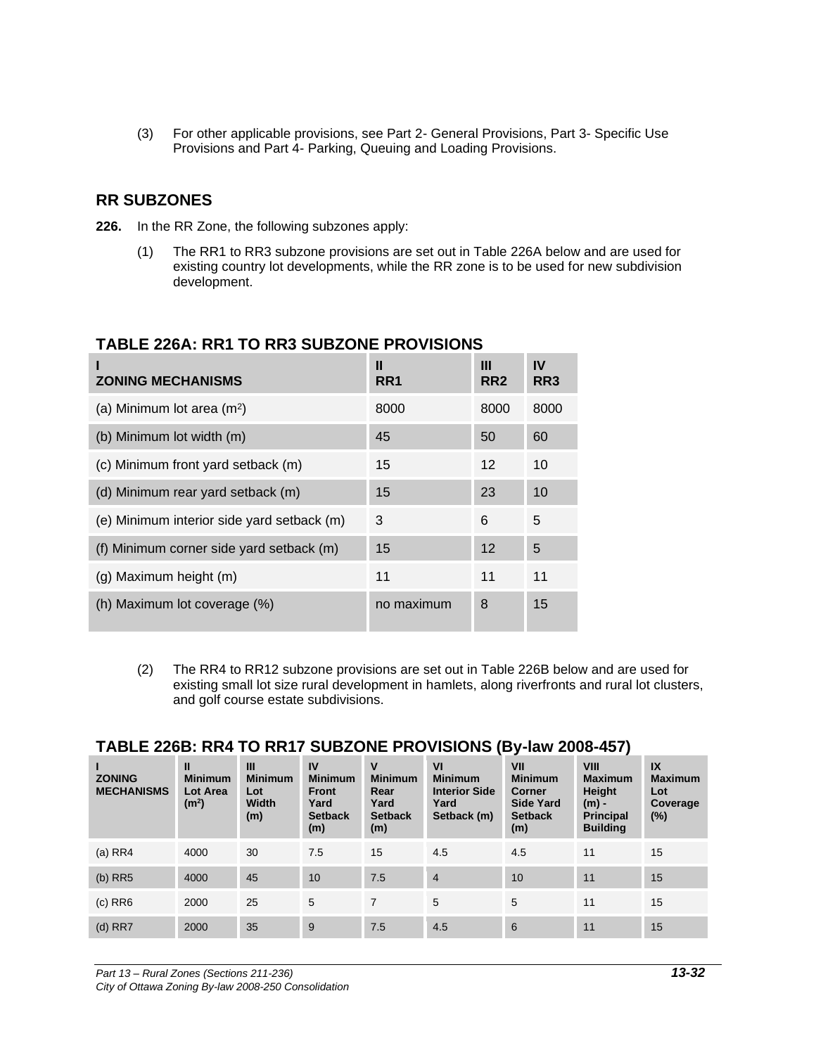(3) For other applicable provisions, see Part 2- General Provisions, Part 3- Specific Use Provisions and Part 4- Parking, Queuing and Loading Provisions.

## RR SUBZONES

**226.** In the RR Zone, the following subzones apply:

(1) The RR1 to RR3 subzone provisions are set out in Table 226A below and are used for existing country lot developments, while the RR zone is to be used for new subdivision development.

## TABLE 226A: RR1 TO RR3 SUBZONE PROVISIONS

| I<br>ZONING MECHANISMS | II<br>RR1 | III<br>RR2 | IV<br>RR3 |
|---|---|---|---|
| (a) Minimum lot area ($m^2$) | 8000 | 8000 | 8000 |
| (b) Minimum lot width (m) | 45 | 50 | 60 |
| (c) Minimum front yard setback (m) | 15 | 12 | 10 |
| (d) Minimum rear yard setback (m) | 15 | 23 | 10 |
| (e) Minimum interior side yard setback (m) | 3 | 6 | 5 |
| (f) Minimum corner side yard setback (m) | 15 | 12 | 5 |
| (g) Maximum height (m) | 11 | 11 | 11 |
| (h) Maximum lot coverage (%) | no maximum | 8 | 15 |

(2) The RR4 to RR12 subzone provisions are set out in Table 226B below and are used for existing small lot size rural development in hamlets, along riverfronts and rural lot clusters, and golf course estate subdivisions.

## TABLE 226B: RR4 TO RR17 SUBZONE PROVISIONS (By-law 2008-457)

| I<br>ZONING MECHANISMS | II<br>Minimum Lot Area ($m^2$) | III<br>Minimum Lot Width (m) | IV<br>Minimum Front Yard Setback (m) | V<br>Minimum Rear Yard Setback (m) | VI<br>Minimum Interior Side Yard Setback (m) | VII<br>Minimum Corner Side Yard Setback (m) | VIII<br>Maximum Height (m) - Principal Building | IX<br>Maximum Lot Coverage (%) |
|---|---|---|---|---|---|---|---|---|
| (a) RR4 | 4000 | 30 | 7.5 | 15 | 4.5 | 4.5 | 11 | 15 |
| (b) RR5 | 4000 | 45 | 10 | 7.5 | 4 | 10 | 11 | 15 |
| (c) RR6 | 2000 | 25 | 5 | 7 | 5 | 5 | 11 | 15 |
| (d) RR7 | 2000 | 35 | 9 | 7.5 | 4.5 | 6 | 11 | 15 |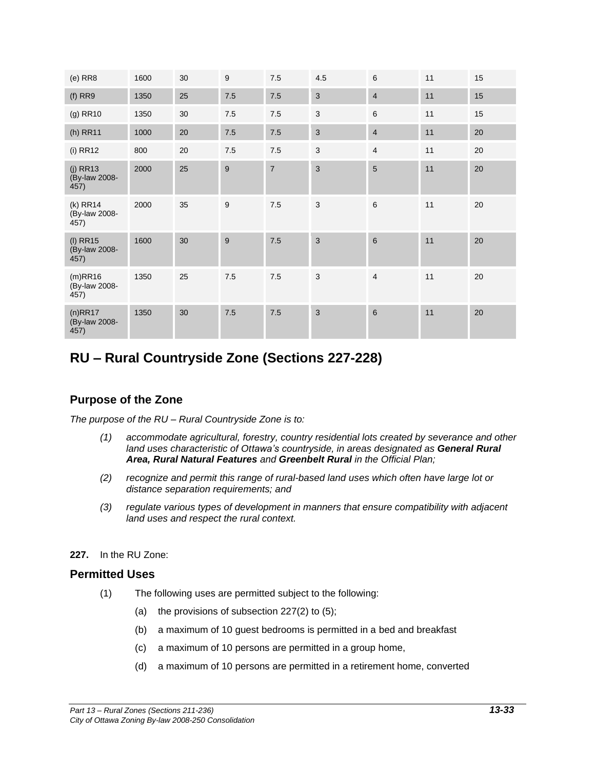| (e) RR8 | 1600 | 30 | 9 | 7.5 | 4.5 | 6 | 11 | 15 |
|---|---|---|---|---|---|---|---|---|
| (f) RR9 | 1350 | 25 | 7.5 | 7.5 | 3 | 4 | 11 | 15 |
| (g) RR10 | 1350 | 30 | 7.5 | 7.5 | 3 | 6 | 11 | 15 |
| (h) RR11 | 1000 | 20 | 7.5 | 7.5 | 3 | 4 | 11 | 20 |
| (i) RR12 | 800 | 20 | 7.5 | 7.5 | 3 | 4 | 11 | 20 |
| (j) RR13 (By-law 2008-457) | 2000 | 25 | 9 | 7 | 3 | 5 | 11 | 20 |
| (k) RR14 (By-law 2008-457) | 2000 | 35 | 9 | 7.5 | 3 | 6 | 11 | 20 |
| (l) RR15 (By-law 2008-457) | 1600 | 30 | 9 | 7.5 | 3 | 6 | 11 | 20 |
| (m)RR16 (By-law 2008-457) | 1350 | 25 | 7.5 | 7.5 | 3 | 4 | 11 | 20 |
| (n)RR17 (By-law 2008-457) | 1350 | 30 | 7.5 | 7.5 | 3 | 6 | 11 | 20 |

# RU – Rural Countryside Zone (Sections 227-228)

## Purpose of the Zone

*The purpose of the RU – Rural Countryside Zone is to:*

*(1) accommodate agricultural, forestry, country residential lots created by severance and other land uses characteristic of Ottawa's countryside, in areas designated as **General Rural Area, Rural Natural Features** and **Greenbelt Rural** in the Official Plan;*

*(2) recognize and permit this range of rural-based land uses which often have large lot or distance separation requirements; and*

*(3) regulate various types of development in manners that ensure compatibility with adjacent land uses and respect the rural context.*

**227.** In the RU Zone:

## Permitted Uses

(1) The following uses are permitted subject to the following:

(a) the provisions of subsection 227(2) to (5);

(b) a maximum of 10 guest bedrooms is permitted in a bed and breakfast

(c) a maximum of 10 persons are permitted in a group home,

(d) a maximum of 10 persons are permitted in a retirement home, converted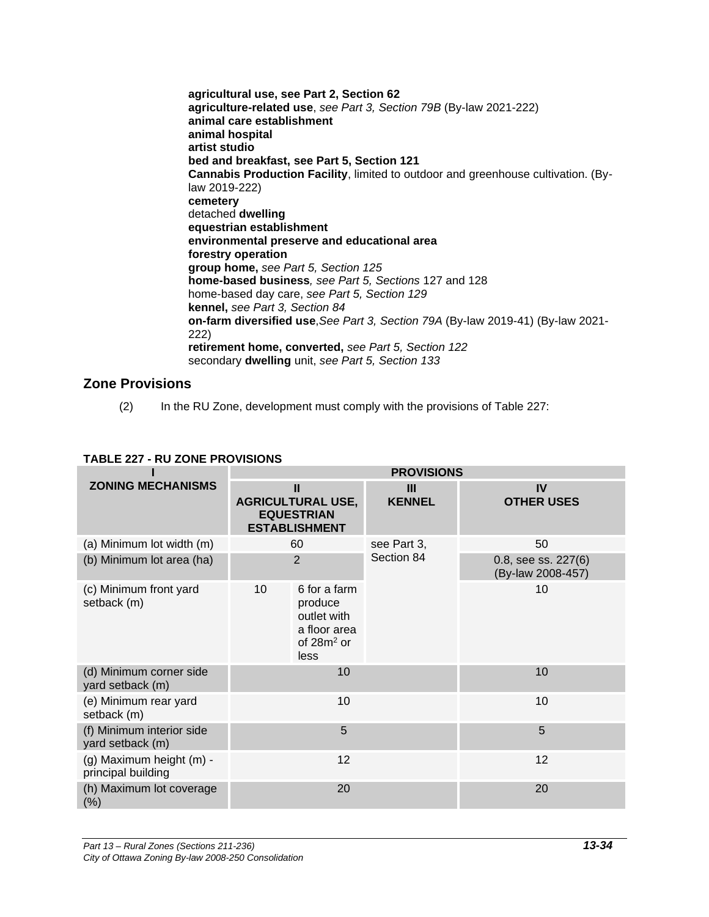**agricultural use, see Part 2, Section 62**
**agriculture-related use**, *see Part 3, Section 79B* (By-law 2021-222)
**animal care establishment**
**animal hospital**
**artist studio**
**bed and breakfast, see Part 5, Section 121**
**Cannabis Production Facility**, limited to outdoor and greenhouse cultivation. (By-law 2019-222)
**cemetery**
detached **dwelling**
**equestrian establishment**
**environmental preserve and educational area**
**forestry operation**
**group home,** *see Part 5, Section 125*
**home-based business***, see Part 5, Sections* 127 and 128
home-based day care, *see Part 5, Section 129*
**kennel,** *see Part 3, Section 84*
**on-farm diversified use**,*See Part 3, Section 79A* (By-law 2019-41) (By-law 2021-222)
**retirement home, converted,** *see Part 5, Section 122*
secondary **dwelling** unit, *see Part 5, Section 133*

## Zone Provisions

(2) In the RU Zone, development must comply with the provisions of Table 227:

**TABLE 227 - RU ZONE PROVISIONS**

| I<br>ZONING MECHANISMS | PROVISIONS | | | |
|---|---|---|---|---|
| | II<br>AGRICULTURAL USE, EQUESTRIAN ESTABLISHMENT | | III<br>KENNEL | IV<br>OTHER USES |
| (a) Minimum lot width (m) | 60 | | see Part 3, Section 84 | 50 |
| (b) Minimum lot area (ha) | 2 | | | 0.8, see ss. 227(6) (By-law 2008-457) |
| (c) Minimum front yard setback (m) | 10 | 6 for a farm produce outlet with a floor area of 28m$^2$ or less | | 10 |
| (d) Minimum corner side yard setback (m) | 10 | | | 10 |
| (e) Minimum rear yard setback (m) | 10 | | | 10 |
| (f) Minimum interior side yard setback (m) | 5 | | | 5 |
| (g) Maximum height (m) - principal building | 12 | | | 12 |
| (h) Maximum lot coverage (%) | 20 | | | 20 |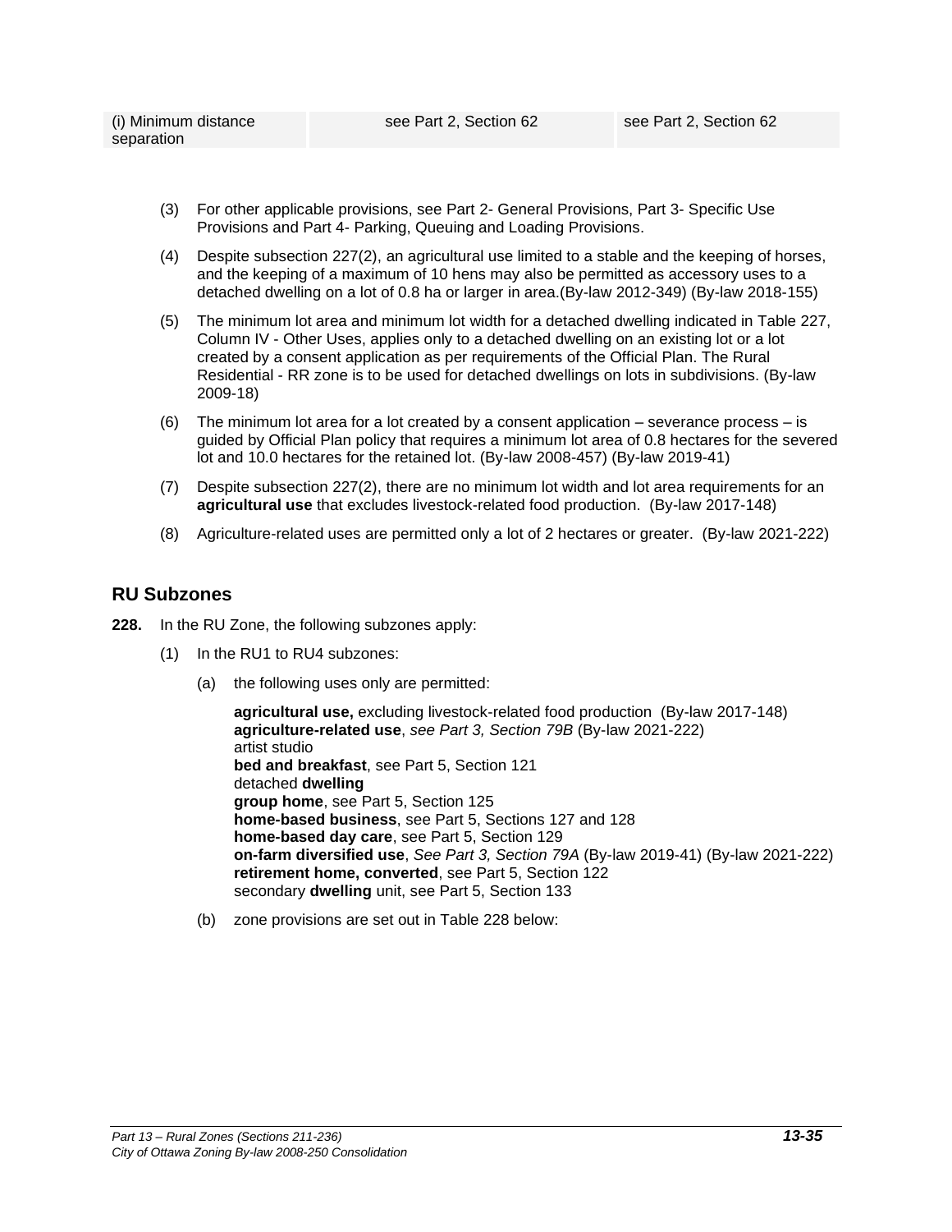| (i) Minimum distance separation | see Part 2, Section 62 | see Part 2, Section 62 |
|---|---|---|

(3) For other applicable provisions, see Part 2- General Provisions, Part 3- Specific Use Provisions and Part 4- Parking, Queuing and Loading Provisions.

(4) Despite subsection 227(2), an agricultural use limited to a stable and the keeping of horses, and the keeping of a maximum of 10 hens may also be permitted as accessory uses to a detached dwelling on a lot of 0.8 ha or larger in area.(By-law 2012-349) (By-law 2018-155)

(5) The minimum lot area and minimum lot width for a detached dwelling indicated in Table 227, Column IV - Other Uses, applies only to a detached dwelling on an existing lot or a lot created by a consent application as per requirements of the Official Plan. The Rural Residential - RR zone is to be used for detached dwellings on lots in subdivisions. (By-law 2009-18)

(6) The minimum lot area for a lot created by a consent application – severance process – is guided by Official Plan policy that requires a minimum lot area of 0.8 hectares for the severed lot and 10.0 hectares for the retained lot. (By-law 2008-457) (By-law 2019-41)

(7) Despite subsection 227(2), there are no minimum lot width and lot area requirements for an **agricultural use** that excludes livestock-related food production. (By-law 2017-148)

(8) Agriculture-related uses are permitted only a lot of 2 hectares or greater. (By-law 2021-222)

## RU Subzones

**228.** In the RU Zone, the following subzones apply:

(1) In the RU1 to RU4 subzones:

(a) the following uses only are permitted:

**agricultural use,** excluding livestock-related food production (By-law 2017-148)
**agriculture-related use**, *see Part 3, Section 79B* (By-law 2021-222)
artist studio
**bed and breakfast**, see Part 5, Section 121
detached **dwelling**
**group home**, see Part 5, Section 125
**home-based business**, see Part 5, Sections 127 and 128
**home-based day care**, see Part 5, Section 129
**on-farm diversified use**, *See Part 3, Section 79A* (By-law 2019-41) (By-law 2021-222)
**retirement home, converted**, see Part 5, Section 122
secondary **dwelling** unit, see Part 5, Section 133

(b) zone provisions are set out in Table 228 below: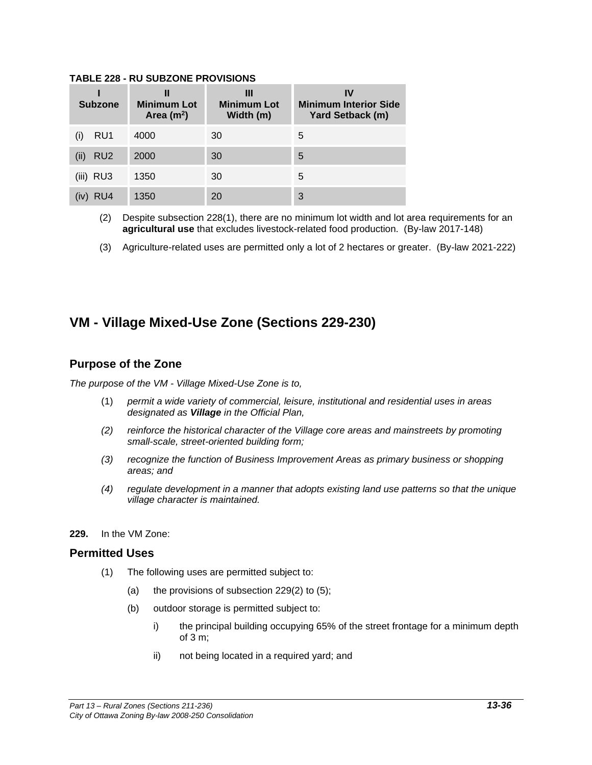**TABLE 228 - RU SUBZONE PROVISIONS**

| I<br>Subzone | II<br>Minimum Lot Area ($m^2$) | III<br>Minimum Lot Width (m) | IV<br>Minimum Interior Side Yard Setback (m) |
|---|---|---|---|
| (i) RU1 | 4000 | 30 | 5 |
| (ii) RU2 | 2000 | 30 | 5 |
| (iii) RU3 | 1350 | 30 | 5 |
| (iv) RU4 | 1350 | 20 | 3 |

(2) Despite subsection 228(1), there are no minimum lot width and lot area requirements for an **agricultural use** that excludes livestock-related food production. (By-law 2017-148)

(3) Agriculture-related uses are permitted only a lot of 2 hectares or greater. (By-law 2021-222)

# VM - Village Mixed-Use Zone (Sections 229-230)

## Purpose of the Zone

*The purpose of the VM - Village Mixed-Use Zone is to,*

(1) *permit a wide variety of commercial, leisure, institutional and residential uses in areas designated as **Village** in the Official Plan,*

*(2) reinforce the historical character of the Village core areas and mainstreets by promoting small-scale, street-oriented building form;*

*(3) recognize the function of Business Improvement Areas as primary business or shopping areas; and*

*(4) regulate development in a manner that adopts existing land use patterns so that the unique village character is maintained.*

**229.** In the VM Zone:

## Permitted Uses

(1) The following uses are permitted subject to:

(a) the provisions of subsection 229(2) to (5);

(b) outdoor storage is permitted subject to:

i) the principal building occupying 65% of the street frontage for a minimum depth of 3 m;

ii) not being located in a required yard; and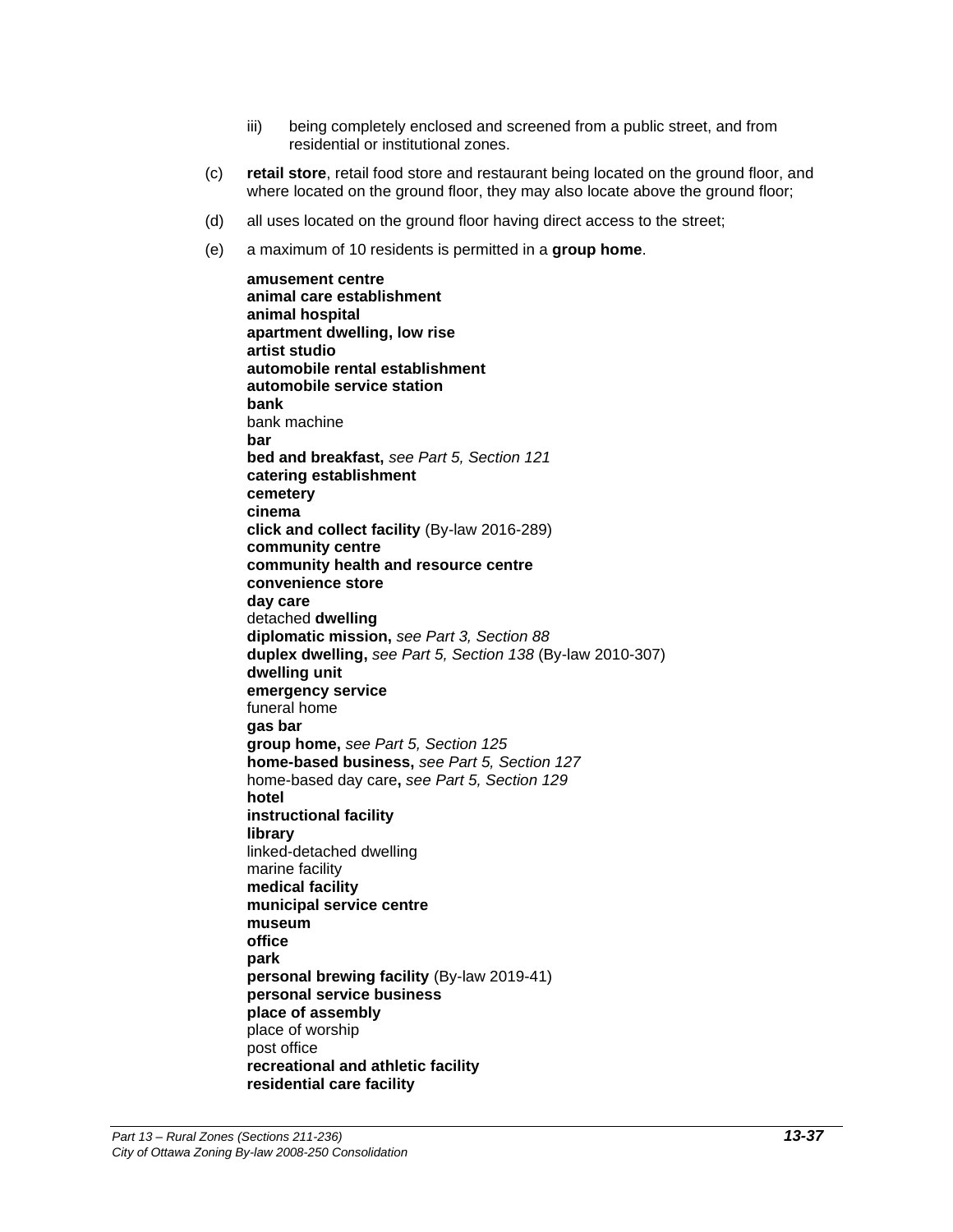iii) being completely enclosed and screened from a public street, and from residential or institutional zones.

(c) **retail store**, retail food store and restaurant being located on the ground floor, and where located on the ground floor, they may also locate above the ground floor;

(d) all uses located on the ground floor having direct access to the street;

(e) a maximum of 10 residents is permitted in a **group home**.

**amusement centre**
**animal care establishment**
**animal hospital**
**apartment dwelling, low rise**
**artist studio**
**automobile rental establishment**
**automobile service station**
**bank**
bank machine
**bar**
**bed and breakfast,** *see Part 5, Section 121*
**catering establishment**
**cemetery**
**cinema**
**click and collect facility** (By-law 2016-289)
**community centre**
**community health and resource centre**
**convenience store**
**day care**
detached **dwelling**
**diplomatic mission,** *see Part 3, Section 88*
**duplex dwelling,** *see Part 5, Section 138* (By-law 2010-307)
**dwelling unit**
**emergency service**
funeral home
**gas bar**
**group home,** *see Part 5, Section 125*
**home-based business,** *see Part 5, Section 127*
home-based day care**,** *see Part 5, Section 129*
**hotel**
**instructional facility**
**library**
linked-detached dwelling
marine facility
**medical facility**
**municipal service centre**
**museum**
**office**
**park**
**personal brewing facility** (By-law 2019-41)
**personal service business**
**place of assembly**
place of worship
post office
**recreational and athletic facility**
**residential care facility**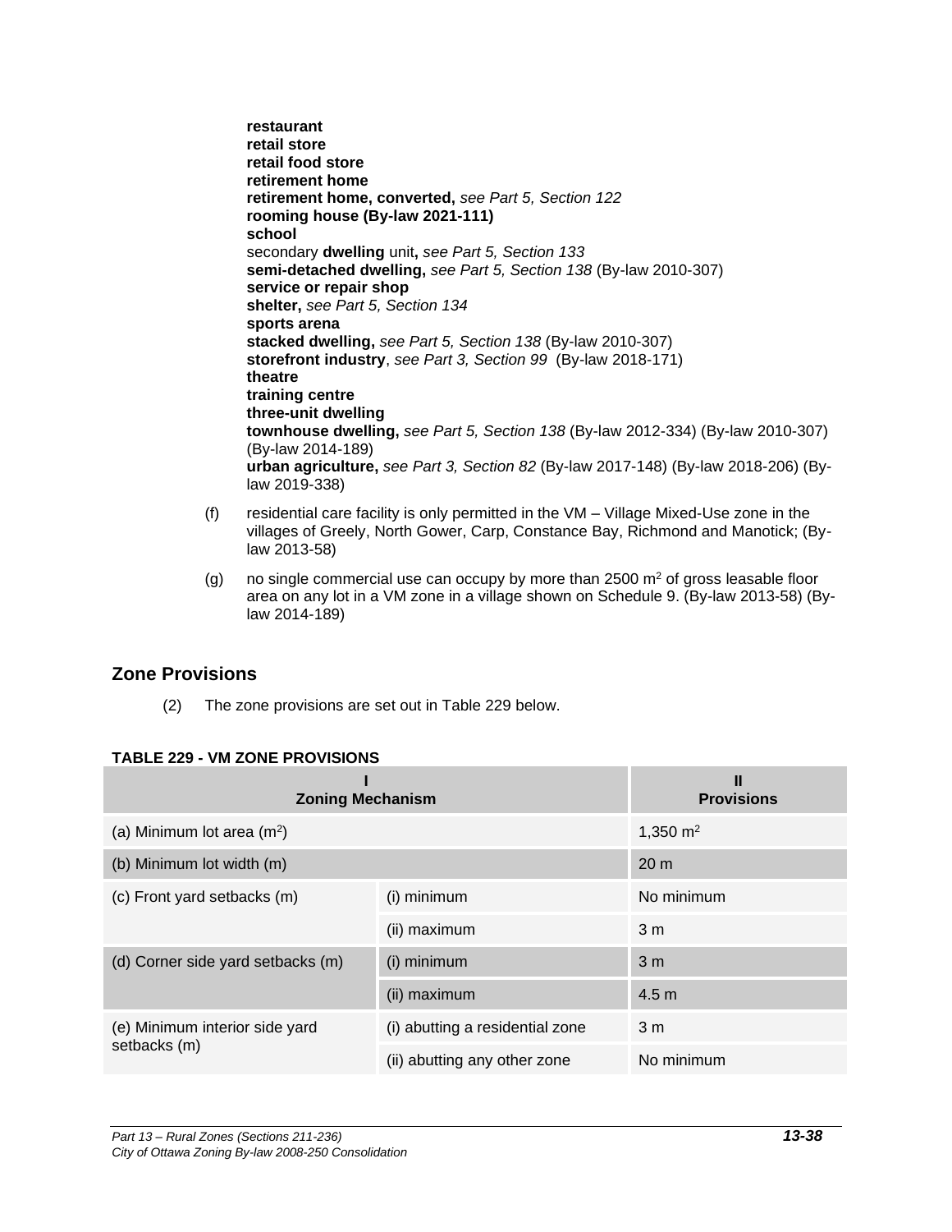**restaurant**
**retail store**
**retail food store**
**retirement home**
**retirement home, converted,** *see Part 5, Section 122*
**rooming house (By-law 2021-111)**
**school**
secondary **dwelling** unit**,** *see Part 5, Section 133*
**semi-detached dwelling,** *see Part 5, Section 138* (By-law 2010-307)
**service or repair shop**
**shelter,** *see Part 5, Section 134*
**sports arena**
**stacked dwelling,** *see Part 5, Section 138* (By-law 2010-307)
**storefront industry**, *see Part 3, Section 99* (By-law 2018-171)
**theatre**
**training centre**
**three-unit dwelling**
**townhouse dwelling,** *see Part 5, Section 138* (By-law 2012-334) (By-law 2010-307) (By-law 2014-189)
**urban agriculture,** *see Part 3, Section 82* (By-law 2017-148) (By-law 2018-206) (By-law 2019-338)

(f) residential care facility is only permitted in the VM – Village Mixed-Use zone in the villages of Greely, North Gower, Carp, Constance Bay, Richmond and Manotick; (By-law 2013-58)

(g) no single commercial use can occupy by more than 2500 $m^2$ of gross leasable floor area on any lot in a VM zone in a village shown on Schedule 9. (By-law 2013-58) (By-law 2014-189)

## Zone Provisions

(2) The zone provisions are set out in Table 229 below.

**TABLE 229 - VM ZONE PROVISIONS**

| I<br>Zoning Mechanism | | II<br>Provisions |
|---|---|---|
| (a) Minimum lot area ($m^2$) | | 1,350 $m^2$ |
| (b) Minimum lot width (m) | | 20 m |
| (c) Front yard setbacks (m) | (i) minimum | No minimum |
| | (ii) maximum | 3 m |
| (d) Corner side yard setbacks (m) | (i) minimum | 3 m |
| | (ii) maximum | 4.5 m |
| (e) Minimum interior side yard setbacks (m) | (i) abutting a residential zone | 3 m |
| | (ii) abutting any other zone | No minimum |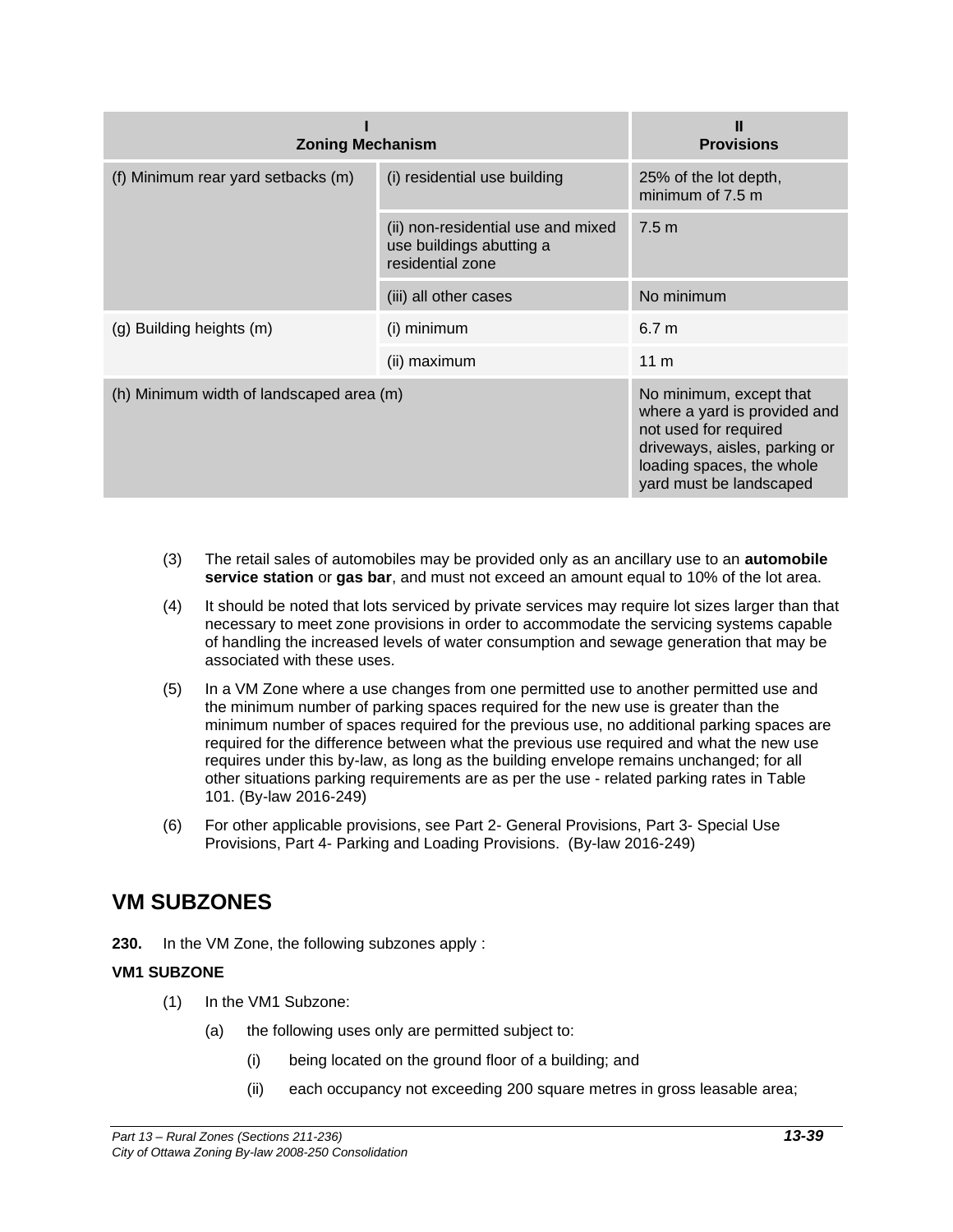| I<br>Zoning Mechanism | | II<br>Provisions |
|---|---|---|
| (f) Minimum rear yard setbacks (m) | (i) residential use building | 25% of the lot depth, minimum of 7.5 m |
| | (ii) non-residential use and mixed use buildings abutting a residential zone | 7.5 m |
| | (iii) all other cases | No minimum |
| (g) Building heights (m) | (i) minimum | 6.7 m |
| | (ii) maximum | 11 m |
| (h) Minimum width of landscaped area (m) | | No minimum, except that where a yard is provided and not used for required driveways, aisles, parking or loading spaces, the whole yard must be landscaped |

(3) The retail sales of automobiles may be provided only as an ancillary use to an **automobile service station** or **gas bar**, and must not exceed an amount equal to 10% of the lot area.

(4) It should be noted that lots serviced by private services may require lot sizes larger than that necessary to meet zone provisions in order to accommodate the servicing systems capable of handling the increased levels of water consumption and sewage generation that may be associated with these uses.

(5) In a VM Zone where a use changes from one permitted use to another permitted use and the minimum number of parking spaces required for the new use is greater than the minimum number of spaces required for the previous use, no additional parking spaces are required for the difference between what the previous use required and what the new use requires under this by-law, as long as the building envelope remains unchanged; for all other situations parking requirements are as per the use - related parking rates in Table 101. (By-law 2016-249)

(6) For other applicable provisions, see Part 2- General Provisions, Part 3- Special Use Provisions, Part 4- Parking and Loading Provisions. (By-law 2016-249)

## VM SUBZONES

**230.** In the VM Zone, the following subzones apply :

**VM1 SUBZONE**

(1) In the VM1 Subzone:

(a) the following uses only are permitted subject to:

(i) being located on the ground floor of a building; and

(ii) each occupancy not exceeding 200 square metres in gross leasable area;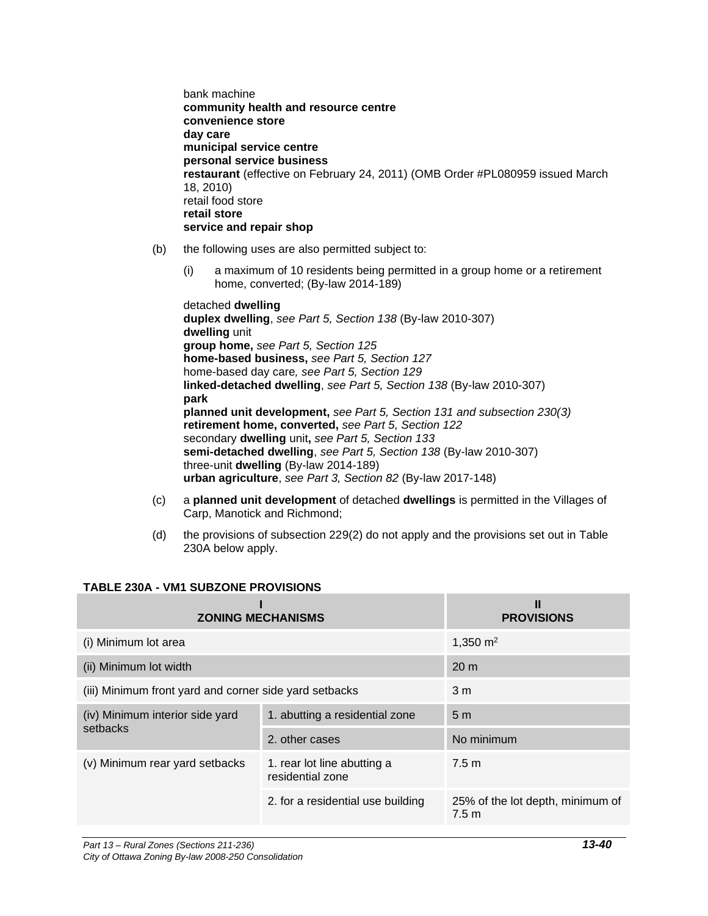bank machine
**community health and resource centre**
**convenience store**
**day care**
**municipal service centre**
**personal service business**
**restaurant** (effective on February 24, 2011) (OMB Order #PL080959 issued March 18, 2010)
retail food store
**retail store**
**service and repair shop**

(b) the following uses are also permitted subject to:

(i) a maximum of 10 residents being permitted in a group home or a retirement home, converted; (By-law 2014-189)

detached **dwelling**
**duplex dwelling**, *see Part 5, Section 138* (By-law 2010-307)
**dwelling** unit
**group home,** *see Part 5, Section 125*
**home-based business,** *see Part 5, Section 127*
home-based day care*, see Part 5, Section 129*
**linked-detached dwelling**, *see Part 5, Section 138* (By-law 2010-307)
**park**
**planned unit development,** *see Part 5, Section 131 and subsection 230(3)*
**retirement home, converted,** *see Part 5, Section 122*
secondary **dwelling** unit**,** *see Part 5, Section 133*
**semi-detached dwelling**, *see Part 5, Section 138* (By-law 2010-307)
three-unit **dwelling** (By-law 2014-189)
**urban agriculture**, *see Part 3, Section 82* (By-law 2017-148)

(c) a **planned unit development** of detached **dwellings** is permitted in the Villages of Carp, Manotick and Richmond;

(d) the provisions of subsection 229(2) do not apply and the provisions set out in Table 230A below apply.

**TABLE 230A - VM1 SUBZONE PROVISIONS**

| I ZONING MECHANISMS | | II PROVISIONS |
|---|---|---|
| (i) Minimum lot area | | 1,350 m$^2$ |
| (ii) Minimum lot width | | 20 m |
| (iii) Minimum front yard and corner side yard setbacks | | 3 m |
| (iv) Minimum interior side yard setbacks | 1. abutting a residential zone | 5 m |
| | 2. other cases | No minimum |
| (v) Minimum rear yard setbacks | 1. rear lot line abutting a residential zone | 7.5 m |
| | 2. for a residential use building | 25% of the lot depth, minimum of 7.5 m |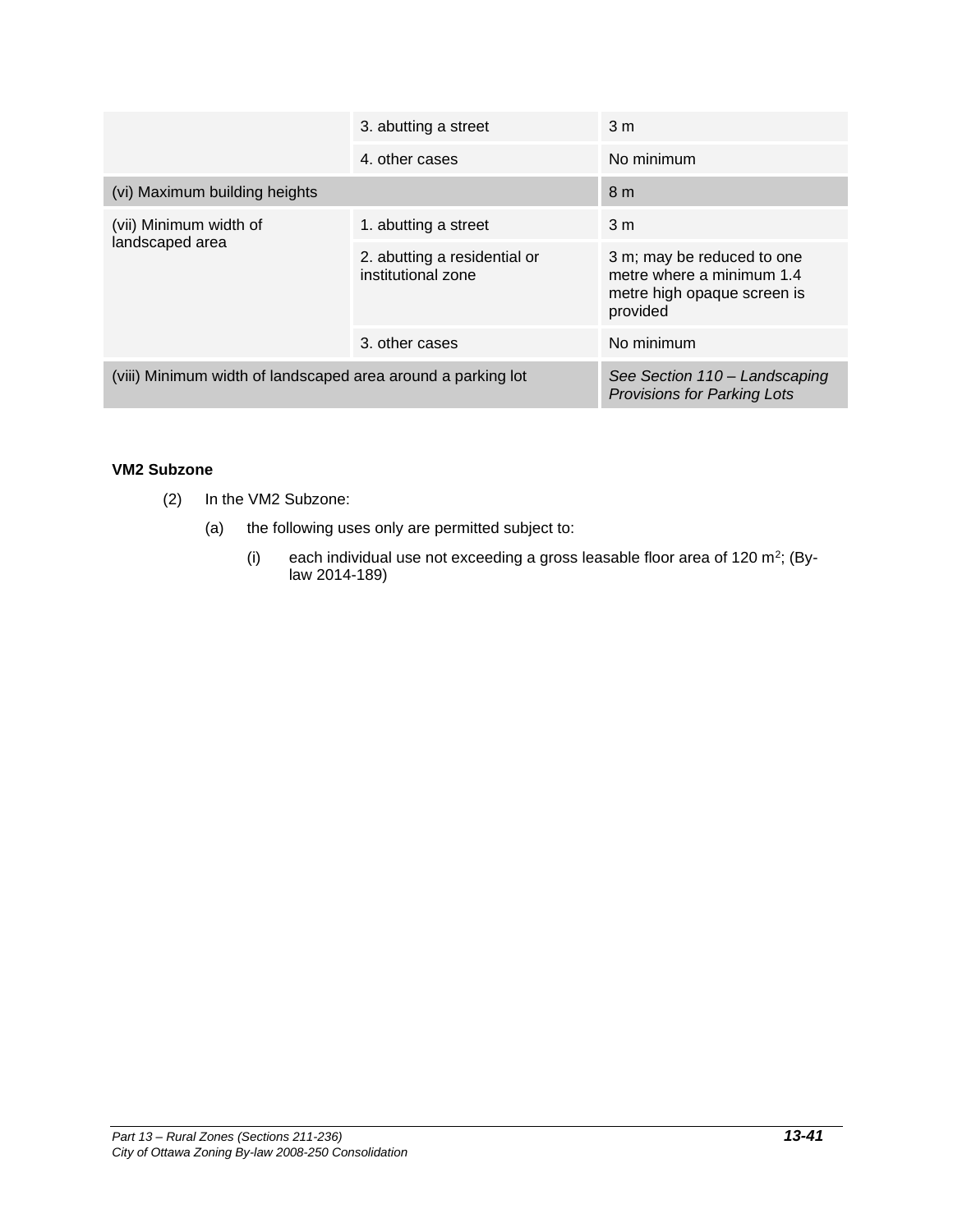|  |  |  |
|---|---|---|
|  | 3. abutting a street | 3 m |
|  | 4. other cases | No minimum |
| (vi) Maximum building heights |  | 8 m |
| (vii) Minimum width of landscaped area | 1. abutting a street | 3 m |
|  | 2. abutting a residential or institutional zone | 3 m; may be reduced to one metre where a minimum 1.4 metre high opaque screen is provided |
|  | 3. other cases | No minimum |
| (viii) Minimum width of landscaped area around a parking lot |  | *See Section 110 – Landscaping Provisions for Parking Lots* |

**VM2 Subzone**

(2) In the VM2 Subzone:

(a) the following uses only are permitted subject to:

(i) each individual use not exceeding a gross leasable floor area of 120 $m^2$; (By-law 2014-189)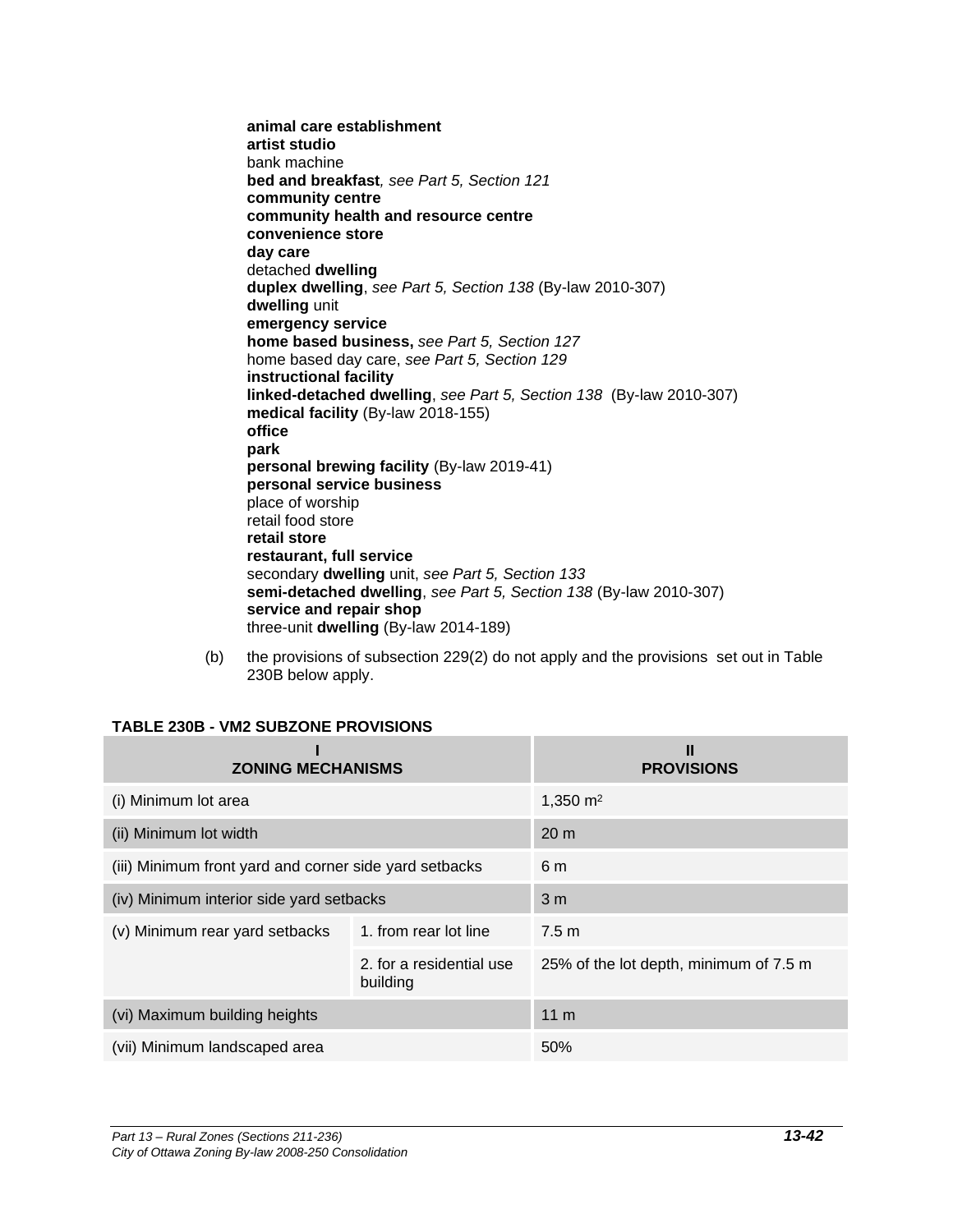**animal care establishment**
**artist studio**
bank machine
**bed and breakfast***, see Part 5, Section 121*
**community centre**
**community health and resource centre**
**convenience store**
**day care**
detached **dwelling**
**duplex dwelling**, *see Part 5, Section 138* (By-law 2010-307)
**dwelling** unit
**emergency service**
**home based business,** *see Part 5, Section 127*
home based day care, *see Part 5, Section 129*
**instructional facility**
**linked-detached dwelling**, *see Part 5, Section 138* (By-law 2010-307)
**medical facility** (By-law 2018-155)
**office**
**park**
**personal brewing facility** (By-law 2019-41)
**personal service business**
place of worship
retail food store
**retail store**
**restaurant, full service**
secondary **dwelling** unit, *see Part 5, Section 133*
**semi-detached dwelling**, *see Part 5, Section 138* (By-law 2010-307)
**service and repair shop**
three-unit **dwelling** (By-law 2014-189)

(b) the provisions of subsection 229(2) do not apply and the provisions set out in Table 230B below apply.

**TABLE 230B - VM2 SUBZONE PROVISIONS**

| I<br>ZONING MECHANISMS | | II<br>PROVISIONS |
|---|---|---|
| (i) Minimum lot area | | 1,350 m² |
| (ii) Minimum lot width | | 20 m |
| (iii) Minimum front yard and corner side yard setbacks | | 6 m |
| (iv) Minimum interior side yard setbacks | | 3 m |
| (v) Minimum rear yard setbacks | 1. from rear lot line | 7.5 m |
| | 2. for a residential use building | 25% of the lot depth, minimum of 7.5 m |
| (vi) Maximum building heights | | 11 m |
| (vii) Minimum landscaped area | | 50% |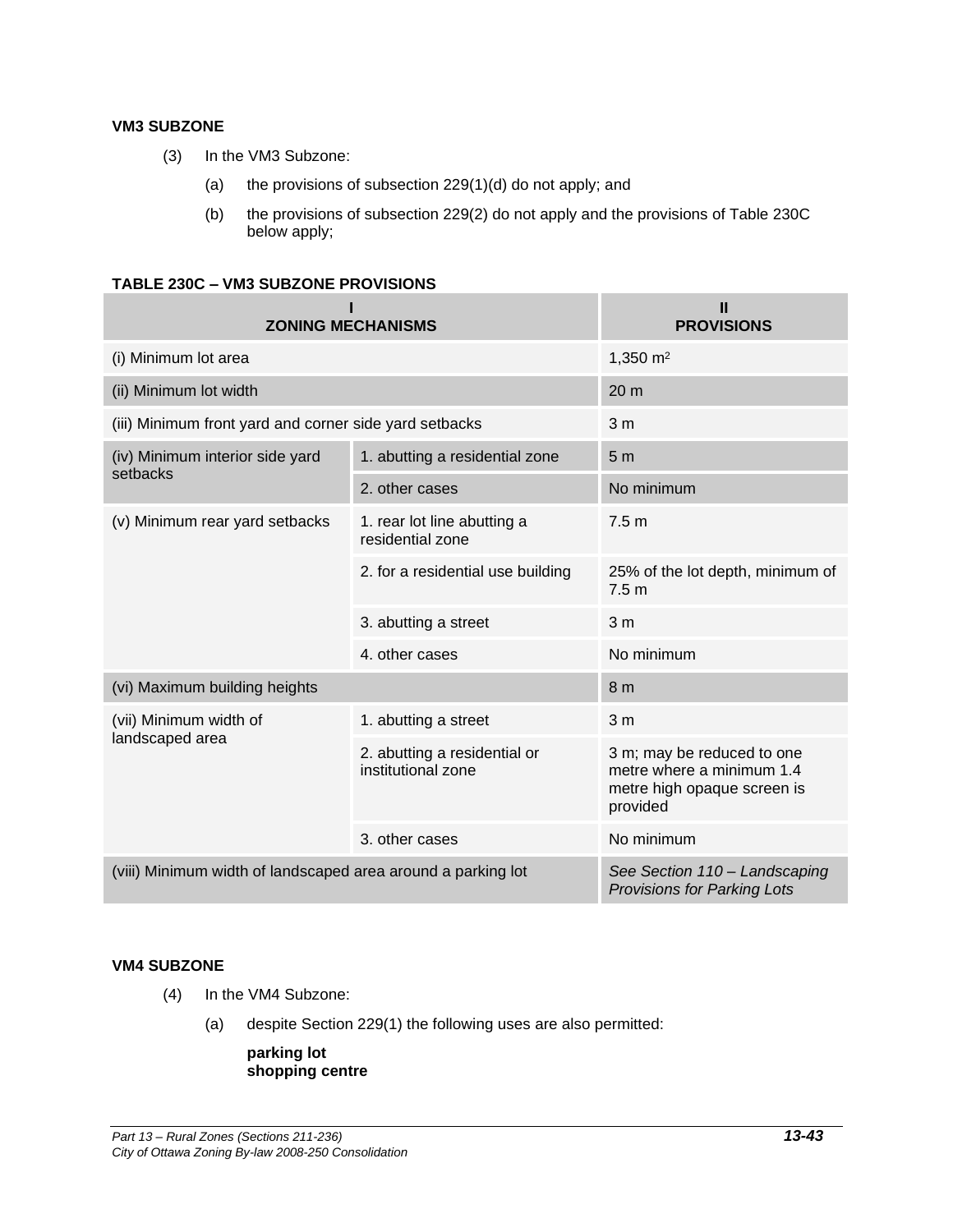### VM3 SUBZONE

(3) In the VM3 Subzone:

(a) the provisions of subsection 229(1)(d) do not apply; and

(b) the provisions of subsection 229(2) do not apply and the provisions of Table 230C below apply;

**TABLE 230C – VM3 SUBZONE PROVISIONS**

| I ZONING MECHANISMS | | II PROVISIONS |
|---|---|---|
| (i) Minimum lot area | | 1,350 $m^2$ |
| (ii) Minimum lot width | | 20 m |
| (iii) Minimum front yard and corner side yard setbacks | | 3 m |
| (iv) Minimum interior side yard setbacks | 1. abutting a residential zone | 5 m |
| | 2. other cases | No minimum |
| (v) Minimum rear yard setbacks | 1. rear lot line abutting a residential zone | 7.5 m |
| | 2. for a residential use building | 25% of the lot depth, minimum of 7.5 m |
| | 3. abutting a street | 3 m |
| | 4. other cases | No minimum |
| (vi) Maximum building heights | | 8 m |
| (vii) Minimum width of landscaped area | 1. abutting a street | 3 m |
| | 2. abutting a residential or institutional zone | 3 m; may be reduced to one metre where a minimum 1.4 metre high opaque screen is provided |
| | 3. other cases | No minimum |
| (viii) Minimum width of landscaped area around a parking lot | | *See Section 110 – Landscaping Provisions for Parking Lots* |

### VM4 SUBZONE

(4) In the VM4 Subzone:

(a) despite Section 229(1) the following uses are also permitted:

**parking lot**
**shopping centre**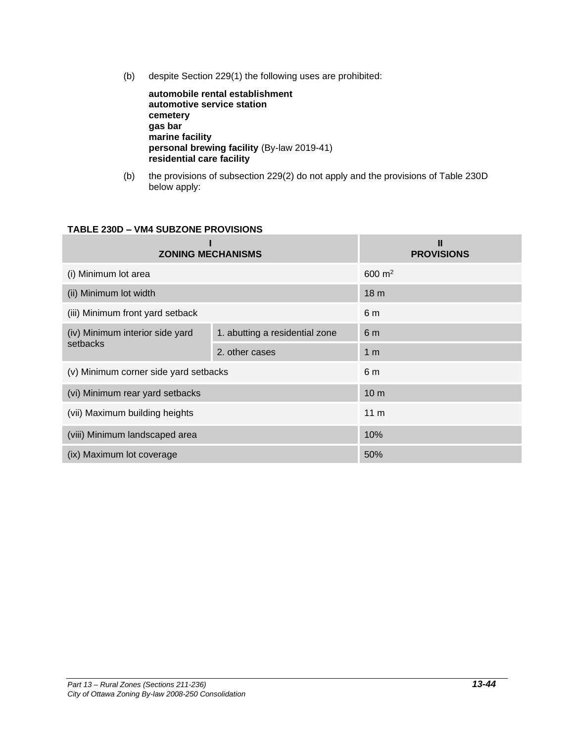(b) despite Section 229(1) the following uses are prohibited:

**automobile rental establishment**
**automotive service station**
**cemetery**
**gas bar**
**marine facility**
**personal brewing facility** (By-law 2019-41)
**residential care facility**

(b) the provisions of subsection 229(2) do not apply and the provisions of Table 230D below apply:

**TABLE 230D – VM4 SUBZONE PROVISIONS**

| I ZONING MECHANISMS | | II PROVISIONS |
|---|---|---|
| (i) Minimum lot area | | 600 $m^2$ |
| (ii) Minimum lot width | | 18 m |
| (iii) Minimum front yard setback | | 6 m |
| (iv) Minimum interior side yard setbacks | 1. abutting a residential zone | 6 m |
| | 2. other cases | 1 m |
| (v) Minimum corner side yard setbacks | | 6 m |
| (vi) Minimum rear yard setbacks | | 10 m |
| (vii) Maximum building heights | | 11 m |
| (viii) Minimum landscaped area | | 10% |
| (ix) Maximum lot coverage | | 50% |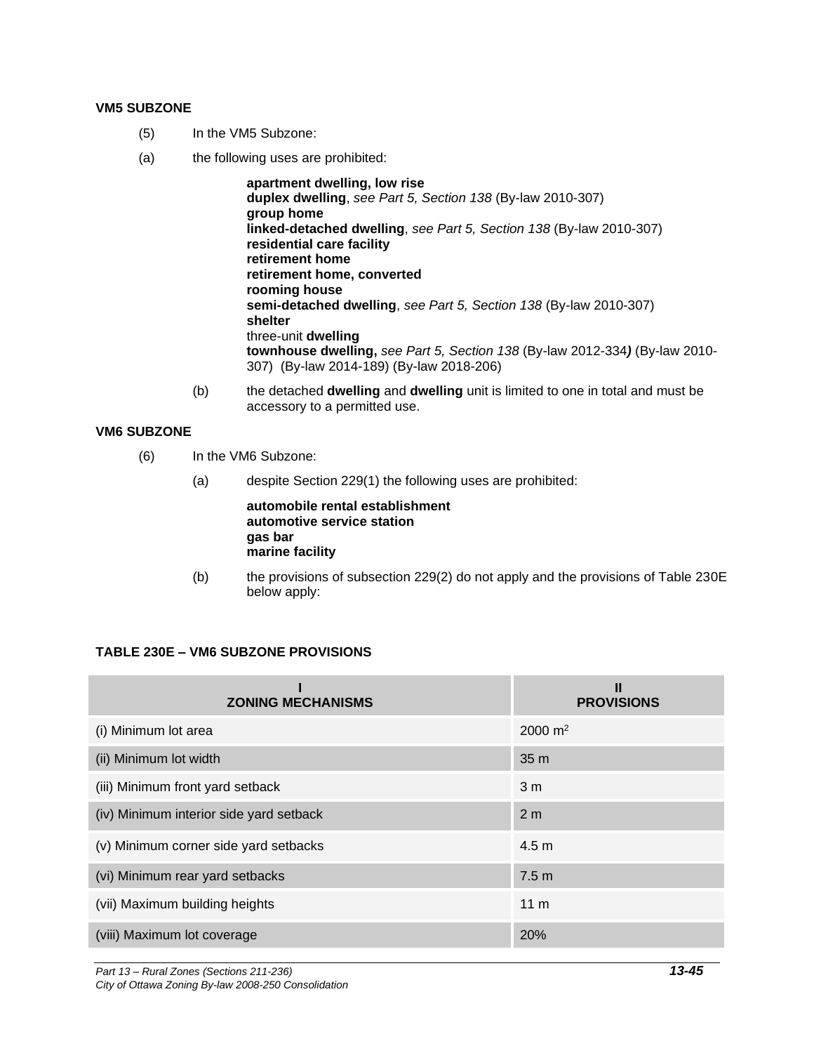**VM5 SUBZONE**

(5) In the VM5 Subzone:

(a) the following uses are prohibited:

> **apartment dwelling, low rise**
> **duplex dwelling**, *see Part 5, Section 138* (By-law 2010-307)
> **group home**
> **linked-detached dwelling**, *see Part 5, Section 138* (By-law 2010-307)
> **residential care facility**
> **retirement home**
> **retirement home, converted**
> **rooming house**
> **semi-detached dwelling**, *see Part 5, Section 138* (By-law 2010-307)
> **shelter**
> three-unit **dwelling**
> **townhouse dwelling,** *see Part 5, Section 138* (By-law 2012-334***)*** (By-law 2010-307) (By-law 2014-189) (By-law 2018-206)

(b) the detached **dwelling** and **dwelling** unit is limited to one in total and must be accessory to a permitted use.

**VM6 SUBZONE**

(6) In the VM6 Subzone:

(a) despite Section 229(1) the following uses are prohibited:

> **automobile rental establishment**
> **automotive service station**
> **gas bar**
> **marine facility**

(b) the provisions of subsection 229(2) do not apply and the provisions of Table 230E below apply:

**TABLE 230E – VM6 SUBZONE PROVISIONS**

| I<br>ZONING MECHANISMS | II<br>PROVISIONS |
|---|---|
| (i) Minimum lot area | 2000 m² |
| (ii) Minimum lot width | 35 m |
| (iii) Minimum front yard setback | 3 m |
| (iv) Minimum interior side yard setback | 2 m |
| (v) Minimum corner side yard setbacks | 4.5 m |
| (vi) Minimum rear yard setbacks | 7.5 m |
| (vii) Maximum building heights | 11 m |
| (viii) Maximum lot coverage | 20% |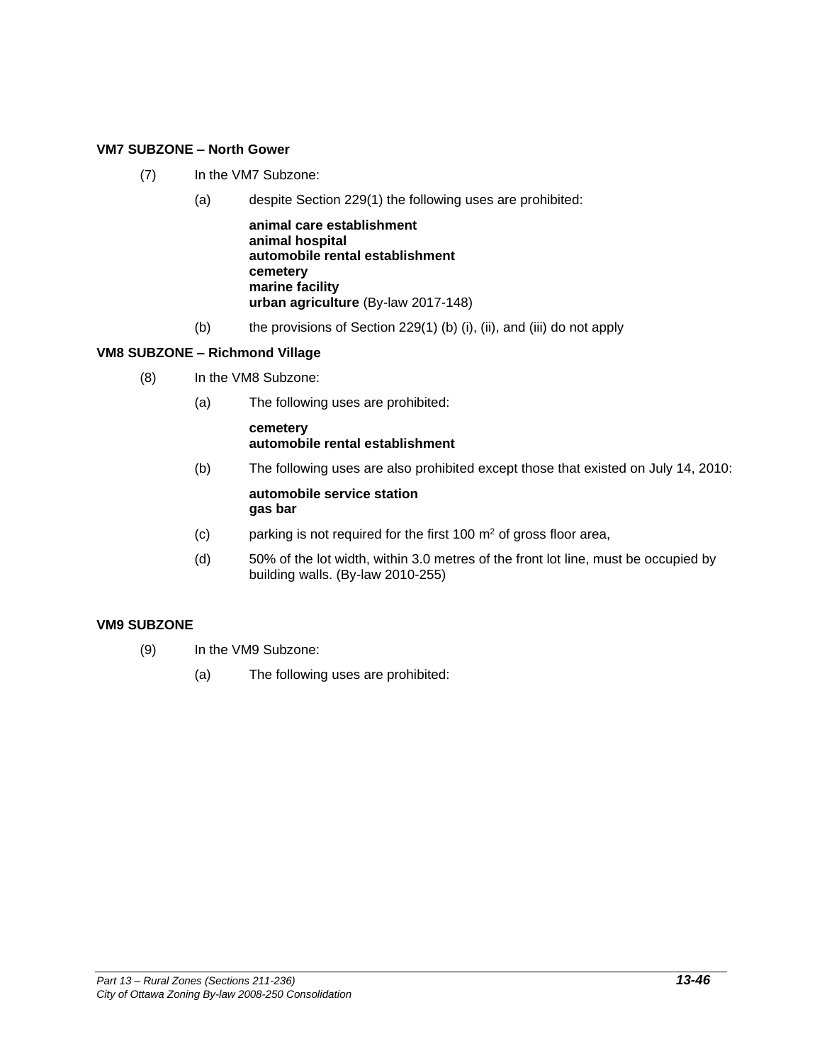**VM7 SUBZONE – North Gower**

(7) In the VM7 Subzone:

(a) despite Section 229(1) the following uses are prohibited:

**animal care establishment**
**animal hospital**
**automobile rental establishment**
**cemetery**
**marine facility**
**urban agriculture** (By-law 2017-148)

(b) the provisions of Section 229(1) (b) (i), (ii), and (iii) do not apply

**VM8 SUBZONE – Richmond Village**

(8) In the VM8 Subzone:

(a) The following uses are prohibited:

**cemetery**
**automobile rental establishment**

(b) The following uses are also prohibited except those that existed on July 14, 2010:

**automobile service station**
**gas bar**

(c) parking is not required for the first 100 $m^2$ of gross floor area,

(d) 50% of the lot width, within 3.0 metres of the front lot line, must be occupied by building walls. (By-law 2010-255)

**VM9 SUBZONE**

(9) In the VM9 Subzone:

(a) The following uses are prohibited: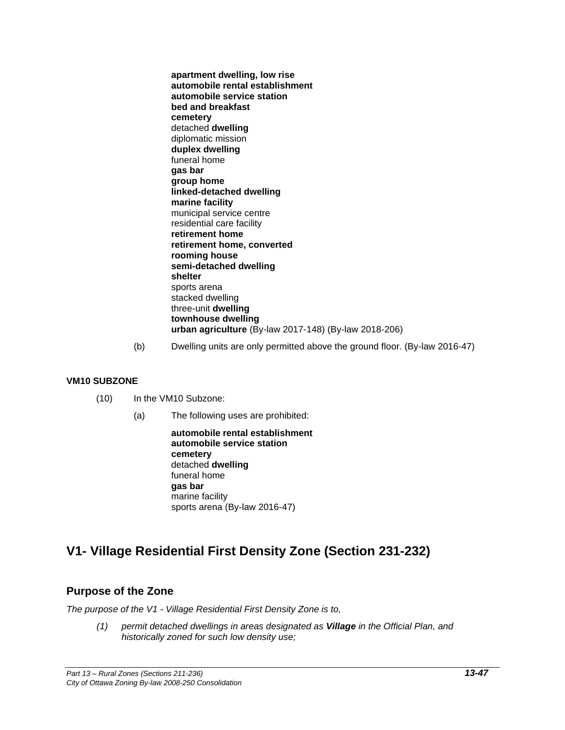**apartment dwelling, low rise**
**automobile rental establishment**
**automobile service station**
**bed and breakfast**
**cemetery**
detached **dwelling**
diplomatic mission
**duplex dwelling**
funeral home
**gas bar**
**group home**
**linked-detached dwelling**
**marine facility**
municipal service centre
residential care facility
**retirement home**
**retirement home, converted**
**rooming house**
**semi-detached dwelling**
**shelter**
sports arena
stacked dwelling
three-unit **dwelling**
**townhouse dwelling**
**urban agriculture** (By-law 2017-148) (By-law 2018-206)

(b) Dwelling units are only permitted above the ground floor. (By-law 2016-47)

**VM10 SUBZONE**

(10) In the VM10 Subzone:

(a) The following uses are prohibited:

**automobile rental establishment**
**automobile service station**
**cemetery**
detached **dwelling**
funeral home
**gas bar**
marine facility
sports arena (By-law 2016-47)

# V1- Village Residential First Density Zone (Section 231-232)

## Purpose of the Zone

*The purpose of the V1 - Village Residential First Density Zone is to,*

*(1) permit detached dwellings in areas designated as **Village** in the Official Plan, and historically zoned for such low density use;*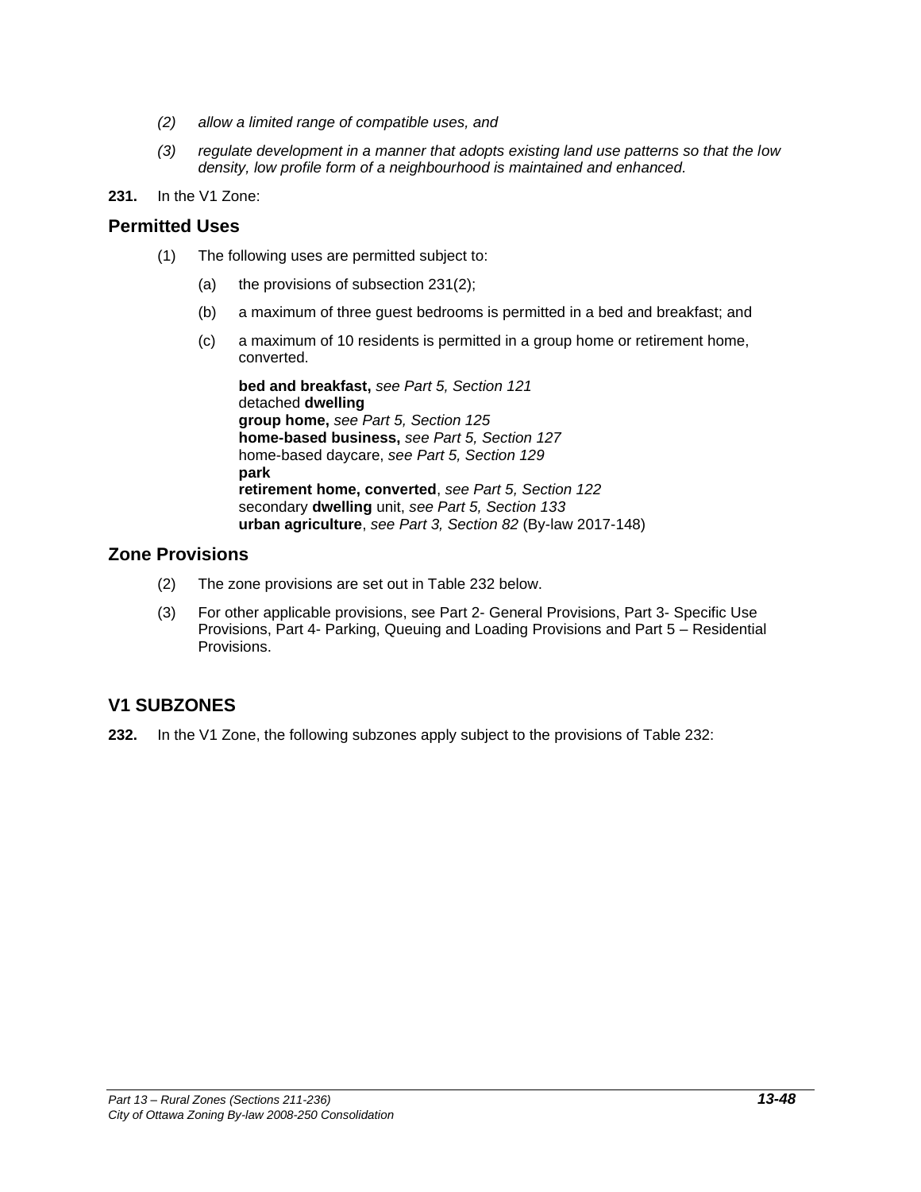*(2) allow a limited range of compatible uses, and*

*(3) regulate development in a manner that adopts existing land use patterns so that the low density, low profile form of a neighbourhood is maintained and enhanced.*

**231.** In the V1 Zone:

## Permitted Uses

(1) The following uses are permitted subject to:

(a) the provisions of subsection 231(2);

(b) a maximum of three guest bedrooms is permitted in a bed and breakfast; and

(c) a maximum of 10 residents is permitted in a group home or retirement home, converted.

**bed and breakfast,** *see Part 5, Section 121*
detached **dwelling**
**group home,** *see Part 5, Section 125*
**home-based business,** *see Part 5, Section 127*
home-based daycare, *see Part 5, Section 129*
**park**
**retirement home, converted**, *see Part 5, Section 122*
secondary **dwelling** unit, *see Part 5, Section 133*
**urban agriculture**, *see Part 3, Section 82* (By-law 2017-148)

## Zone Provisions

(2) The zone provisions are set out in Table 232 below.

(3) For other applicable provisions, see Part 2- General Provisions, Part 3- Specific Use Provisions, Part 4- Parking, Queuing and Loading Provisions and Part 5 – Residential Provisions.

## V1 SUBZONES

**232.** In the V1 Zone, the following subzones apply subject to the provisions of Table 232: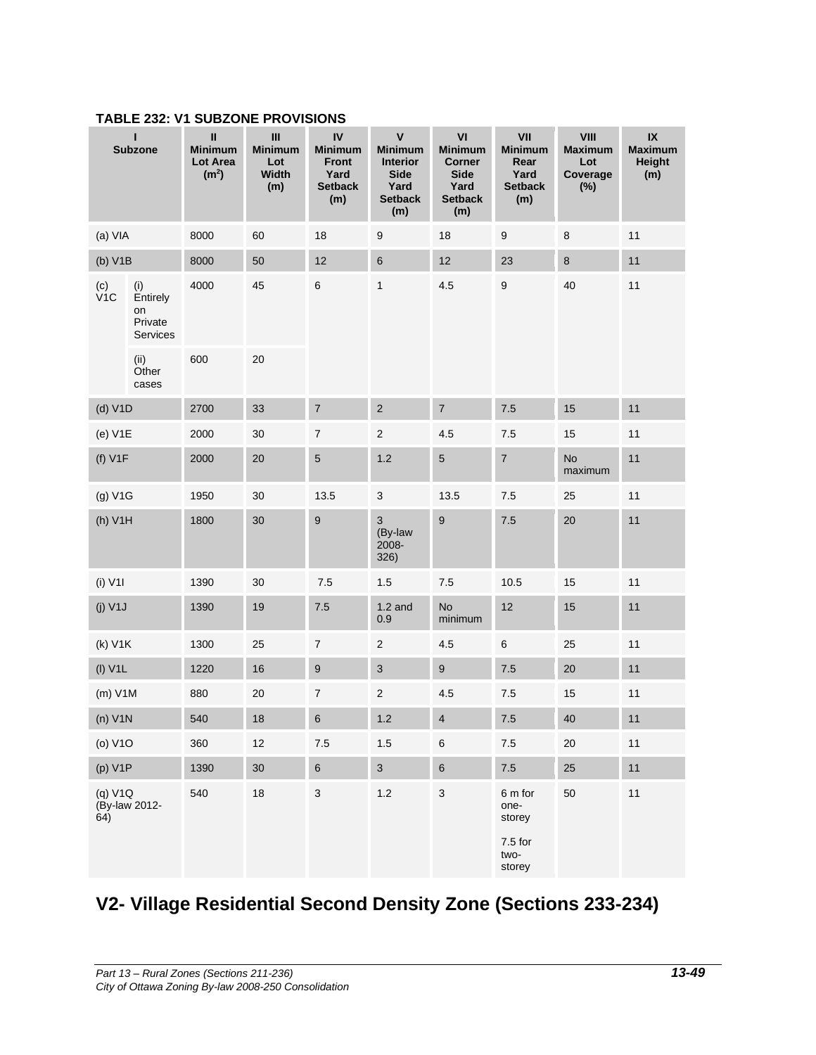**TABLE 232: V1 SUBZONE PROVISIONS**

| I Subzone | | II Minimum Lot Area ($m^2$) | III Minimum Lot Width (m) | IV Minimum Front Yard Setback (m) | V Minimum Interior Side Yard Setback (m) | VI Minimum Corner Side Yard Setback (m) | VII Minimum Rear Yard Setback (m) | VIII Maximum Lot Coverage (%) | IX Maximum Height (m) |
|---|---|---|---|---|---|---|---|---|---|
| (a) VIA | | 8000 | 60 | 18 | 9 | 18 | 9 | 8 | 11 |
| (b) V1B | | 8000 | 50 | 12 | 6 | 12 | 23 | 8 | 11 |
| (c) V1C | (i) Entirely on Private Services | 4000 | 45 | 6 | 1 | 4.5 | 9 | 40 | 11 |
| | (ii) Other cases | 600 | 20 | | | | | | |
| (d) V1D | | 2700 | 33 | 7 | 2 | 7 | 7.5 | 15 | 11 |
| (e) V1E | | 2000 | 30 | 7 | 2 | 4.5 | 7.5 | 15 | 11 |
| (f) V1F | | 2000 | 20 | 5 | 1.2 | 5 | 7 | No maximum | 11 |
| (g) V1G | | 1950 | 30 | 13.5 | 3 | 13.5 | 7.5 | 25 | 11 |
| (h) V1H | | 1800 | 30 | 9 | 3 (By-law 2008-326) | 9 | 7.5 | 20 | 11 |
| (i) V1I | | 1390 | 30 | 7.5 | 1.5 | 7.5 | 10.5 | 15 | 11 |
| (j) V1J | | 1390 | 19 | 7.5 | 1.2 and 0.9 | No minimum | 12 | 15 | 11 |
| (k) V1K | | 1300 | 25 | 7 | 2 | 4.5 | 6 | 25 | 11 |
| (l) V1L | | 1220 | 16 | 9 | 3 | 9 | 7.5 | 20 | 11 |
| (m) V1M | | 880 | 20 | 7 | 2 | 4.5 | 7.5 | 15 | 11 |
| (n) V1N | | 540 | 18 | 6 | 1.2 | 4 | 7.5 | 40 | 11 |
| (o) V1O | | 360 | 12 | 7.5 | 1.5 | 6 | 7.5 | 20 | 11 |
| (p) V1P | | 1390 | 30 | 6 | 3 | 6 | 7.5 | 25 | 11 |
| (q) V1Q (By-law 2012-64) | | 540 | 18 | 3 | 1.2 | 3 | 6 m for one-storey<br>7.5 for two-storey | 50 | 11 |

# V2- Village Residential Second Density Zone (Sections 233-234)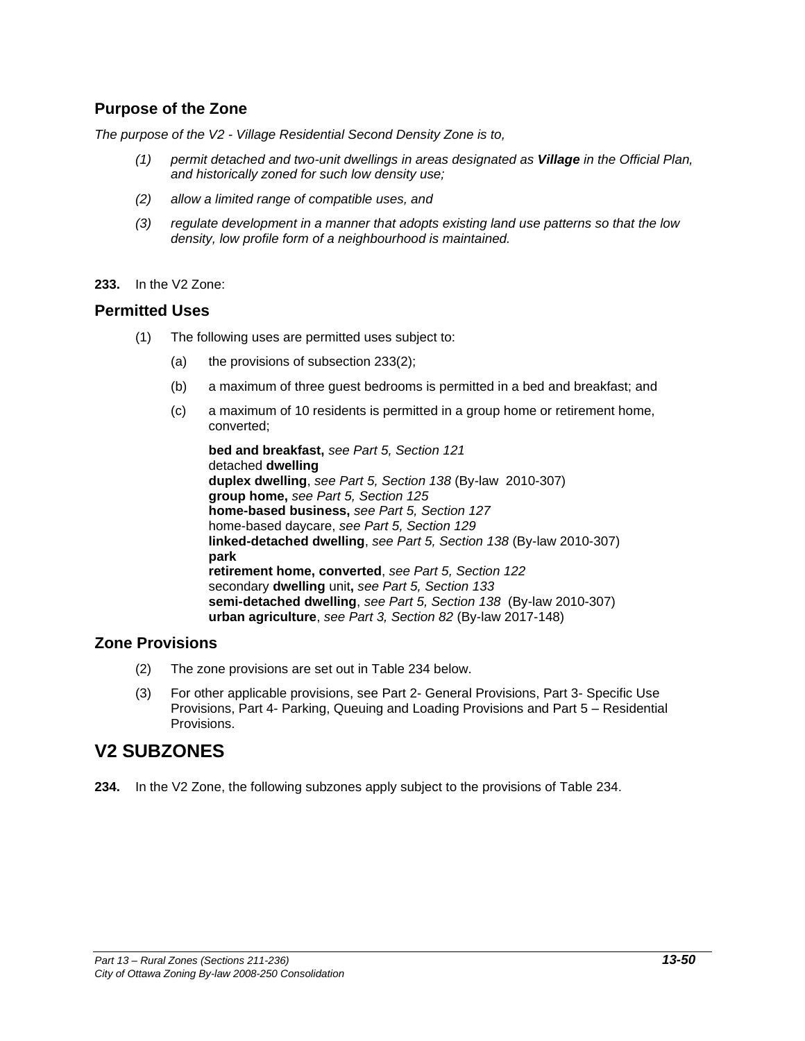## Purpose of the Zone

*The purpose of the V2 - Village Residential Second Density Zone is to,*

*(1) permit detached and two-unit dwellings in areas designated as* ***Village*** *in the Official Plan, and historically zoned for such low density use;*

*(2) allow a limited range of compatible uses, and*

*(3) regulate development in a manner that adopts existing land use patterns so that the low density, low profile form of a neighbourhood is maintained.*

**233.** In the V2 Zone:

## Permitted Uses

(1) The following uses are permitted uses subject to:

(a) the provisions of subsection 233(2);

(b) a maximum of three guest bedrooms is permitted in a bed and breakfast; and

(c) a maximum of 10 residents is permitted in a group home or retirement home, converted;

**bed and breakfast,** *see Part 5, Section 121*
detached **dwelling**
**duplex dwelling**, *see Part 5, Section 138* (By-law 2010-307)
**group home,** *see Part 5, Section 125*
**home-based business,** *see Part 5, Section 127*
home-based daycare, *see Part 5, Section 129*
**linked-detached dwelling**, *see Part 5, Section 138* (By-law 2010-307)
**park**
**retirement home, converted**, *see Part 5, Section 122*
secondary **dwelling** unit**,** *see Part 5, Section 133*
**semi-detached dwelling**, *see Part 5, Section 138* (By-law 2010-307)
**urban agriculture**, *see Part 3, Section 82* (By-law 2017-148)

## Zone Provisions

(2) The zone provisions are set out in Table 234 below.

(3) For other applicable provisions, see Part 2- General Provisions, Part 3- Specific Use Provisions, Part 4- Parking, Queuing and Loading Provisions and Part 5 – Residential Provisions.

# V2 SUBZONES

**234.** In the V2 Zone, the following subzones apply subject to the provisions of Table 234.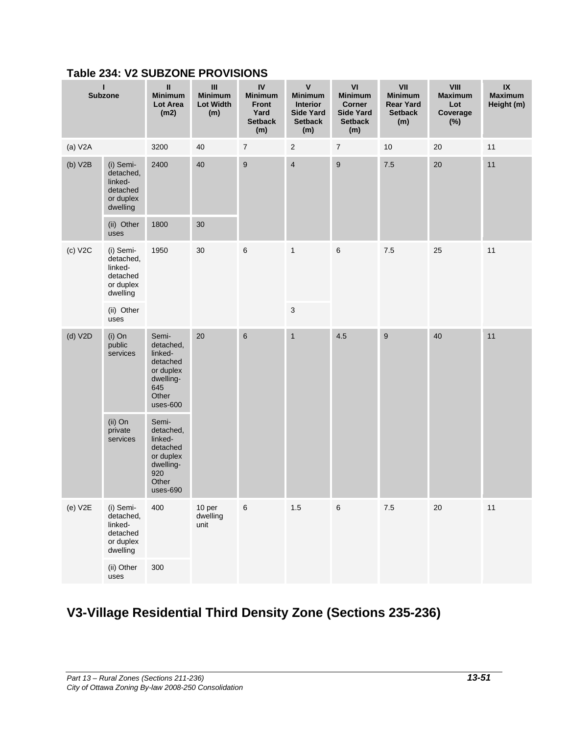### Table 234: V2 SUBZONE PROVISIONS

| I Subzone | | II Minimum Lot Area (m2) | III Minimum Lot Width (m) | IV Minimum Front Yard Setback (m) | V Minimum Interior Side Yard Setback (m) | VI Minimum Corner Side Yard Setback (m) | VII Minimum Rear Yard Setback (m) | VIII Maximum Lot Coverage (%) | IX Maximum Height (m) |
|---|---|---|---|---|---|---|---|---|---|
| (a) V2A | | 3200 | 40 | 7 | 2 | 7 | 10 | 20 | 11 |
| (b) V2B | (i) Semi-detached, linked-detached or duplex dwelling | 2400 | 40 | 9 | 4 | 9 | 7.5 | 20 | 11 |
| | (ii) Other uses | 1800 | 30 | | | | | | |
| (c) V2C | (i) Semi-detached, linked-detached or duplex dwelling | 1950 | 30 | 6 | 1 | 6 | 7.5 | 25 | 11 |
| | (ii) Other uses | | | | 3 | | | | |
| (d) V2D | (i) On public services | Semi-detached, linked-detached or duplex dwelling-645 Other uses-600 | 20 | 6 | 1 | 4.5 | 9 | 40 | 11 |
| | (ii) On private services | Semi-detached, linked-detached or duplex dwelling-920 Other uses-690 | | | | | | | |
| (e) V2E | (i) Semi-detached, linked-detached or duplex dwelling | 400 | 10 per dwelling unit | 6 | 1.5 | 6 | 7.5 | 20 | 11 |
| | (ii) Other uses | 300 | | | | | | | |

## V3-Village Residential Third Density Zone (Sections 235-236)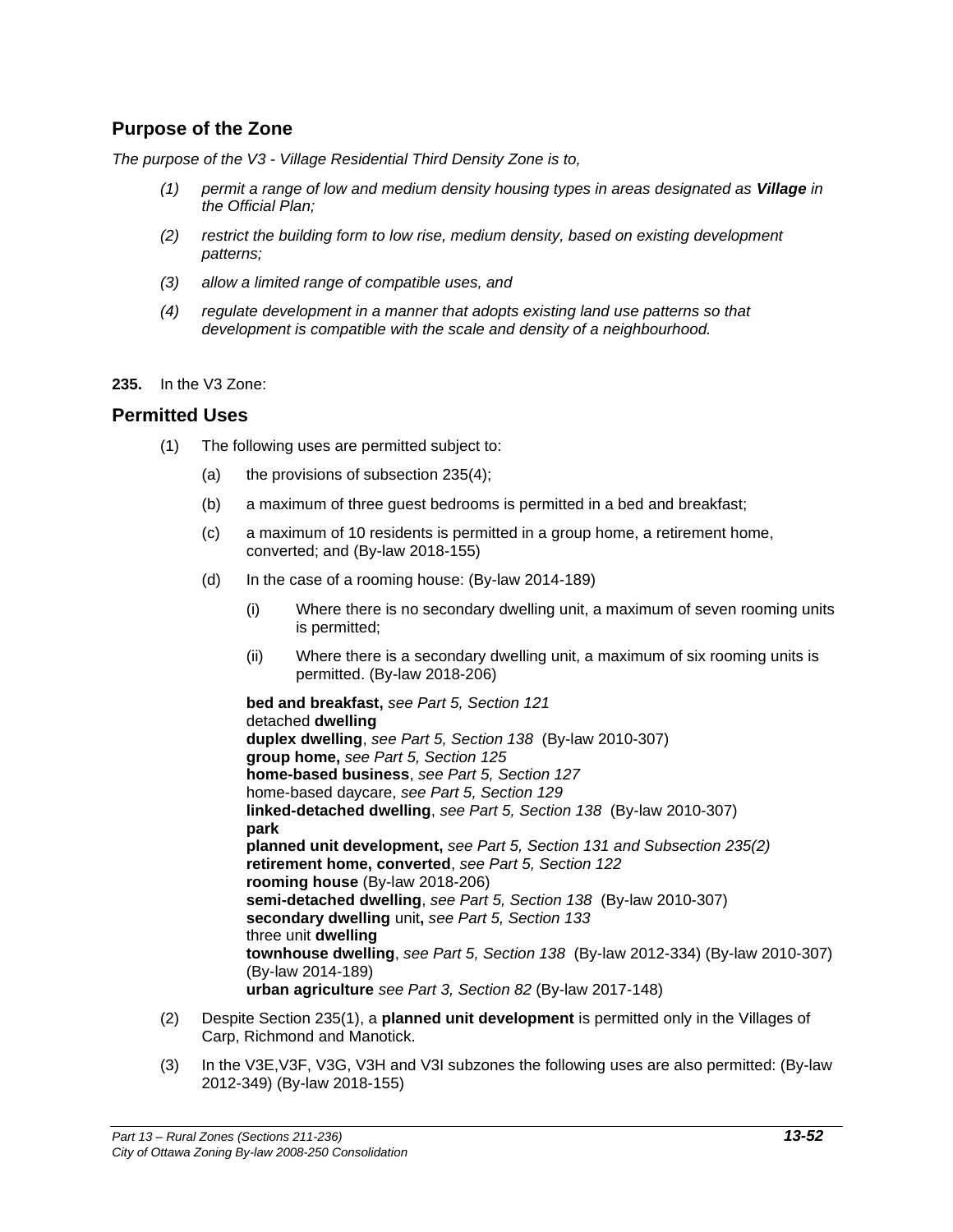## Purpose of the Zone

*The purpose of the V3 - Village Residential Third Density Zone is to,*

*(1) permit a range of low and medium density housing types in areas designated as **Village** in the Official Plan;*

*(2) restrict the building form to low rise, medium density, based on existing development patterns;*

*(3) allow a limited range of compatible uses, and*

*(4) regulate development in a manner that adopts existing land use patterns so that development is compatible with the scale and density of a neighbourhood.*

**235.** In the V3 Zone:

## Permitted Uses

(1) The following uses are permitted subject to:

(a) the provisions of subsection 235(4);

(b) a maximum of three guest bedrooms is permitted in a bed and breakfast;

(c) a maximum of 10 residents is permitted in a group home, a retirement home, converted; and (By-law 2018-155)

(d) In the case of a rooming house: (By-law 2014-189)

(i) Where there is no secondary dwelling unit, a maximum of seven rooming units is permitted;

(ii) Where there is a secondary dwelling unit, a maximum of six rooming units is permitted. (By-law 2018-206)

**bed and breakfast,** *see Part 5, Section 121*
detached **dwelling**
**duplex dwelling**, *see Part 5, Section 138* (By-law 2010-307)
**group home,** *see Part 5, Section 125*
**home-based business**, *see Part 5, Section 127*
home-based daycare, *see Part 5, Section 129*
**linked-detached dwelling**, *see Part 5, Section 138* (By-law 2010-307)
**park**
**planned unit development,** *see Part 5, Section 131 and Subsection 235(2)*
**retirement home, converted**, *see Part 5, Section 122*
**rooming house** (By-law 2018-206)
**semi-detached dwelling**, *see Part 5, Section 138* (By-law 2010-307)
**secondary dwelling** unit**,** *see Part 5, Section 133*
three unit **dwelling**
**townhouse dwelling**, *see Part 5, Section 138* (By-law 2012-334) (By-law 2010-307) (By-law 2014-189)
**urban agriculture** *see Part 3, Section 82* (By-law 2017-148)

(2) Despite Section 235(1), a **planned unit development** is permitted only in the Villages of Carp, Richmond and Manotick.

(3) In the V3E,V3F, V3G, V3H and V3I subzones the following uses are also permitted: (By-law 2012-349) (By-law 2018-155)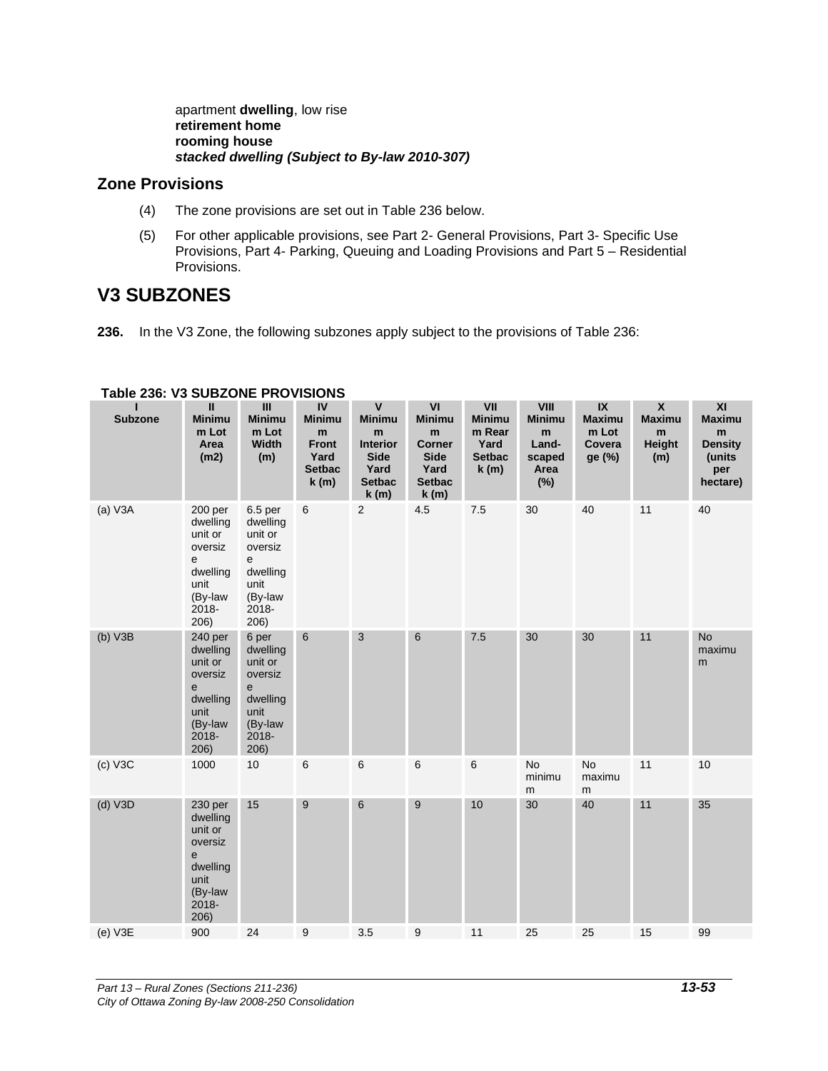apartment **dwelling**, low rise
**retirement home**
**rooming house**
***stacked dwelling (Subject to By-law 2010-307)***

## Zone Provisions

(4) The zone provisions are set out in Table 236 below.

(5) For other applicable provisions, see Part 2- General Provisions, Part 3- Specific Use Provisions, Part 4- Parking, Queuing and Loading Provisions and Part 5 – Residential Provisions.

# V3 SUBZONES

**236.** In the V3 Zone, the following subzones apply subject to the provisions of Table 236:

**Table 236: V3 SUBZONE PROVISIONS**

| I Subzone | II Minimum Lot Area (m2) | III Minimum Lot Width (m) | IV Minimum Front Yard Setback (m) | V Minimum Interior Side Yard Setback (m) | VI Minimum Corner Side Yard Setback (m) | VII Minimum Rear Yard Setback (m) | VIII Minimum Land-scaped Area (%) | IX Maximum Lot Coverage (%) | X Maximum Height (m) | XI Maximum Density (units per hectare) |
|---|---|---|---|---|---|---|---|---|---|---|
| (a) V3A | 200 per dwelling unit or oversize dwelling unit (By-law 2018-206) | 6.5 per dwelling unit or oversize dwelling unit (By-law 2018-206) | 6 | 2 | 4.5 | 7.5 | 30 | 40 | 11 | 40 |
| (b) V3B | 240 per dwelling unit or oversize dwelling unit (By-law 2018-206) | 6 per dwelling unit or oversize dwelling unit (By-law 2018-206) | 6 | 3 | 6 | 7.5 | 30 | 30 | 11 | No maximum |
| (c) V3C | 1000 | 10 | 6 | 6 | 6 | 6 | No minimum | No maximum | 11 | 10 |
| (d) V3D | 230 per dwelling unit or oversize dwelling unit (By-law 2018-206) | 15 | 9 | 6 | 9 | 10 | 30 | 40 | 11 | 35 |
| (e) V3E | 900 | 24 | 9 | 3.5 | 9 | 11 | 25 | 25 | 15 | 99 |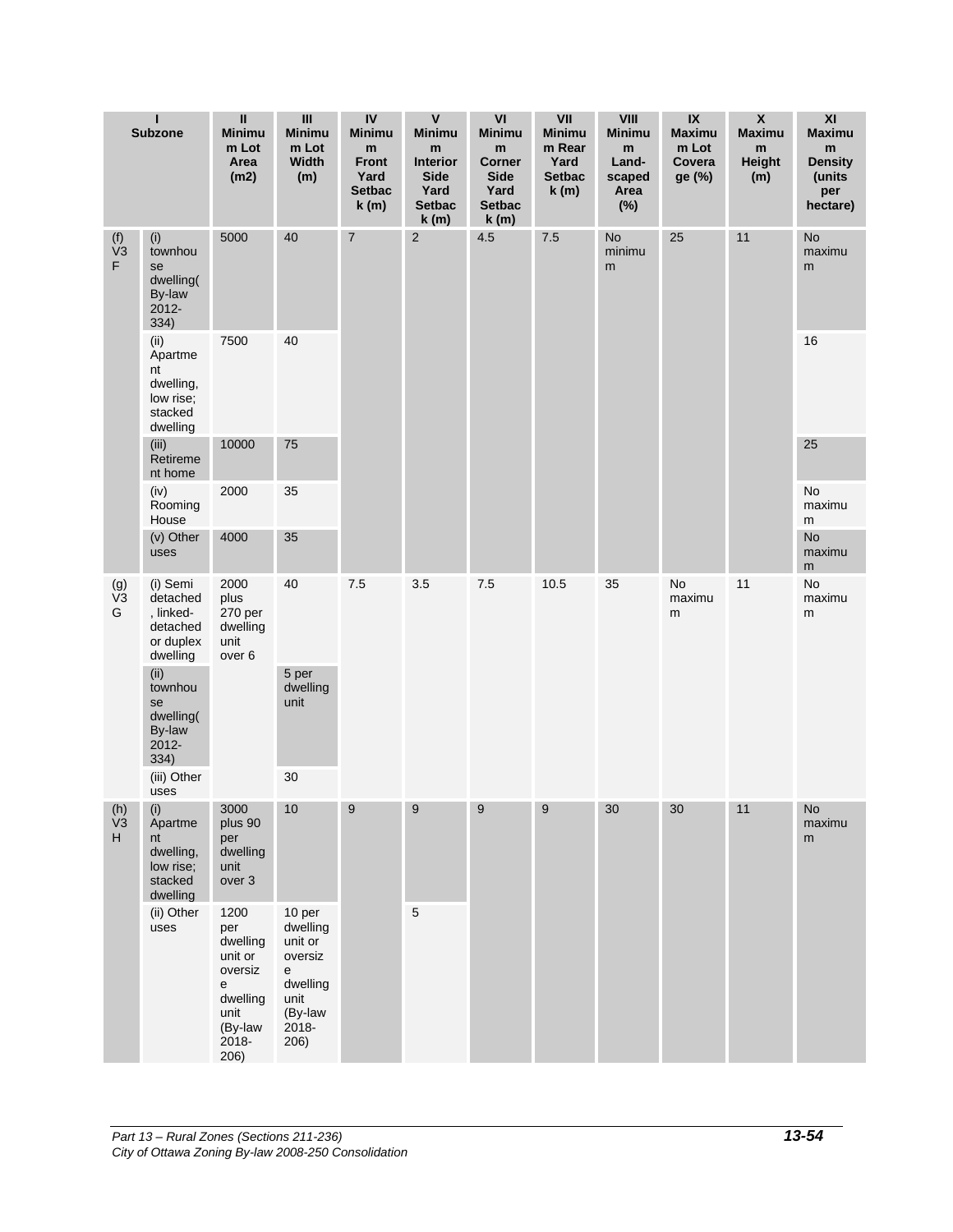| I Subzone | | II Minimum Lot Area (m2) | III Minimum Lot Width (m) | IV Minimum Front Yard Setback (m) | V Minimum Interior Side Yard Setback (m) | VI Minimum Corner Side Yard Setback (m) | VII Minimum Rear Yard Setback (m) | VIII Minimum Land-scaped Area (%) | IX Maximum Lot Coverage (%) | X Maximum Height (m) | XI Maximum Density (units per hectare) |
|---|---|---|---|---|---|---|---|---|---|---|---|
| (f) V3F | (i) townhouse dwelling(By-law 2012-334) | 5000 | 40 | 7 | 2 | 4.5 | 7.5 | No minimum | 25 | 11 | No maximum |
| | (ii) Apartment dwelling, low rise; stacked dwelling | 7500 | 40 | | | | | | | | 16 |
| | (iii) Retirement home | 10000 | 75 | | | | | | | | 25 |
| | (iv) Rooming House | 2000 | 35 | | | | | | | | No maximum |
| | (v) Other uses | 4000 | 35 | | | | | | | | No maximum |
| (g) V3G | (i) Semi detached, linked-detached or duplex dwelling | 2000 plus 270 per dwelling unit over 6 | 40 | 7.5 | 3.5 | 7.5 | 10.5 | 35 | No maximum | 11 | No maximum |
| | (ii) townhouse dwelling(By-law 2012-334) | | 5 per dwelling unit | | | | | | | | |
| | (iii) Other uses | | 30 | | | | | | | | |
| (h) V3H | (i) Apartment dwelling, low rise; stacked dwelling | 3000 plus 90 per dwelling unit over 3 | 10 | 9 | 9 | 9 | 9 | 30 | 30 | 11 | No maximum |
| | (ii) Other uses | 1200 per dwelling unit or oversize dwelling unit (By-law 2018-206) | 10 per dwelling unit or oversize dwelling unit (By-law 2018-206) | | 5 | | | | | | |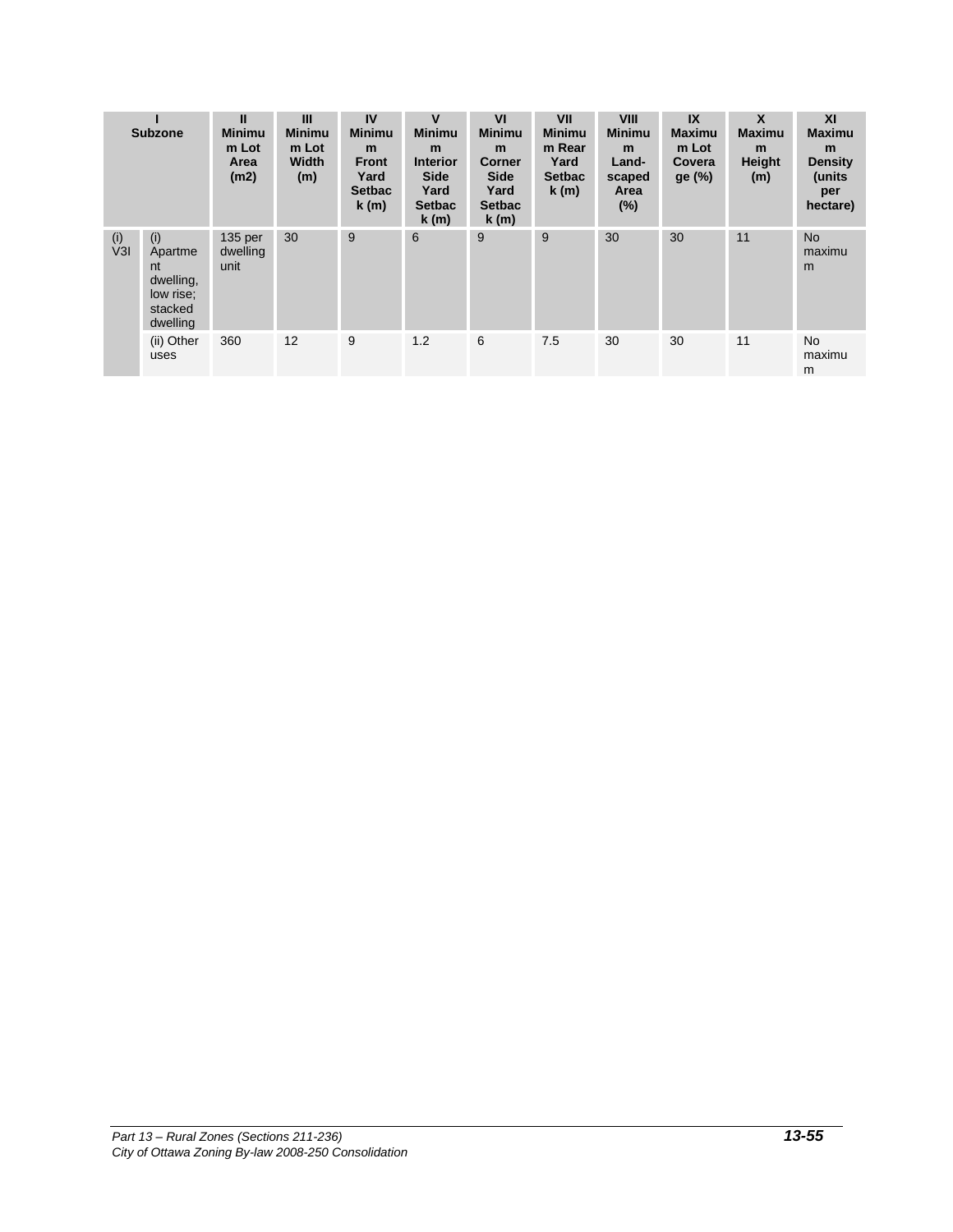| I Subzone | | II Minimum Lot Area (m2) | III Minimum Lot Width (m) | IV Minimum Front Yard Setback (m) | V Minimum Interior Side Yard Setback (m) | VI Minimum Corner Side Yard Setback (m) | VII Minimum Rear Yard Setback (m) | VIII Minimum Land-scaped Area (%) | IX Maximum Lot Coverage (%) | X Maximum Height (m) | XI Maximum Density (units per hectare) |
|---|---|---|---|---|---|---|---|---|---|---|---|
| (i) V3I | (i) Apartment dwelling, low rise; stacked dwelling | 135 per dwelling unit | 30 | 9 | 6 | 9 | 9 | 30 | 30 | 11 | No maximum |
| | (ii) Other uses | 360 | 12 | 9 | 1.2 | 6 | 7.5 | 30 | 30 | 11 | No maximum |